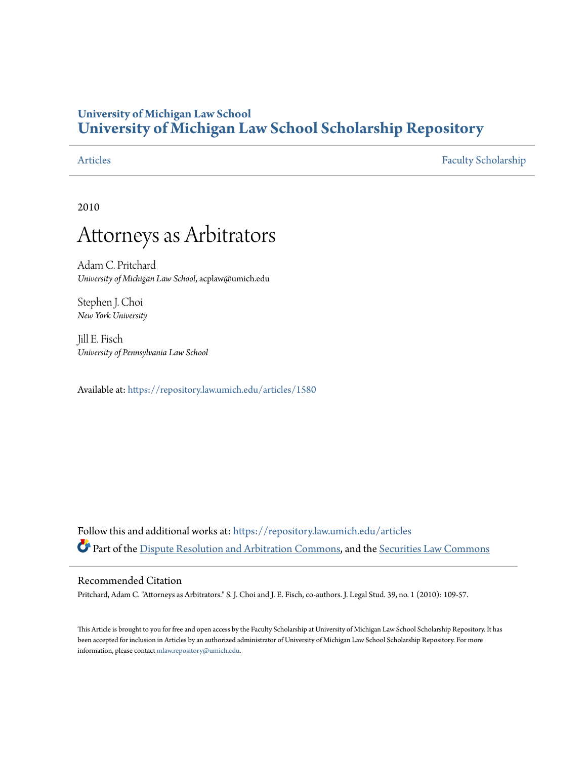University of Michigan Law School
# University of Michigan Law School Scholarship Repository

Articles | Faculty Scholarship

2010

# Attorneys as Arbitrators

Adam C. Pritchard
*University of Michigan Law School*, acplaw@umich.edu

Stephen J. Choi
*New York University*

Jill E. Fisch
*University of Pennsylvania Law School*

Available at: https://repository.law.umich.edu/articles/1580

Follow this and additional works at: https://repository.law.umich.edu/articles

Part of the Dispute Resolution and Arbitration Commons, and the Securities Law Commons

## Recommended Citation

Pritchard, Adam C. "Attorneys as Arbitrators." S. J. Choi and J. E. Fisch, co-authors. J. Legal Stud. 39, no. 1 (2010): 109-57.

This Article is brought to you for free and open access by the Faculty Scholarship at University of Michigan Law School Scholarship Repository. It has been accepted for inclusion in Articles by an authorized administrator of University of Michigan Law School Scholarship Repository. For more information, please contact mlaw.repository@umich.edu.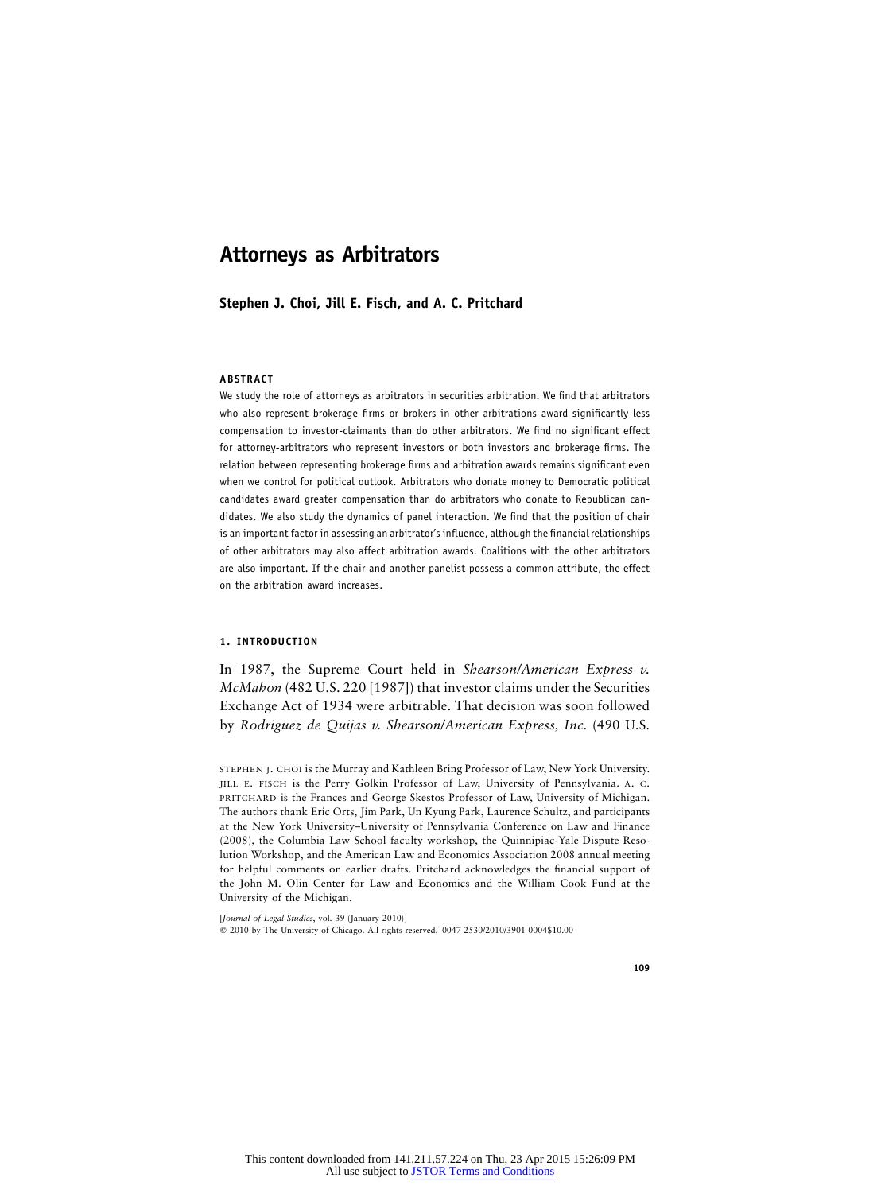# Attorneys as Arbitrators

**Stephen J. Choi, Jill E. Fisch, and A. C. Pritchard**

### ABSTRACT

We study the role of attorneys as arbitrators in securities arbitration. We find that arbitrators who also represent brokerage firms or brokers in other arbitrations award significantly less compensation to investor-claimants than do other arbitrators. We find no significant effect for attorney-arbitrators who represent investors or both investors and brokerage firms. The relation between representing brokerage firms and arbitration awards remains significant even when we control for political outlook. Arbitrators who donate money to Democratic political candidates award greater compensation than do arbitrators who donate to Republican candidates. We also study the dynamics of panel interaction. We find that the position of chair is an important factor in assessing an arbitrator's influence, although the financial relationships of other arbitrators may also affect arbitration awards. Coalitions with the other arbitrators are also important. If the chair and another panelist possess a common attribute, the effect on the arbitration award increases.

## 1. INTRODUCTION

In 1987, the Supreme Court held in *Shearson/American Express v. McMahon* (482 U.S. 220 [1987]) that investor claims under the Securities Exchange Act of 1934 were arbitrable. That decision was soon followed by *Rodriguez de Quijas v. Shearson/American Express, Inc.* (490 U.S.

STEPHEN J. CHOI is the Murray and Kathleen Bring Professor of Law, New York University. JILL E. FISCH is the Perry Golkin Professor of Law, University of Pennsylvania. A. C. PRITCHARD is the Frances and George Skestos Professor of Law, University of Michigan. The authors thank Eric Orts, Jim Park, Un Kyung Park, Laurence Schultz, and participants at the New York University–University of Pennsylvania Conference on Law and Finance (2008), the Columbia Law School faculty workshop, the Quinnipiac-Yale Dispute Resolution Workshop, and the American Law and Economics Association 2008 annual meeting for helpful comments on earlier drafts. Pritchard acknowledges the financial support of the John M. Olin Center for Law and Economics and the William Cook Fund at the University of the Michigan.

[*Journal of Legal Studies*, vol. 39 (January 2010)]
© 2010 by The University of Chicago. All rights reserved. 0047-2530/2010/3901-0004$10.00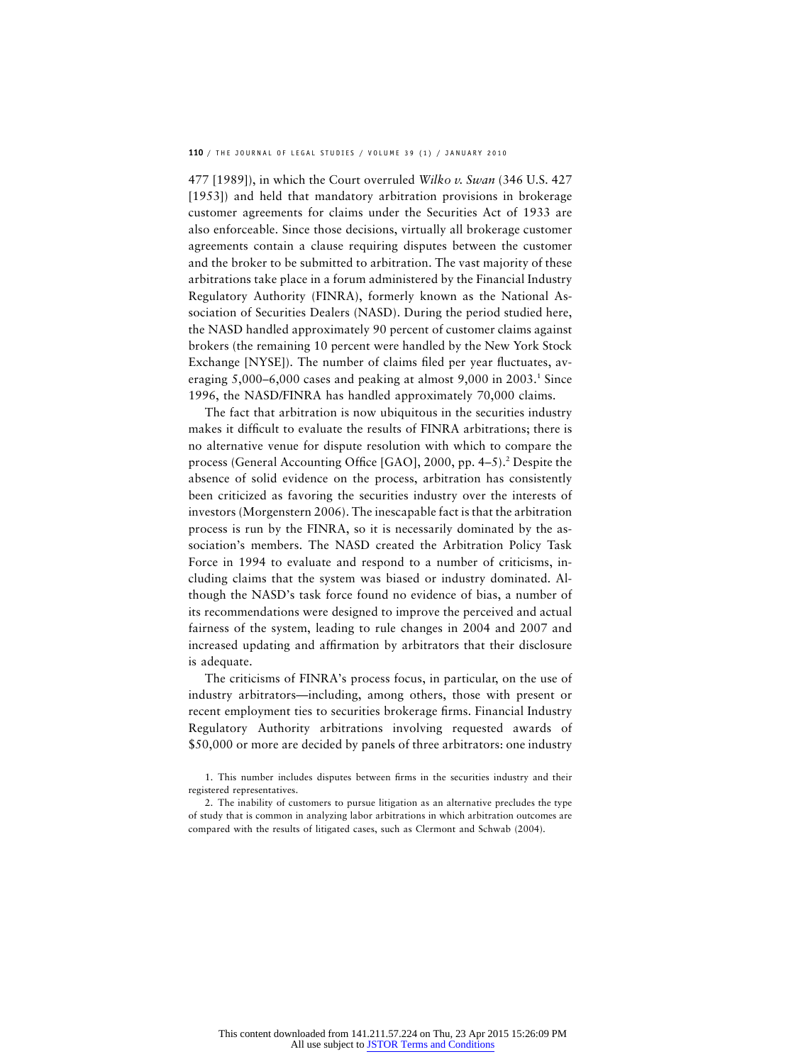477 [1989]), in which the Court overruled *Wilko v. Swan* (346 U.S. 427 [1953]) and held that mandatory arbitration provisions in brokerage customer agreements for claims under the Securities Act of 1933 are also enforceable. Since those decisions, virtually all brokerage customer agreements contain a clause requiring disputes between the customer and the broker to be submitted to arbitration. The vast majority of these arbitrations take place in a forum administered by the Financial Industry Regulatory Authority (FINRA), formerly known as the National Association of Securities Dealers (NASD). During the period studied here, the NASD handled approximately 90 percent of customer claims against brokers (the remaining 10 percent were handled by the New York Stock Exchange [NYSE]). The number of claims filed per year fluctuates, averaging 5,000–6,000 cases and peaking at almost 9,000 in 2003.[1] Since 1996, the NASD/FINRA has handled approximately 70,000 claims.

The fact that arbitration is now ubiquitous in the securities industry makes it difficult to evaluate the results of FINRA arbitrations; there is no alternative venue for dispute resolution with which to compare the process (General Accounting Office [GAO], 2000, pp. 4–5).[2] Despite the absence of solid evidence on the process, arbitration has consistently been criticized as favoring the securities industry over the interests of investors (Morgenstern 2006). The inescapable fact is that the arbitration process is run by the FINRA, so it is necessarily dominated by the association's members. The NASD created the Arbitration Policy Task Force in 1994 to evaluate and respond to a number of criticisms, including claims that the system was biased or industry dominated. Although the NASD's task force found no evidence of bias, a number of its recommendations were designed to improve the perceived and actual fairness of the system, leading to rule changes in 2004 and 2007 and increased updating and affirmation by arbitrators that their disclosure is adequate.

The criticisms of FINRA's process focus, in particular, on the use of industry arbitrators—including, among others, those with present or recent employment ties to securities brokerage firms. Financial Industry Regulatory Authority arbitrations involving requested awards of $50,000 or more are decided by panels of three arbitrators: one industry

1. This number includes disputes between firms in the securities industry and their registered representatives.

2. The inability of customers to pursue litigation as an alternative precludes the type of study that is common in analyzing labor arbitrations in which arbitration outcomes are compared with the results of litigated cases, such as Clermont and Schwab (2004).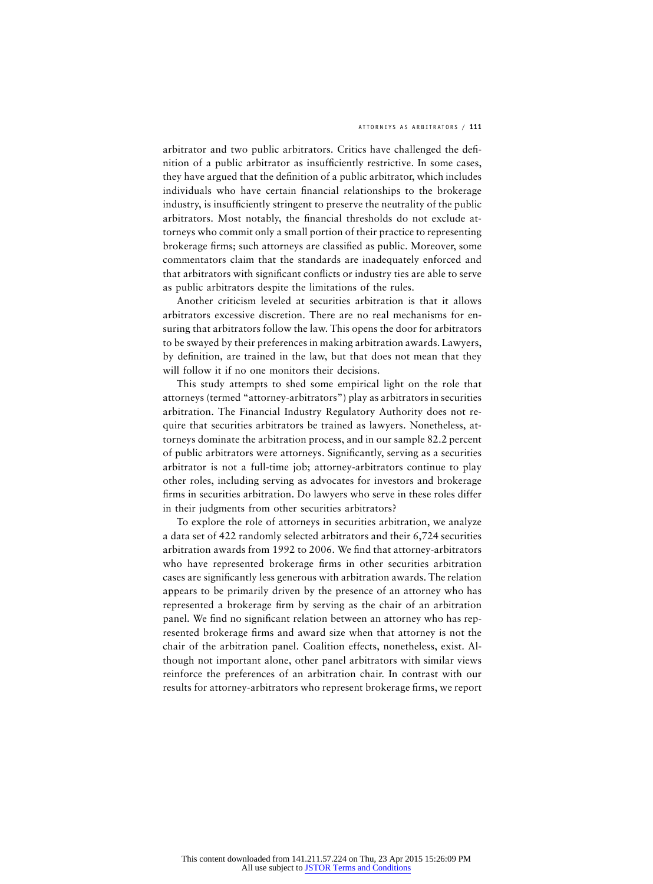arbitrator and two public arbitrators. Critics have challenged the definition of a public arbitrator as insufficiently restrictive. In some cases, they have argued that the definition of a public arbitrator, which includes individuals who have certain financial relationships to the brokerage industry, is insufficiently stringent to preserve the neutrality of the public arbitrators. Most notably, the financial thresholds do not exclude attorneys who commit only a small portion of their practice to representing brokerage firms; such attorneys are classified as public. Moreover, some commentators claim that the standards are inadequately enforced and that arbitrators with significant conflicts or industry ties are able to serve as public arbitrators despite the limitations of the rules.

Another criticism leveled at securities arbitration is that it allows arbitrators excessive discretion. There are no real mechanisms for ensuring that arbitrators follow the law. This opens the door for arbitrators to be swayed by their preferences in making arbitration awards. Lawyers, by definition, are trained in the law, but that does not mean that they will follow it if no one monitors their decisions.

This study attempts to shed some empirical light on the role that attorneys (termed "attorney-arbitrators") play as arbitrators in securities arbitration. The Financial Industry Regulatory Authority does not require that securities arbitrators be trained as lawyers. Nonetheless, attorneys dominate the arbitration process, and in our sample 82.2 percent of public arbitrators were attorneys. Significantly, serving as a securities arbitrator is not a full-time job; attorney-arbitrators continue to play other roles, including serving as advocates for investors and brokerage firms in securities arbitration. Do lawyers who serve in these roles differ in their judgments from other securities arbitrators?

To explore the role of attorneys in securities arbitration, we analyze a data set of 422 randomly selected arbitrators and their 6,724 securities arbitration awards from 1992 to 2006. We find that attorney-arbitrators who have represented brokerage firms in other securities arbitration cases are significantly less generous with arbitration awards. The relation appears to be primarily driven by the presence of an attorney who has represented a brokerage firm by serving as the chair of an arbitration panel. We find no significant relation between an attorney who has represented brokerage firms and award size when that attorney is not the chair of the arbitration panel. Coalition effects, nonetheless, exist. Although not important alone, other panel arbitrators with similar views reinforce the preferences of an arbitration chair. In contrast with our results for attorney-arbitrators who represent brokerage firms, we report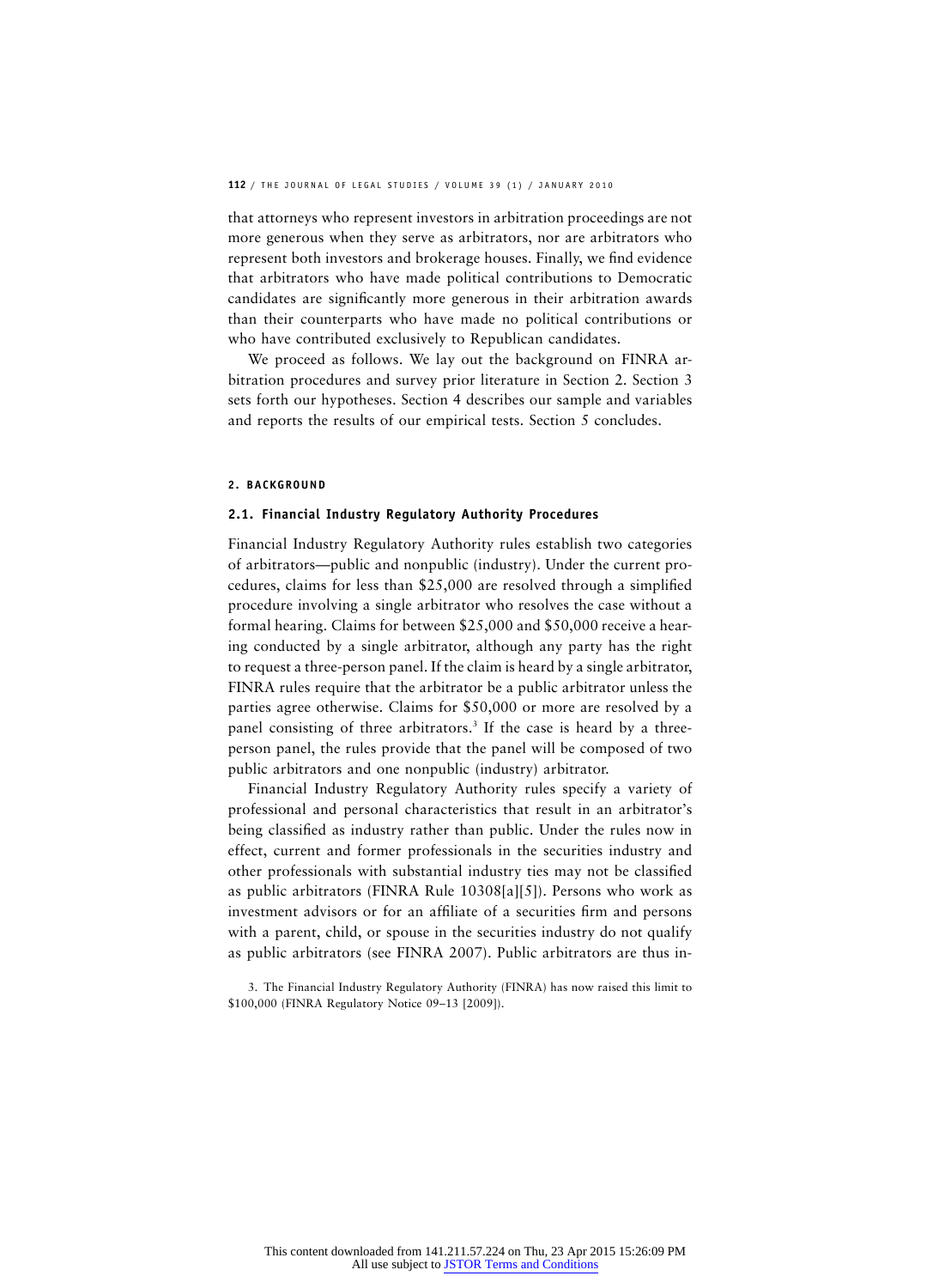that attorneys who represent investors in arbitration proceedings are not more generous when they serve as arbitrators, nor are arbitrators who represent both investors and brokerage houses. Finally, we find evidence that arbitrators who have made political contributions to Democratic candidates are significantly more generous in their arbitration awards than their counterparts who have made no political contributions or who have contributed exclusively to Republican candidates.

We proceed as follows. We lay out the background on FINRA arbitration procedures and survey prior literature in Section 2. Section 3 sets forth our hypotheses. Section 4 describes our sample and variables and reports the results of our empirical tests. Section 5 concludes.

## 2. BACKGROUND

### 2.1. Financial Industry Regulatory Authority Procedures

Financial Industry Regulatory Authority rules establish two categories of arbitrators—public and nonpublic (industry). Under the current procedures, claims for less than $25,000 are resolved through a simplified procedure involving a single arbitrator who resolves the case without a formal hearing. Claims for between $25,000 and $50,000 receive a hearing conducted by a single arbitrator, although any party has the right to request a three-person panel. If the claim is heard by a single arbitrator, FINRA rules require that the arbitrator be a public arbitrator unless the parties agree otherwise. Claims for $50,000 or more are resolved by a panel consisting of three arbitrators.[3] If the case is heard by a three-person panel, the rules provide that the panel will be composed of two public arbitrators and one nonpublic (industry) arbitrator.

Financial Industry Regulatory Authority rules specify a variety of professional and personal characteristics that result in an arbitrator's being classified as industry rather than public. Under the rules now in effect, current and former professionals in the securities industry and other professionals with substantial industry ties may not be classified as public arbitrators (FINRA Rule 10308[a][5]). Persons who work as investment advisors or for an affiliate of a securities firm and persons with a parent, child, or spouse in the securities industry do not qualify as public arbitrators (see FINRA 2007). Public arbitrators are thus in-

3. The Financial Industry Regulatory Authority (FINRA) has now raised this limit to $100,000 (FINRA Regulatory Notice 09–13 [2009]).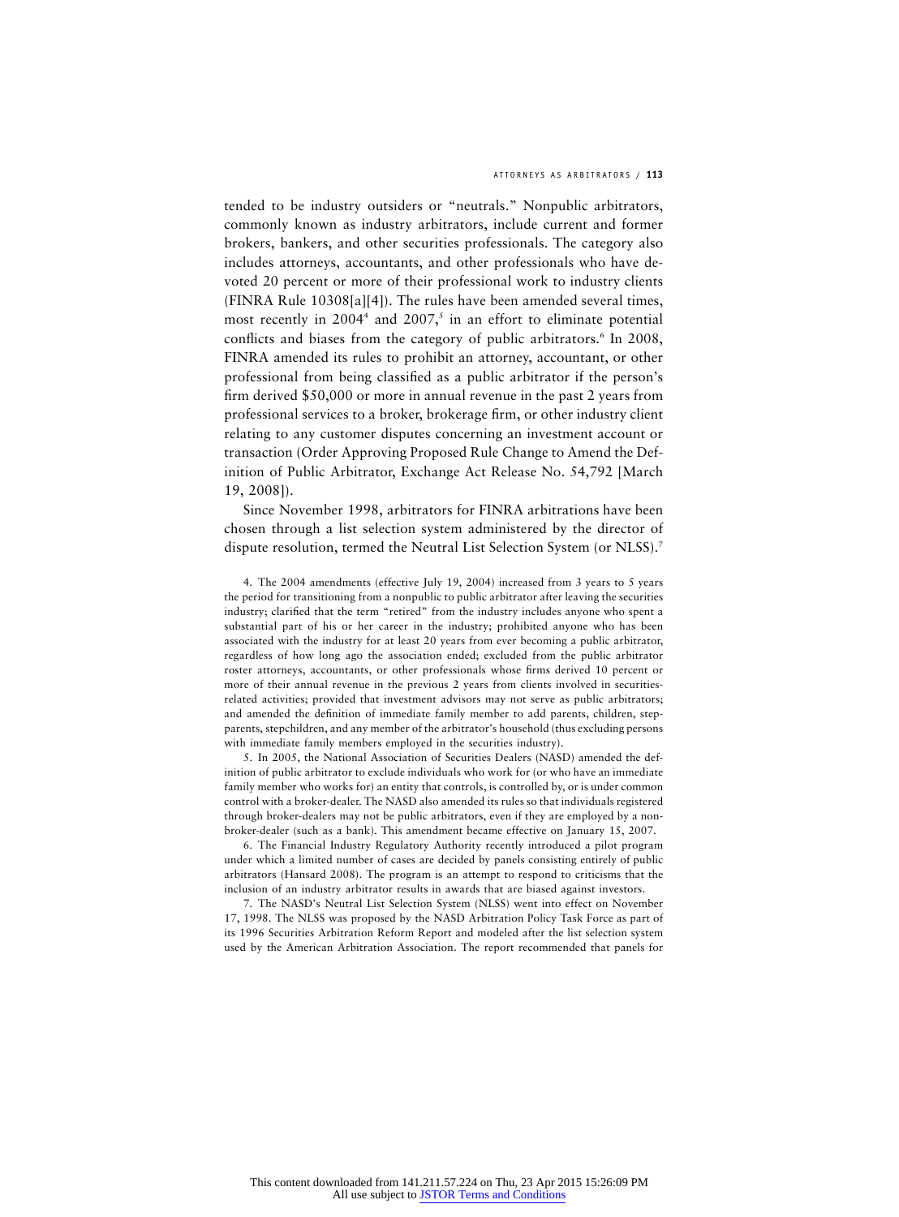tended to be industry outsiders or "neutrals." Nonpublic arbitrators, commonly known as industry arbitrators, include current and former brokers, bankers, and other securities professionals. The category also includes attorneys, accountants, and other professionals who have devoted 20 percent or more of their professional work to industry clients (FINRA Rule 10308[a][4]). The rules have been amended several times, most recently in 2004[4] and 2007,[5] in an effort to eliminate potential conflicts and biases from the category of public arbitrators.[6] In 2008, FINRA amended its rules to prohibit an attorney, accountant, or other professional from being classified as a public arbitrator if the person's firm derived $50,000 or more in annual revenue in the past 2 years from professional services to a broker, brokerage firm, or other industry client relating to any customer disputes concerning an investment account or transaction (Order Approving Proposed Rule Change to Amend the Definition of Public Arbitrator, Exchange Act Release No. 54,792 [March 19, 2008]).

Since November 1998, arbitrators for FINRA arbitrations have been chosen through a list selection system administered by the director of dispute resolution, termed the Neutral List Selection System (or NLSS).[7]

4. The 2004 amendments (effective July 19, 2004) increased from 3 years to 5 years the period for transitioning from a nonpublic to public arbitrator after leaving the securities industry; clarified that the term "retired" from the industry includes anyone who spent a substantial part of his or her career in the industry; prohibited anyone who has been associated with the industry for at least 20 years from ever becoming a public arbitrator, regardless of how long ago the association ended; excluded from the public arbitrator roster attorneys, accountants, or other professionals whose firms derived 10 percent or more of their annual revenue in the previous 2 years from clients involved in securities-related activities; provided that investment advisors may not serve as public arbitrators; and amended the definition of immediate family member to add parents, children, stepparents, stepchildren, and any member of the arbitrator's household (thus excluding persons with immediate family members employed in the securities industry).

5. In 2005, the National Association of Securities Dealers (NASD) amended the definition of public arbitrator to exclude individuals who work for (or who have an immediate family member who works for) an entity that controls, is controlled by, or is under common control with a broker-dealer. The NASD also amended its rules so that individuals registered through broker-dealers may not be public arbitrators, even if they are employed by a non-broker-dealer (such as a bank). This amendment became effective on January 15, 2007.

6. The Financial Industry Regulatory Authority recently introduced a pilot program under which a limited number of cases are decided by panels consisting entirely of public arbitrators (Hansard 2008). The program is an attempt to respond to criticisms that the inclusion of an industry arbitrator results in awards that are biased against investors.

7. The NASD's Neutral List Selection System (NLSS) went into effect on November 17, 1998. The NLSS was proposed by the NASD Arbitration Policy Task Force as part of its 1996 Securities Arbitration Reform Report and modeled after the list selection system used by the American Arbitration Association. The report recommended that panels for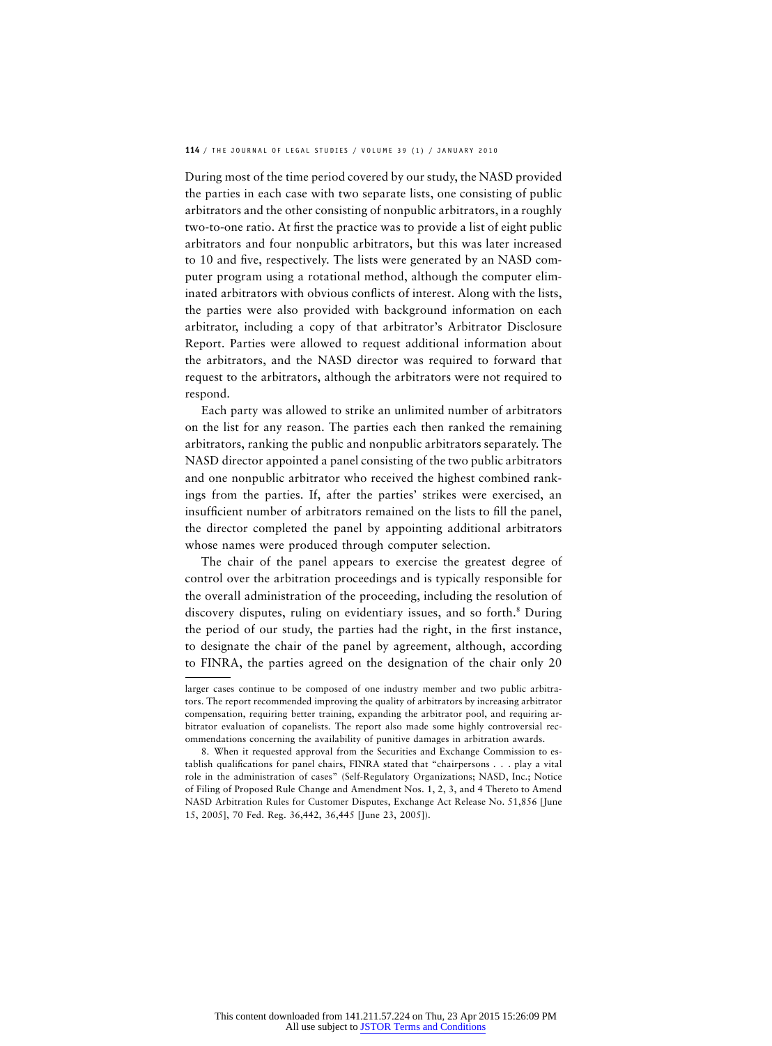During most of the time period covered by our study, the NASD provided the parties in each case with two separate lists, one consisting of public arbitrators and the other consisting of nonpublic arbitrators, in a roughly two-to-one ratio. At first the practice was to provide a list of eight public arbitrators and four nonpublic arbitrators, but this was later increased to 10 and five, respectively. The lists were generated by an NASD computer program using a rotational method, although the computer eliminated arbitrators with obvious conflicts of interest. Along with the lists, the parties were also provided with background information on each arbitrator, including a copy of that arbitrator's Arbitrator Disclosure Report. Parties were allowed to request additional information about the arbitrators, and the NASD director was required to forward that request to the arbitrators, although the arbitrators were not required to respond.

Each party was allowed to strike an unlimited number of arbitrators on the list for any reason. The parties each then ranked the remaining arbitrators, ranking the public and nonpublic arbitrators separately. The NASD director appointed a panel consisting of the two public arbitrators and one nonpublic arbitrator who received the highest combined rankings from the parties. If, after the parties' strikes were exercised, an insufficient number of arbitrators remained on the lists to fill the panel, the director completed the panel by appointing additional arbitrators whose names were produced through computer selection.

The chair of the panel appears to exercise the greatest degree of control over the arbitration proceedings and is typically responsible for the overall administration of the proceeding, including the resolution of discovery disputes, ruling on evidentiary issues, and so forth.[8] During the period of our study, the parties had the right, in the first instance, to designate the chair of the panel by agreement, although, according to FINRA, the parties agreed on the designation of the chair only 20

---

larger cases continue to be composed of one industry member and two public arbitrators. The report recommended improving the quality of arbitrators by increasing arbitrator compensation, requiring better training, expanding the arbitrator pool, and requiring arbitrator evaluation of copanelists. The report also made some highly controversial recommendations concerning the availability of punitive damages in arbitration awards.

8. When it requested approval from the Securities and Exchange Commission to establish qualifications for panel chairs, FINRA stated that "chairpersons . . . play a vital role in the administration of cases" (Self-Regulatory Organizations; NASD, Inc.; Notice of Filing of Proposed Rule Change and Amendment Nos. 1, 2, 3, and 4 Thereto to Amend NASD Arbitration Rules for Customer Disputes, Exchange Act Release No. 51,856 [June 15, 2005], 70 Fed. Reg. 36,442, 36,445 [June 23, 2005]).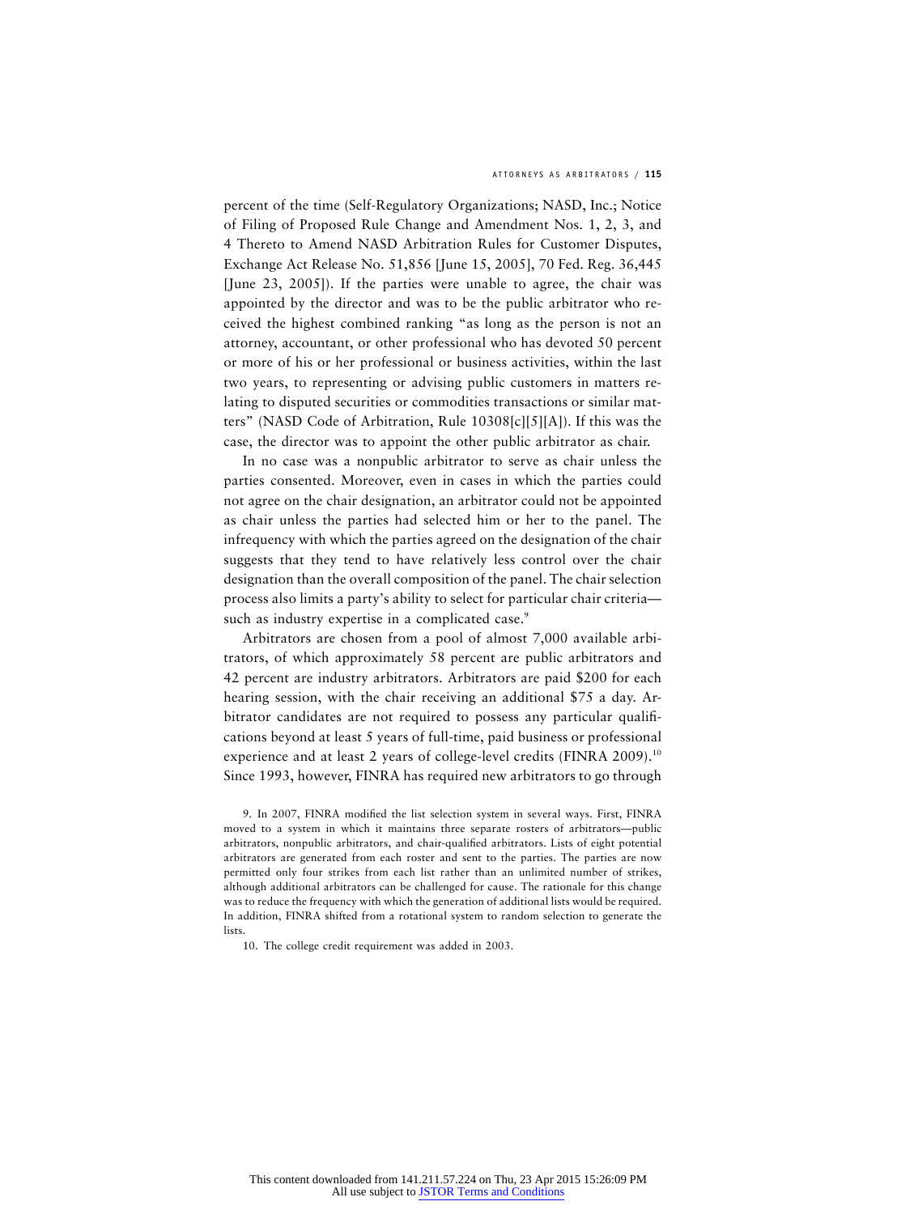percent of the time (Self-Regulatory Organizations; NASD, Inc.; Notice of Filing of Proposed Rule Change and Amendment Nos. 1, 2, 3, and 4 Thereto to Amend NASD Arbitration Rules for Customer Disputes, Exchange Act Release No. 51,856 [June 15, 2005], 70 Fed. Reg. 36,445 [June 23, 2005]). If the parties were unable to agree, the chair was appointed by the director and was to be the public arbitrator who received the highest combined ranking "as long as the person is not an attorney, accountant, or other professional who has devoted 50 percent or more of his or her professional or business activities, within the last two years, to representing or advising public customers in matters relating to disputed securities or commodities transactions or similar matters" (NASD Code of Arbitration, Rule 10308[c][5][A]). If this was the case, the director was to appoint the other public arbitrator as chair.

In no case was a nonpublic arbitrator to serve as chair unless the parties consented. Moreover, even in cases in which the parties could not agree on the chair designation, an arbitrator could not be appointed as chair unless the parties had selected him or her to the panel. The infrequency with which the parties agreed on the designation of the chair suggests that they tend to have relatively less control over the chair designation than the overall composition of the panel. The chair selection process also limits a party's ability to select for particular chair criteria—such as industry expertise in a complicated case.[9]

Arbitrators are chosen from a pool of almost 7,000 available arbitrators, of which approximately 58 percent are public arbitrators and 42 percent are industry arbitrators. Arbitrators are paid $200 for each hearing session, with the chair receiving an additional $75 a day. Arbitrator candidates are not required to possess any particular qualifications beyond at least 5 years of full-time, paid business or professional experience and at least 2 years of college-level credits (FINRA 2009).[10] Since 1993, however, FINRA has required new arbitrators to go through

9. In 2007, FINRA modified the list selection system in several ways. First, FINRA moved to a system in which it maintains three separate rosters of arbitrators—public arbitrators, nonpublic arbitrators, and chair-qualified arbitrators. Lists of eight potential arbitrators are generated from each roster and sent to the parties. The parties are now permitted only four strikes from each list rather than an unlimited number of strikes, although additional arbitrators can be challenged for cause. The rationale for this change was to reduce the frequency with which the generation of additional lists would be required. In addition, FINRA shifted from a rotational system to random selection to generate the lists.

10. The college credit requirement was added in 2003.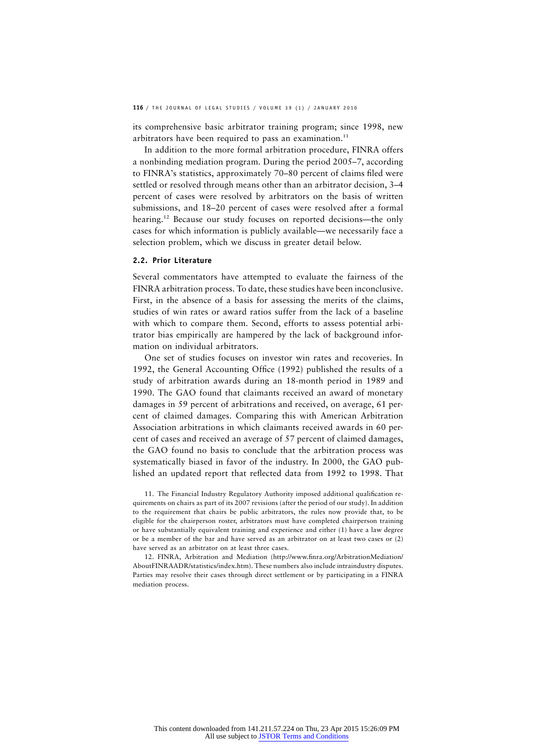its comprehensive basic arbitrator training program; since 1998, new arbitrators have been required to pass an examination.[11]

In addition to the more formal arbitration procedure, FINRA offers a nonbinding mediation program. During the period 2005–7, according to FINRA's statistics, approximately 70–80 percent of claims filed were settled or resolved through means other than an arbitrator decision, 3–4 percent of cases were resolved by arbitrators on the basis of written submissions, and 18–20 percent of cases were resolved after a formal hearing.[12] Because our study focuses on reported decisions—the only cases for which information is publicly available—we necessarily face a selection problem, which we discuss in greater detail below.

### 2.2. Prior Literature

Several commentators have attempted to evaluate the fairness of the FINRA arbitration process. To date, these studies have been inconclusive. First, in the absence of a basis for assessing the merits of the claims, studies of win rates or award ratios suffer from the lack of a baseline with which to compare them. Second, efforts to assess potential arbitrator bias empirically are hampered by the lack of background information on individual arbitrators.

One set of studies focuses on investor win rates and recoveries. In 1992, the General Accounting Office (1992) published the results of a study of arbitration awards during an 18-month period in 1989 and 1990. The GAO found that claimants received an award of monetary damages in 59 percent of arbitrations and received, on average, 61 percent of claimed damages. Comparing this with American Arbitration Association arbitrations in which claimants received awards in 60 percent of cases and received an average of 57 percent of claimed damages, the GAO found no basis to conclude that the arbitration process was systematically biased in favor of the industry. In 2000, the GAO published an updated report that reflected data from 1992 to 1998. That

11. The Financial Industry Regulatory Authority imposed additional qualification requirements on chairs as part of its 2007 revisions (after the period of our study). In addition to the requirement that chairs be public arbitrators, the rules now provide that, to be eligible for the chairperson roster, arbitrators must have completed chairperson training or have substantially equivalent training and experience and either (1) have a law degree or be a member of the bar and have served as an arbitrator on at least two cases or (2) have served as an arbitrator on at least three cases.

12. FINRA, Arbitration and Mediation (http://www.finra.org/ArbitrationMediation/AboutFINRAADR/statistics/index.htm). These numbers also include intraindustry disputes. Parties may resolve their cases through direct settlement or by participating in a FINRA mediation process.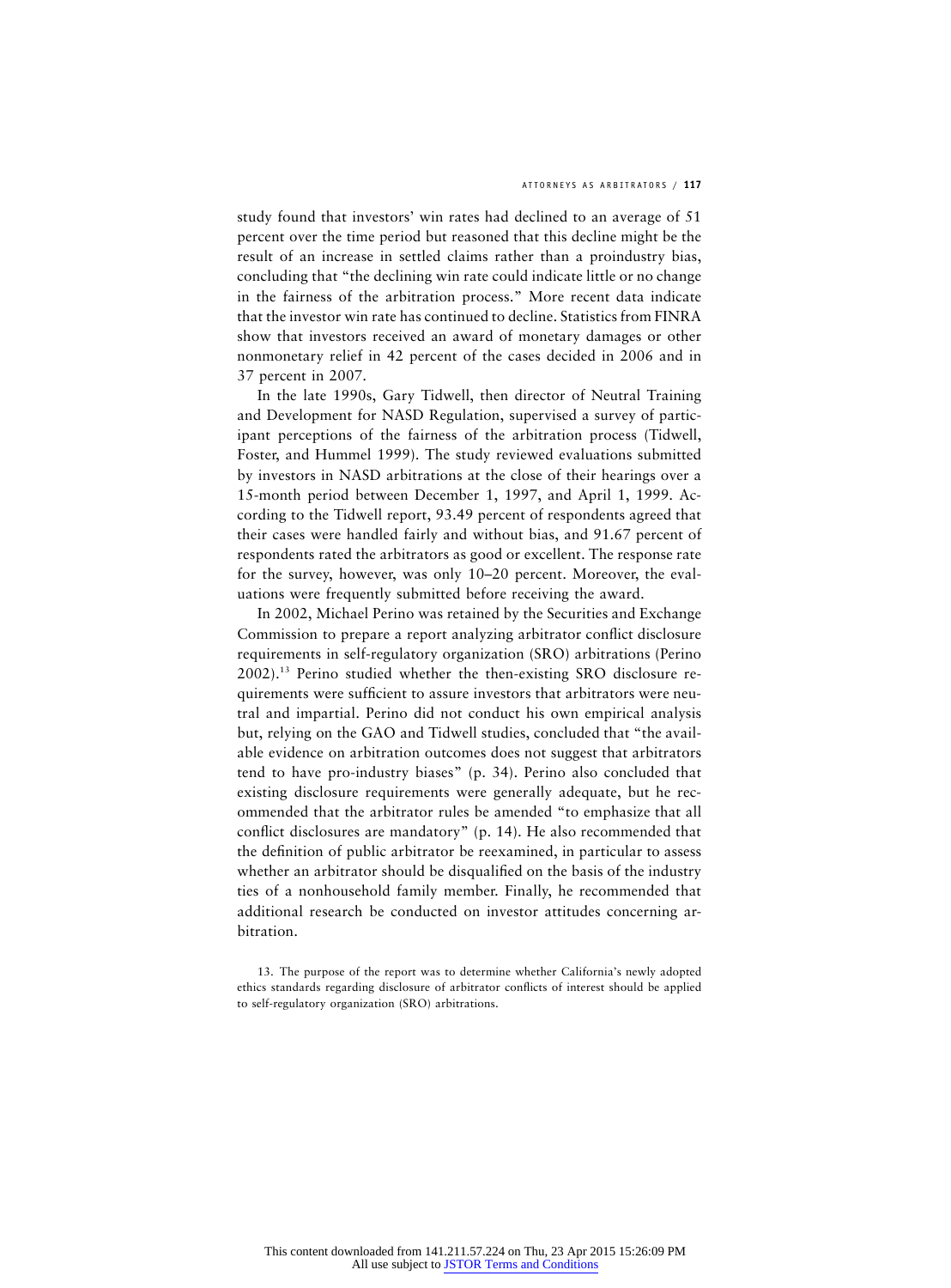study found that investors' win rates had declined to an average of 51 percent over the time period but reasoned that this decline might be the result of an increase in settled claims rather than a proindustry bias, concluding that "the declining win rate could indicate little or no change in the fairness of the arbitration process." More recent data indicate that the investor win rate has continued to decline. Statistics from FINRA show that investors received an award of monetary damages or other nonmonetary relief in 42 percent of the cases decided in 2006 and in 37 percent in 2007.

In the late 1990s, Gary Tidwell, then director of Neutral Training and Development for NASD Regulation, supervised a survey of participant perceptions of the fairness of the arbitration process (Tidwell, Foster, and Hummel 1999). The study reviewed evaluations submitted by investors in NASD arbitrations at the close of their hearings over a 15-month period between December 1, 1997, and April 1, 1999. According to the Tidwell report, 93.49 percent of respondents agreed that their cases were handled fairly and without bias, and 91.67 percent of respondents rated the arbitrators as good or excellent. The response rate for the survey, however, was only 10–20 percent. Moreover, the evaluations were frequently submitted before receiving the award.

In 2002, Michael Perino was retained by the Securities and Exchange Commission to prepare a report analyzing arbitrator conflict disclosure requirements in self-regulatory organization (SRO) arbitrations (Perino 2002).[13] Perino studied whether the then-existing SRO disclosure requirements were sufficient to assure investors that arbitrators were neutral and impartial. Perino did not conduct his own empirical analysis but, relying on the GAO and Tidwell studies, concluded that "the available evidence on arbitration outcomes does not suggest that arbitrators tend to have pro-industry biases" (p. 34). Perino also concluded that existing disclosure requirements were generally adequate, but he recommended that the arbitrator rules be amended "to emphasize that all conflict disclosures are mandatory" (p. 14). He also recommended that the definition of public arbitrator be reexamined, in particular to assess whether an arbitrator should be disqualified on the basis of the industry ties of a nonhousehold family member. Finally, he recommended that additional research be conducted on investor attitudes concerning arbitration.

13. The purpose of the report was to determine whether California's newly adopted ethics standards regarding disclosure of arbitrator conflicts of interest should be applied to self-regulatory organization (SRO) arbitrations.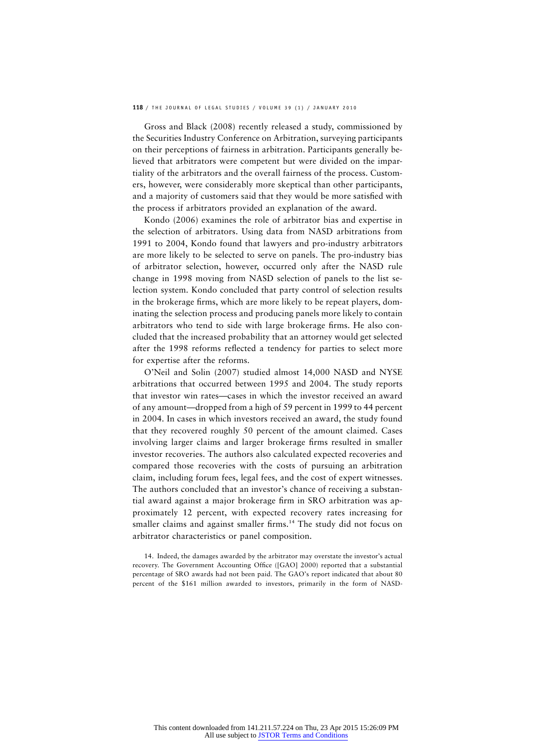Gross and Black (2008) recently released a study, commissioned by the Securities Industry Conference on Arbitration, surveying participants on their perceptions of fairness in arbitration. Participants generally believed that arbitrators were competent but were divided on the impartiality of the arbitrators and the overall fairness of the process. Customers, however, were considerably more skeptical than other participants, and a majority of customers said that they would be more satisfied with the process if arbitrators provided an explanation of the award.

Kondo (2006) examines the role of arbitrator bias and expertise in the selection of arbitrators. Using data from NASD arbitrations from 1991 to 2004, Kondo found that lawyers and pro-industry arbitrators are more likely to be selected to serve on panels. The pro-industry bias of arbitrator selection, however, occurred only after the NASD rule change in 1998 moving from NASD selection of panels to the list selection system. Kondo concluded that party control of selection results in the brokerage firms, which are more likely to be repeat players, dominating the selection process and producing panels more likely to contain arbitrators who tend to side with large brokerage firms. He also concluded that the increased probability that an attorney would get selected after the 1998 reforms reflected a tendency for parties to select more for expertise after the reforms.

O'Neil and Solin (2007) studied almost 14,000 NASD and NYSE arbitrations that occurred between 1995 and 2004. The study reports that investor win rates—cases in which the investor received an award of any amount—dropped from a high of 59 percent in 1999 to 44 percent in 2004. In cases in which investors received an award, the study found that they recovered roughly 50 percent of the amount claimed. Cases involving larger claims and larger brokerage firms resulted in smaller investor recoveries. The authors also calculated expected recoveries and compared those recoveries with the costs of pursuing an arbitration claim, including forum fees, legal fees, and the cost of expert witnesses. The authors concluded that an investor's chance of receiving a substantial award against a major brokerage firm in SRO arbitration was approximately 12 percent, with expected recovery rates increasing for smaller claims and against smaller firms.[14] The study did not focus on arbitrator characteristics or panel composition.

14. Indeed, the damages awarded by the arbitrator may overstate the investor's actual recovery. The Government Accounting Office ([GAO] 2000) reported that a substantial percentage of SRO awards had not been paid. The GAO's report indicated that about 80 percent of the $161 million awarded to investors, primarily in the form of NASD-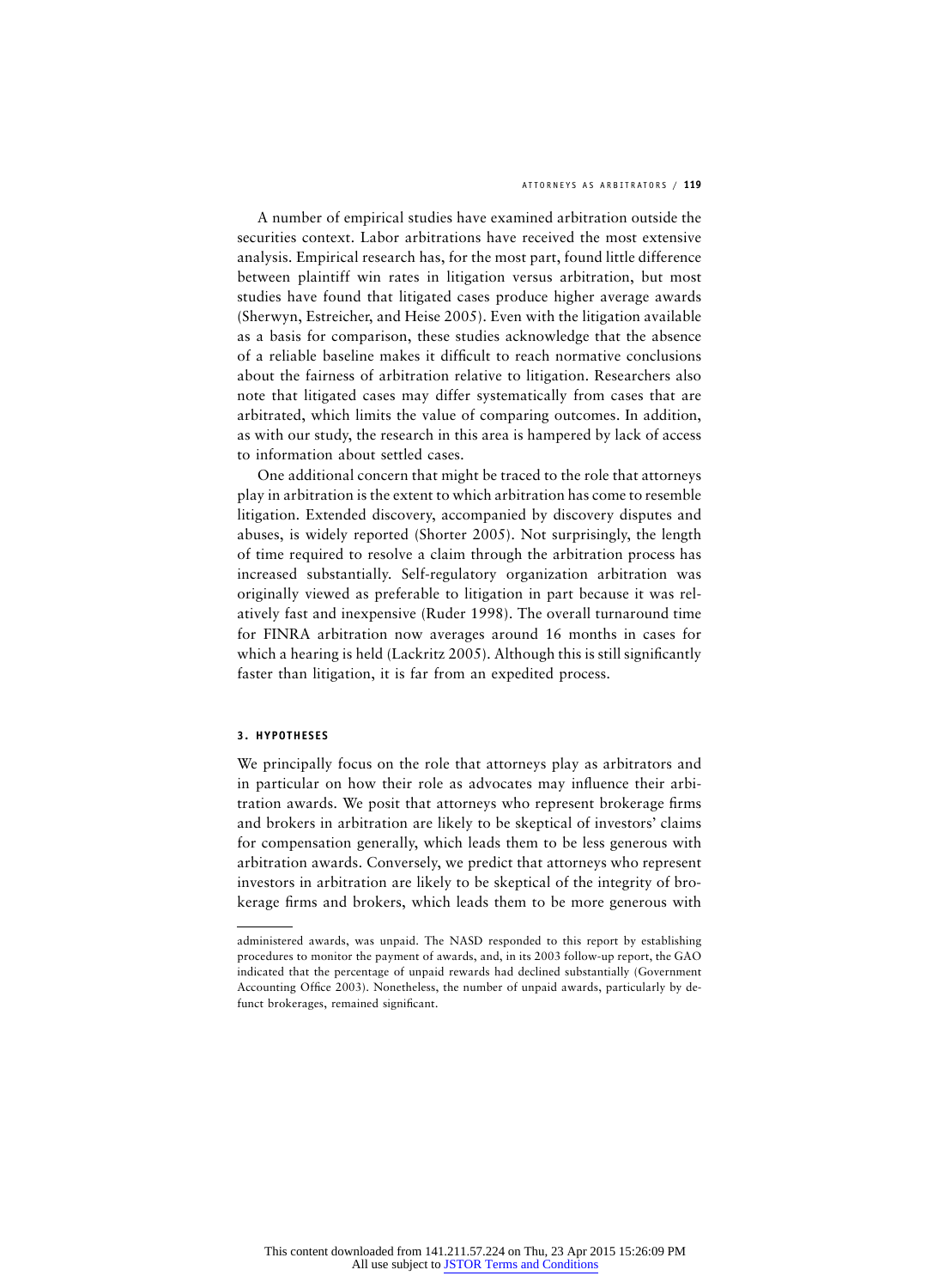A number of empirical studies have examined arbitration outside the securities context. Labor arbitrations have received the most extensive analysis. Empirical research has, for the most part, found little difference between plaintiff win rates in litigation versus arbitration, but most studies have found that litigated cases produce higher average awards (Sherwyn, Estreicher, and Heise 2005). Even with the litigation available as a basis for comparison, these studies acknowledge that the absence of a reliable baseline makes it difficult to reach normative conclusions about the fairness of arbitration relative to litigation. Researchers also note that litigated cases may differ systematically from cases that are arbitrated, which limits the value of comparing outcomes. In addition, as with our study, the research in this area is hampered by lack of access to information about settled cases.

One additional concern that might be traced to the role that attorneys play in arbitration is the extent to which arbitration has come to resemble litigation. Extended discovery, accompanied by discovery disputes and abuses, is widely reported (Shorter 2005). Not surprisingly, the length of time required to resolve a claim through the arbitration process has increased substantially. Self-regulatory organization arbitration was originally viewed as preferable to litigation in part because it was relatively fast and inexpensive (Ruder 1998). The overall turnaround time for FINRA arbitration now averages around 16 months in cases for which a hearing is held (Lackritz 2005). Although this is still significantly faster than litigation, it is far from an expedited process.

## 3. HYPOTHESES

We principally focus on the role that attorneys play as arbitrators and in particular on how their role as advocates may influence their arbitration awards. We posit that attorneys who represent brokerage firms and brokers in arbitration are likely to be skeptical of investors' claims for compensation generally, which leads them to be less generous with arbitration awards. Conversely, we predict that attorneys who represent investors in arbitration are likely to be skeptical of the integrity of brokerage firms and brokers, which leads them to be more generous with

---

administered awards, was unpaid. The NASD responded to this report by establishing procedures to monitor the payment of awards, and, in its 2003 follow-up report, the GAO indicated that the percentage of unpaid rewards had declined substantially (Government Accounting Office 2003). Nonetheless, the number of unpaid awards, particularly by defunct brokerages, remained significant.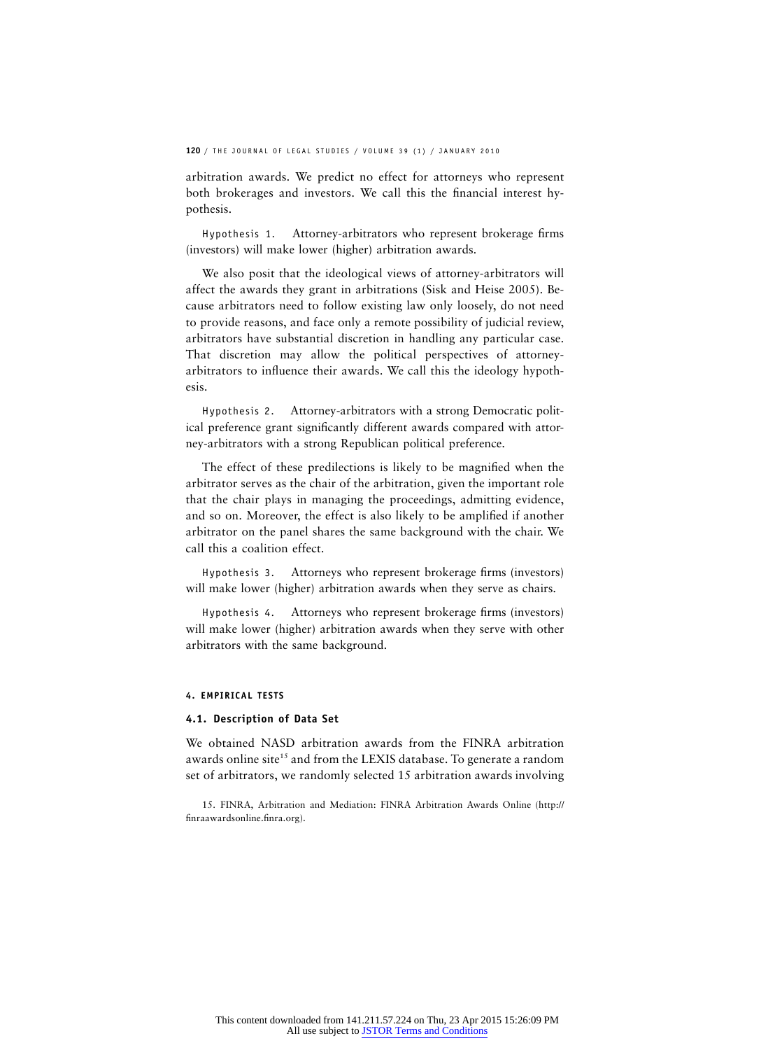arbitration awards. We predict no effect for attorneys who represent both brokerages and investors. We call this the financial interest hypothesis.

Hypothesis 1. Attorney-arbitrators who represent brokerage firms (investors) will make lower (higher) arbitration awards.

We also posit that the ideological views of attorney-arbitrators will affect the awards they grant in arbitrations (Sisk and Heise 2005). Because arbitrators need to follow existing law only loosely, do not need to provide reasons, and face only a remote possibility of judicial review, arbitrators have substantial discretion in handling any particular case. That discretion may allow the political perspectives of attorney-arbitrators to influence their awards. We call this the ideology hypothesis.

Hypothesis 2. Attorney-arbitrators with a strong Democratic political preference grant significantly different awards compared with attorney-arbitrators with a strong Republican political preference.

The effect of these predilections is likely to be magnified when the arbitrator serves as the chair of the arbitration, given the important role that the chair plays in managing the proceedings, admitting evidence, and so on. Moreover, the effect is also likely to be amplified if another arbitrator on the panel shares the same background with the chair. We call this a coalition effect.

Hypothesis 3. Attorneys who represent brokerage firms (investors) will make lower (higher) arbitration awards when they serve as chairs.

Hypothesis 4. Attorneys who represent brokerage firms (investors) will make lower (higher) arbitration awards when they serve with other arbitrators with the same background.

## 4. EMPIRICAL TESTS

### 4.1. Description of Data Set

We obtained NASD arbitration awards from the FINRA arbitration awards online site[15] and from the LEXIS database. To generate a random set of arbitrators, we randomly selected 15 arbitration awards involving

15. FINRA, Arbitration and Mediation: FINRA Arbitration Awards Online (http://finraawardsonline.finra.org).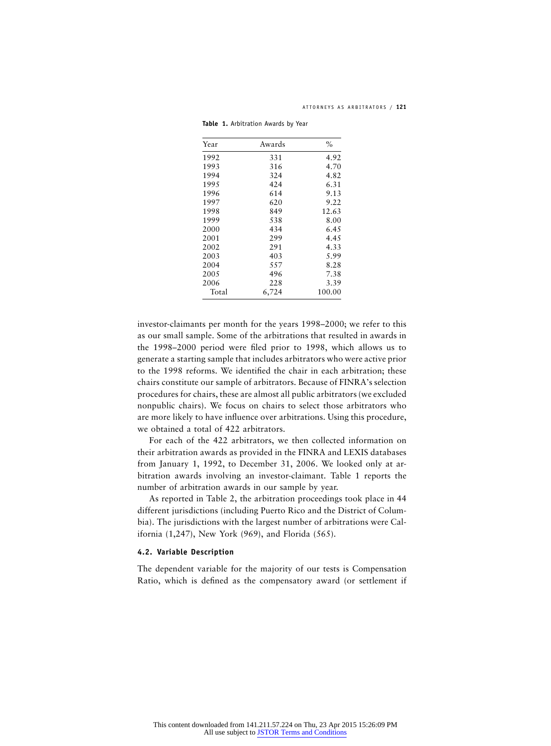**Table 1.** Arbitration Awards by Year

| Year | Awards | % |
|---|---|---|
| 1992 | 331 | 4.92 |
| 1993 | 316 | 4.70 |
| 1994 | 324 | 4.82 |
| 1995 | 424 | 6.31 |
| 1996 | 614 | 9.13 |
| 1997 | 620 | 9.22 |
| 1998 | 849 | 12.63 |
| 1999 | 538 | 8.00 |
| 2000 | 434 | 6.45 |
| 2001 | 299 | 4.45 |
| 2002 | 291 | 4.33 |
| 2003 | 403 | 5.99 |
| 2004 | 557 | 8.28 |
| 2005 | 496 | 7.38 |
| 2006 | 228 | 3.39 |
| Total | 6,724 | 100.00 |

investor-claimants per month for the years 1998–2000; we refer to this as our small sample. Some of the arbitrations that resulted in awards in the 1998–2000 period were filed prior to 1998, which allows us to generate a starting sample that includes arbitrators who were active prior to the 1998 reforms. We identified the chair in each arbitration; these chairs constitute our sample of arbitrators. Because of FINRA's selection procedures for chairs, these are almost all public arbitrators (we excluded nonpublic chairs). We focus on chairs to select those arbitrators who are more likely to have influence over arbitrations. Using this procedure, we obtained a total of 422 arbitrators.

For each of the 422 arbitrators, we then collected information on their arbitration awards as provided in the FINRA and LEXIS databases from January 1, 1992, to December 31, 2006. We looked only at arbitration awards involving an investor-claimant. Table 1 reports the number of arbitration awards in our sample by year.

As reported in Table 2, the arbitration proceedings took place in 44 different jurisdictions (including Puerto Rico and the District of Columbia). The jurisdictions with the largest number of arbitrations were California (1,247), New York (969), and Florida (565).

#### 4.2. Variable Description

The dependent variable for the majority of our tests is Compensation Ratio, which is defined as the compensatory award (or settlement if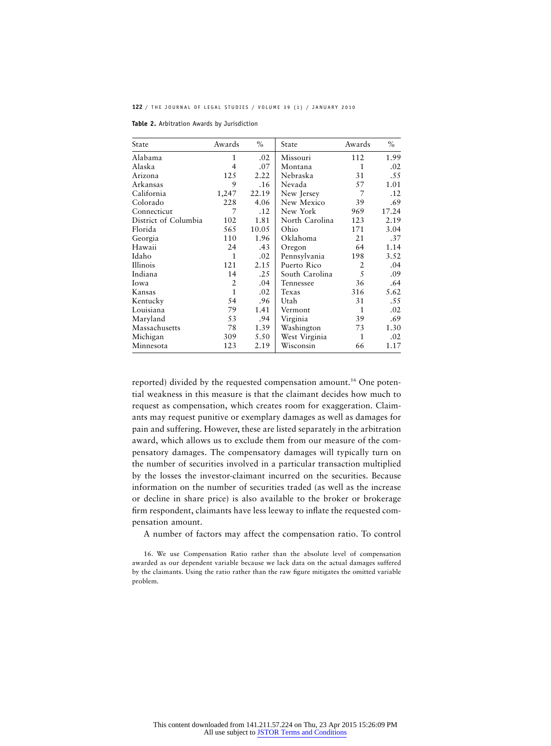**Table 2.** Arbitration Awards by Jurisdiction

| State | Awards | % | State | Awards | % |
|---|---|---|---|---|---|
| Alabama | 1 | .02 | Missouri | 112 | 1.99 |
| Alaska | 4 | .07 | Montana | 1 | .02 |
| Arizona | 125 | 2.22 | Nebraska | 31 | .55 |
| Arkansas | 9 | .16 | Nevada | 57 | 1.01 |
| California | 1,247 | 22.19 | New Jersey | 7 | .12 |
| Colorado | 228 | 4.06 | New Mexico | 39 | .69 |
| Connecticut | 7 | .12 | New York | 969 | 17.24 |
| District of Columbia | 102 | 1.81 | North Carolina | 123 | 2.19 |
| Florida | 565 | 10.05 | Ohio | 171 | 3.04 |
| Georgia | 110 | 1.96 | Oklahoma | 21 | .37 |
| Hawaii | 24 | .43 | Oregon | 64 | 1.14 |
| Idaho | 1 | .02 | Pennsylvania | 198 | 3.52 |
| Illinois | 121 | 2.15 | Puerto Rico | 2 | .04 |
| Indiana | 14 | .25 | South Carolina | 5 | .09 |
| Iowa | 2 | .04 | Tennessee | 36 | .64 |
| Kansas | 1 | .02 | Texas | 316 | 5.62 |
| Kentucky | 54 | .96 | Utah | 31 | .55 |
| Louisiana | 79 | 1.41 | Vermont | 1 | .02 |
| Maryland | 53 | .94 | Virginia | 39 | .69 |
| Massachusetts | 78 | 1.39 | Washington | 73 | 1.30 |
| Michigan | 309 | 5.50 | West Virginia | 1 | .02 |
| Minnesota | 123 | 2.19 | Wisconsin | 66 | 1.17 |

reported) divided by the requested compensation amount.[16] One potential weakness in this measure is that the claimant decides how much to request as compensation, which creates room for exaggeration. Claimants may request punitive or exemplary damages as well as damages for pain and suffering. However, these are listed separately in the arbitration award, which allows us to exclude them from our measure of the compensatory damages. The compensatory damages will typically turn on the number of securities involved in a particular transaction multiplied by the losses the investor-claimant incurred on the securities. Because information on the number of securities traded (as well as the increase or decline in share price) is also available to the broker or brokerage firm respondent, claimants have less leeway to inflate the requested compensation amount.

A number of factors may affect the compensation ratio. To control

16. We use Compensation Ratio rather than the absolute level of compensation awarded as our dependent variable because we lack data on the actual damages suffered by the claimants. Using the ratio rather than the raw figure mitigates the omitted variable problem.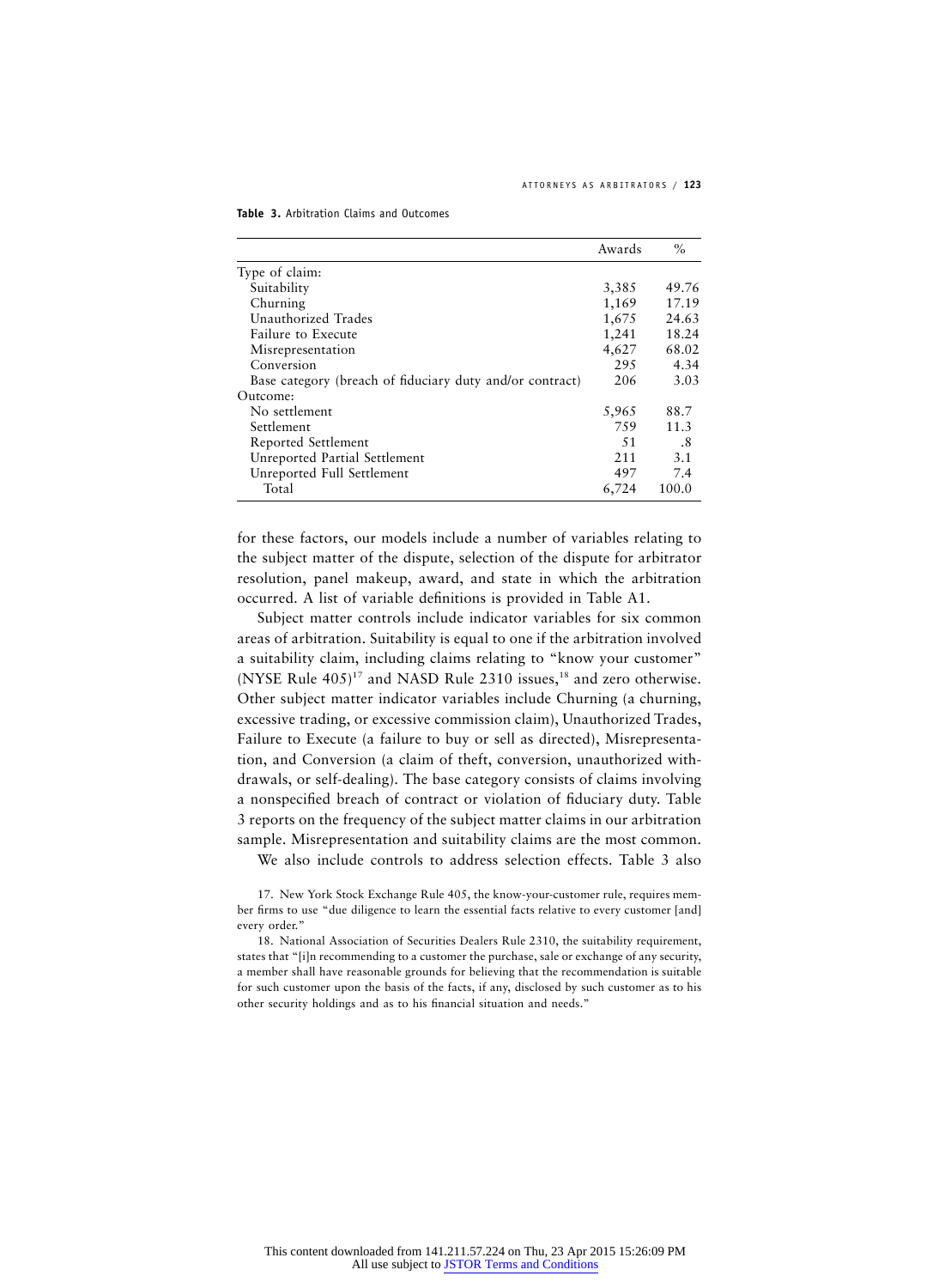**Table 3.** Arbitration Claims and Outcomes

| | Awards | % |
|---|---|---|
| Type of claim: | | |
| Suitability | 3,385 | 49.76 |
| Churning | 1,169 | 17.19 |
| Unauthorized Trades | 1,675 | 24.63 |
| Failure to Execute | 1,241 | 18.24 |
| Misrepresentation | 4,627 | 68.02 |
| Conversion | 295 | 4.34 |
| Base category (breach of fiduciary duty and/or contract) | 206 | 3.03 |
| Outcome: | | |
| No settlement | 5,965 | 88.7 |
| Settlement | 759 | 11.3 |
| Reported Settlement | 51 | .8 |
| Unreported Partial Settlement | 211 | 3.1 |
| Unreported Full Settlement | 497 | 7.4 |
| Total | 6,724 | 100.0 |

for these factors, our models include a number of variables relating to the subject matter of the dispute, selection of the dispute for arbitrator resolution, panel makeup, award, and state in which the arbitration occurred. A list of variable definitions is provided in Table A1.

Subject matter controls include indicator variables for six common areas of arbitration. Suitability is equal to one if the arbitration involved a suitability claim, including claims relating to "know your customer" (NYSE Rule 405)[17] and NASD Rule 2310 issues,[18] and zero otherwise. Other subject matter indicator variables include Churning (a churning, excessive trading, or excessive commission claim), Unauthorized Trades, Failure to Execute (a failure to buy or sell as directed), Misrepresentation, and Conversion (a claim of theft, conversion, unauthorized withdrawals, or self-dealing). The base category consists of claims involving a nonspecified breach of contract or violation of fiduciary duty. Table 3 reports on the frequency of the subject matter claims in our arbitration sample. Misrepresentation and suitability claims are the most common.

We also include controls to address selection effects. Table 3 also

17. New York Stock Exchange Rule 405, the know-your-customer rule, requires member firms to use "due diligence to learn the essential facts relative to every customer [and] every order."

18. National Association of Securities Dealers Rule 2310, the suitability requirement, states that "[i]n recommending to a customer the purchase, sale or exchange of any security, a member shall have reasonable grounds for believing that the recommendation is suitable for such customer upon the basis of the facts, if any, disclosed by such customer as to his other security holdings and as to his financial situation and needs."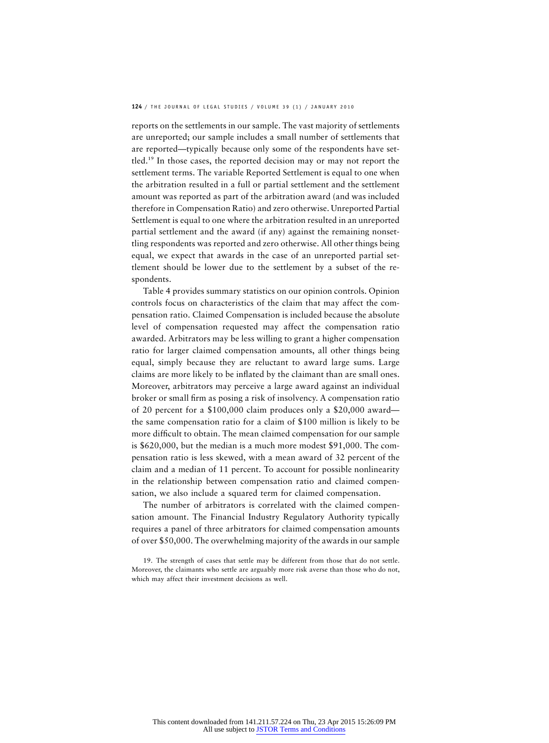reports on the settlements in our sample. The vast majority of settlements are unreported; our sample includes a small number of settlements that are reported—typically because only some of the respondents have settled.[19] In those cases, the reported decision may or may not report the settlement terms. The variable Reported Settlement is equal to one when the arbitration resulted in a full or partial settlement and the settlement amount was reported as part of the arbitration award (and was included therefore in Compensation Ratio) and zero otherwise. Unreported Partial Settlement is equal to one where the arbitration resulted in an unreported partial settlement and the award (if any) against the remaining nonsettling respondents was reported and zero otherwise. All other things being equal, we expect that awards in the case of an unreported partial settlement should be lower due to the settlement by a subset of the respondents.

Table 4 provides summary statistics on our opinion controls. Opinion controls focus on characteristics of the claim that may affect the compensation ratio. Claimed Compensation is included because the absolute level of compensation requested may affect the compensation ratio awarded. Arbitrators may be less willing to grant a higher compensation ratio for larger claimed compensation amounts, all other things being equal, simply because they are reluctant to award large sums. Large claims are more likely to be inflated by the claimant than are small ones. Moreover, arbitrators may perceive a large award against an individual broker or small firm as posing a risk of insolvency. A compensation ratio of 20 percent for a $100,000 claim produces only a $20,000 award—the same compensation ratio for a claim of $100 million is likely to be more difficult to obtain. The mean claimed compensation for our sample is $620,000, but the median is a much more modest $91,000. The compensation ratio is less skewed, with a mean award of 32 percent of the claim and a median of 11 percent. To account for possible nonlinearity in the relationship between compensation ratio and claimed compensation, we also include a squared term for claimed compensation.

The number of arbitrators is correlated with the claimed compensation amount. The Financial Industry Regulatory Authority typically requires a panel of three arbitrators for claimed compensation amounts of over $50,000. The overwhelming majority of the awards in our sample

19. The strength of cases that settle may be different from those that do not settle. Moreover, the claimants who settle are arguably more risk averse than those who do not, which may affect their investment decisions as well.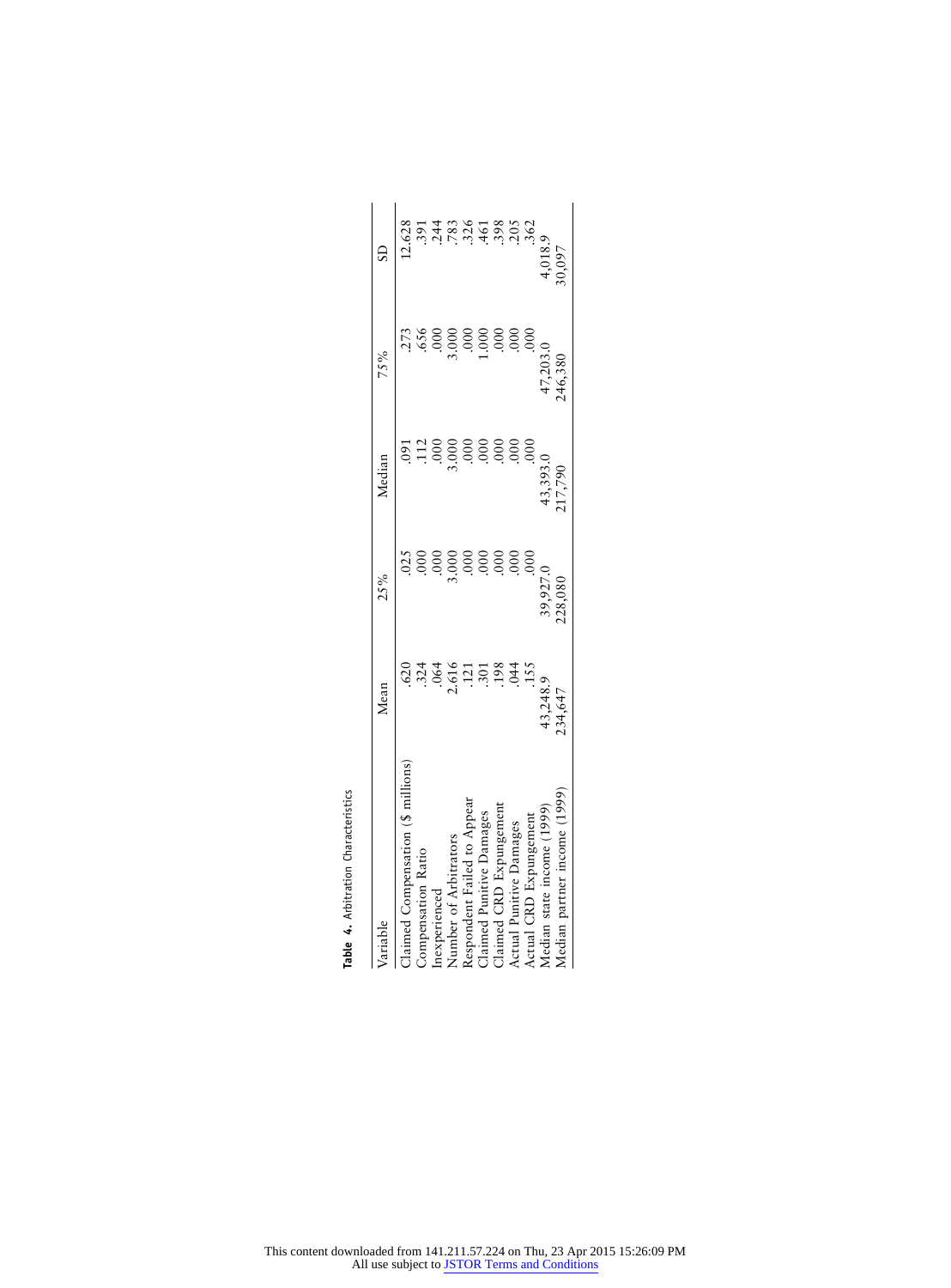**Table 4.** Arbitration Characteristics

| Variable | Mean | 25% | Median | 75% | SD |
|---|---|---|---|---|---|
| Claimed Compensation ($ millions) | .620 | .025 | .091 | .273 | 12.628 |
| Compensation Ratio | .324 | .000 | .112 | .656 | .391 |
| Inexperienced | .064 | .000 | .000 | .000 | .244 |
| Number of Arbitrators | 2.616 | 3.000 | 3.000 | 3.000 | .783 |
| Respondent Failed to Appear | .121 | .000 | .000 | .000 | .326 |
| Claimed Punitive Damages | .301 | .000 | .000 | 1.000 | .461 |
| Claimed CRD Expungement | .198 | .000 | .000 | .000 | .398 |
| Actual Punitive Damages | .044 | .000 | .000 | .000 | .205 |
| Actual CRD Expungement | .155 | .000 | .000 | .000 | .362 |
| Median state income (1999) | 43,248.9 | 39,927.0 | 43,393.0 | 47,203.0 | 4,018.9 |
| Median partner income (1999) | 234,647 | 228,080 | 217,790 | 246,380 | 30,097 |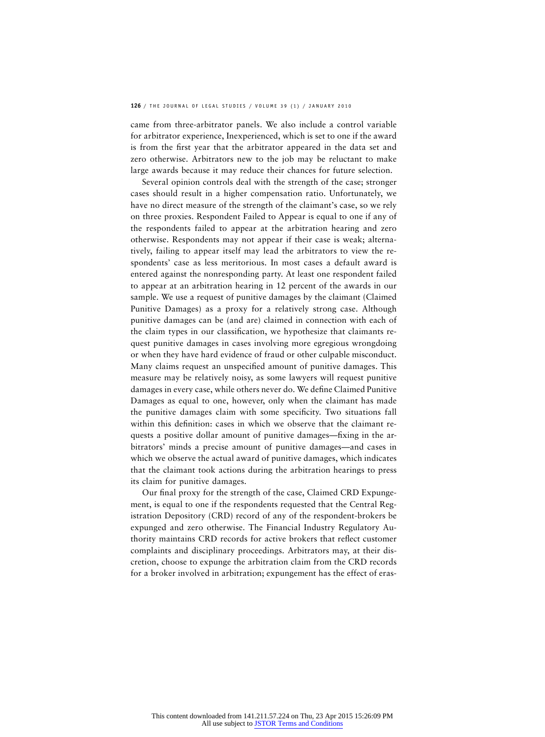came from three-arbitrator panels. We also include a control variable for arbitrator experience, Inexperienced, which is set to one if the award is from the first year that the arbitrator appeared in the data set and zero otherwise. Arbitrators new to the job may be reluctant to make large awards because it may reduce their chances for future selection.

Several opinion controls deal with the strength of the case; stronger cases should result in a higher compensation ratio. Unfortunately, we have no direct measure of the strength of the claimant's case, so we rely on three proxies. Respondent Failed to Appear is equal to one if any of the respondents failed to appear at the arbitration hearing and zero otherwise. Respondents may not appear if their case is weak; alternatively, failing to appear itself may lead the arbitrators to view the respondents' case as less meritorious. In most cases a default award is entered against the nonresponding party. At least one respondent failed to appear at an arbitration hearing in 12 percent of the awards in our sample. We use a request of punitive damages by the claimant (Claimed Punitive Damages) as a proxy for a relatively strong case. Although punitive damages can be (and are) claimed in connection with each of the claim types in our classification, we hypothesize that claimants request punitive damages in cases involving more egregious wrongdoing or when they have hard evidence of fraud or other culpable misconduct. Many claims request an unspecified amount of punitive damages. This measure may be relatively noisy, as some lawyers will request punitive damages in every case, while others never do. We define Claimed Punitive Damages as equal to one, however, only when the claimant has made the punitive damages claim with some specificity. Two situations fall within this definition: cases in which we observe that the claimant requests a positive dollar amount of punitive damages—fixing in the arbitrators' minds a precise amount of punitive damages—and cases in which we observe the actual award of punitive damages, which indicates that the claimant took actions during the arbitration hearings to press its claim for punitive damages.

Our final proxy for the strength of the case, Claimed CRD Expungement, is equal to one if the respondents requested that the Central Registration Depository (CRD) record of any of the respondent-brokers be expunged and zero otherwise. The Financial Industry Regulatory Authority maintains CRD records for active brokers that reflect customer complaints and disciplinary proceedings. Arbitrators may, at their discretion, choose to expunge the arbitration claim from the CRD records for a broker involved in arbitration; expungement has the effect of eras-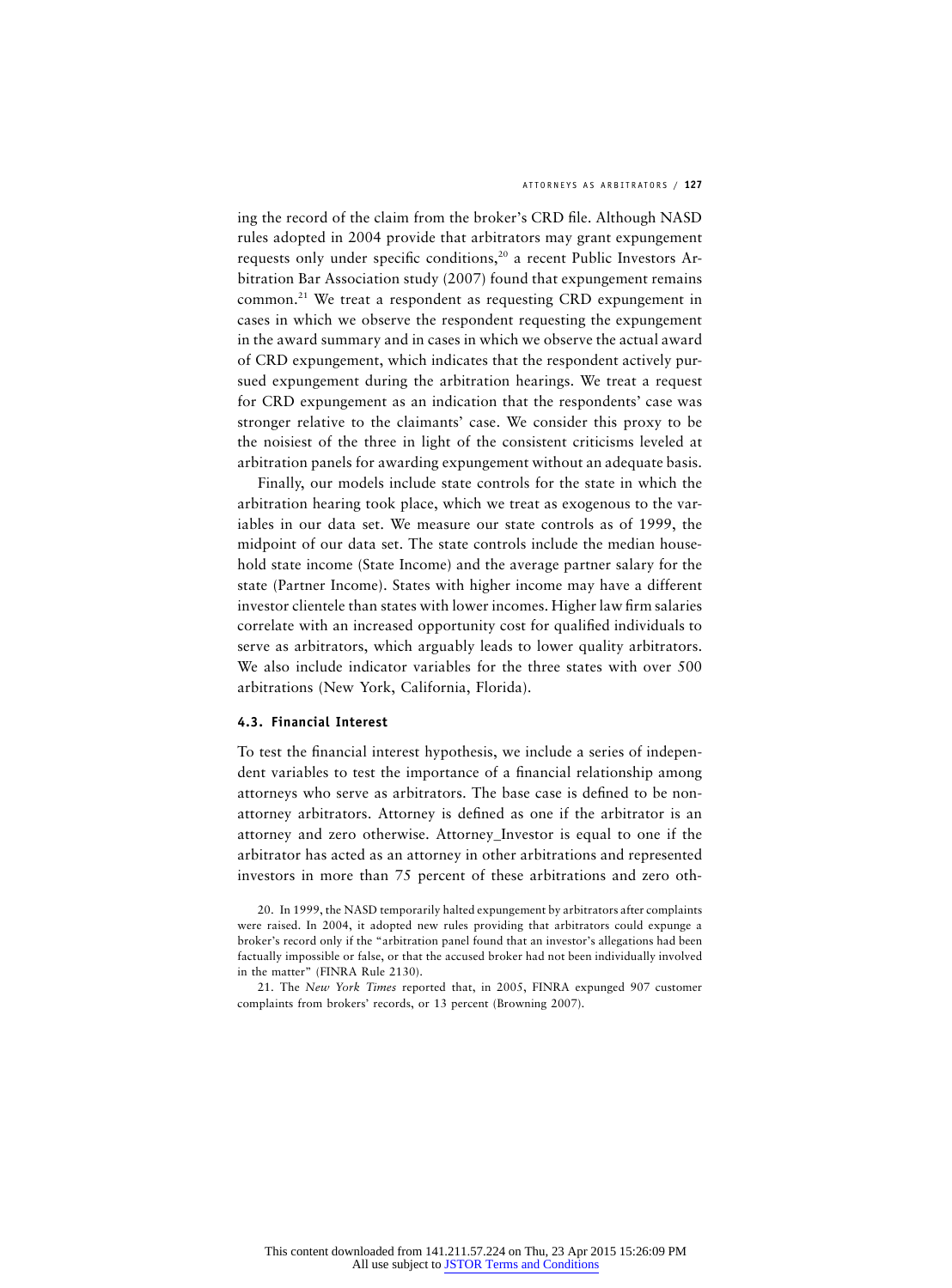ing the record of the claim from the broker's CRD file. Although NASD rules adopted in 2004 provide that arbitrators may grant expungement requests only under specific conditions,[20] a recent Public Investors Arbitration Bar Association study (2007) found that expungement remains common.[21] We treat a respondent as requesting CRD expungement in cases in which we observe the respondent requesting the expungement in the award summary and in cases in which we observe the actual award of CRD expungement, which indicates that the respondent actively pursued expungement during the arbitration hearings. We treat a request for CRD expungement as an indication that the respondents' case was stronger relative to the claimants' case. We consider this proxy to be the noisiest of the three in light of the consistent criticisms leveled at arbitration panels for awarding expungement without an adequate basis.

Finally, our models include state controls for the state in which the arbitration hearing took place, which we treat as exogenous to the variables in our data set. We measure our state controls as of 1999, the midpoint of our data set. The state controls include the median household state income (State Income) and the average partner salary for the state (Partner Income). States with higher income may have a different investor clientele than states with lower incomes. Higher law firm salaries correlate with an increased opportunity cost for qualified individuals to serve as arbitrators, which arguably leads to lower quality arbitrators. We also include indicator variables for the three states with over 500 arbitrations (New York, California, Florida).

### 4.3. Financial Interest

To test the financial interest hypothesis, we include a series of independent variables to test the importance of a financial relationship among attorneys who serve as arbitrators. The base case is defined to be nonattorney arbitrators. Attorney is defined as one if the arbitrator is an attorney and zero otherwise. Attorney_Investor is equal to one if the arbitrator has acted as an attorney in other arbitrations and represented investors in more than 75 percent of these arbitrations and zero oth-

20. In 1999, the NASD temporarily halted expungement by arbitrators after complaints were raised. In 2004, it adopted new rules providing that arbitrators could expunge a broker's record only if the "arbitration panel found that an investor's allegations had been factually impossible or false, or that the accused broker had not been individually involved in the matter" (FINRA Rule 2130).

21. The *New York Times* reported that, in 2005, FINRA expunged 907 customer complaints from brokers' records, or 13 percent (Browning 2007).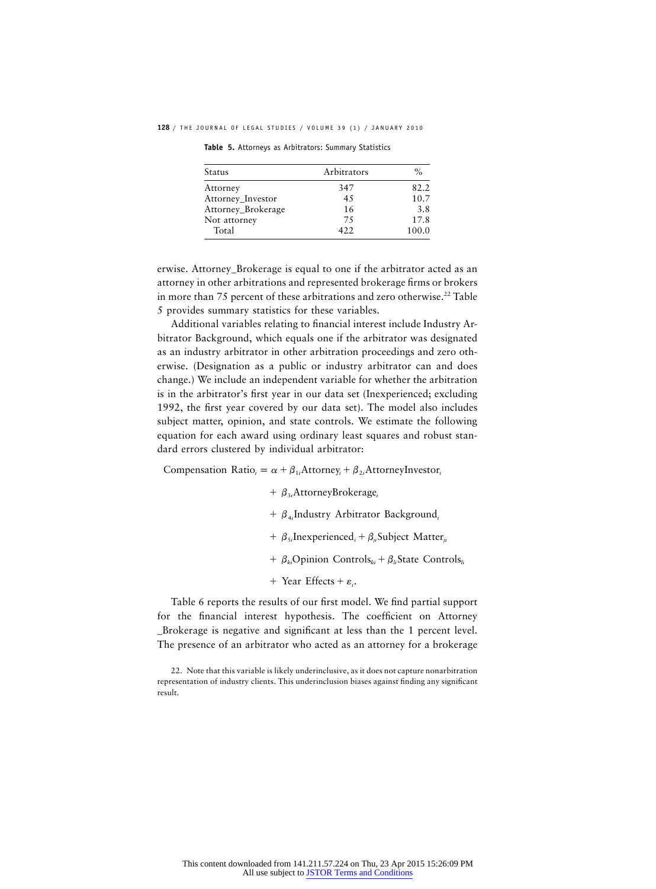**Table 5.** Attorneys as Arbitrators: Summary Statistics

| Status | Arbitrators | % |
|---|---|---|
| Attorney | 347 | 82.2 |
| Attorney_Investor | 45 | 10.7 |
| Attorney_Brokerage | 16 | 3.8 |
| Not attorney | 75 | 17.8 |
| Total | 422 | 100.0 |

erwise. Attorney_Brokerage is equal to one if the arbitrator acted as an attorney in other arbitrations and represented brokerage firms or brokers in more than 75 percent of these arbitrations and zero otherwise.[22] Table 5 provides summary statistics for these variables.

Additional variables relating to financial interest include Industry Arbitrator Background, which equals one if the arbitrator was designated as an industry arbitrator in other arbitration proceedings and zero otherwise. (Designation as a public or industry arbitrator can and does change.) We include an independent variable for whether the arbitration is in the arbitrator's first year in our data set (Inexperienced; excluding 1992, the first year covered by our data set). The model also includes subject matter, opinion, and state controls. We estimate the following equation for each award using ordinary least squares and robust standard errors clustered by individual arbitrator:

$$
\begin{aligned}
\text{Compensation Ratio}_i = {} & \alpha + \beta_{1i}\text{Attorney}_i + \beta_{2i}\text{AttorneyInvestor}_i \\
& + \beta_{3i}\text{AttorneyBrokerage}_i \\
& + \beta_{4i}\text{Industry Arbitrator Background}_i \\
& + \beta_{5i}\text{Inexperienced}_i + \beta_{ji}\text{Subject Matter}_{ji} \\
& + \beta_{ki}\text{Opinion Controls}_{ki} + \beta_{li}\text{State Controls}_{li} \\
& + \text{Year Effects} + \varepsilon_i.
\end{aligned}
$$

Table 6 reports the results of our first model. We find partial support for the financial interest hypothesis. The coefficient on Attorney_Brokerage is negative and significant at less than the 1 percent level. The presence of an arbitrator who acted as an attorney for a brokerage

22. Note that this variable is likely underinclusive, as it does not capture nonarbitration representation of industry clients. This underinclusion biases against finding any significant result.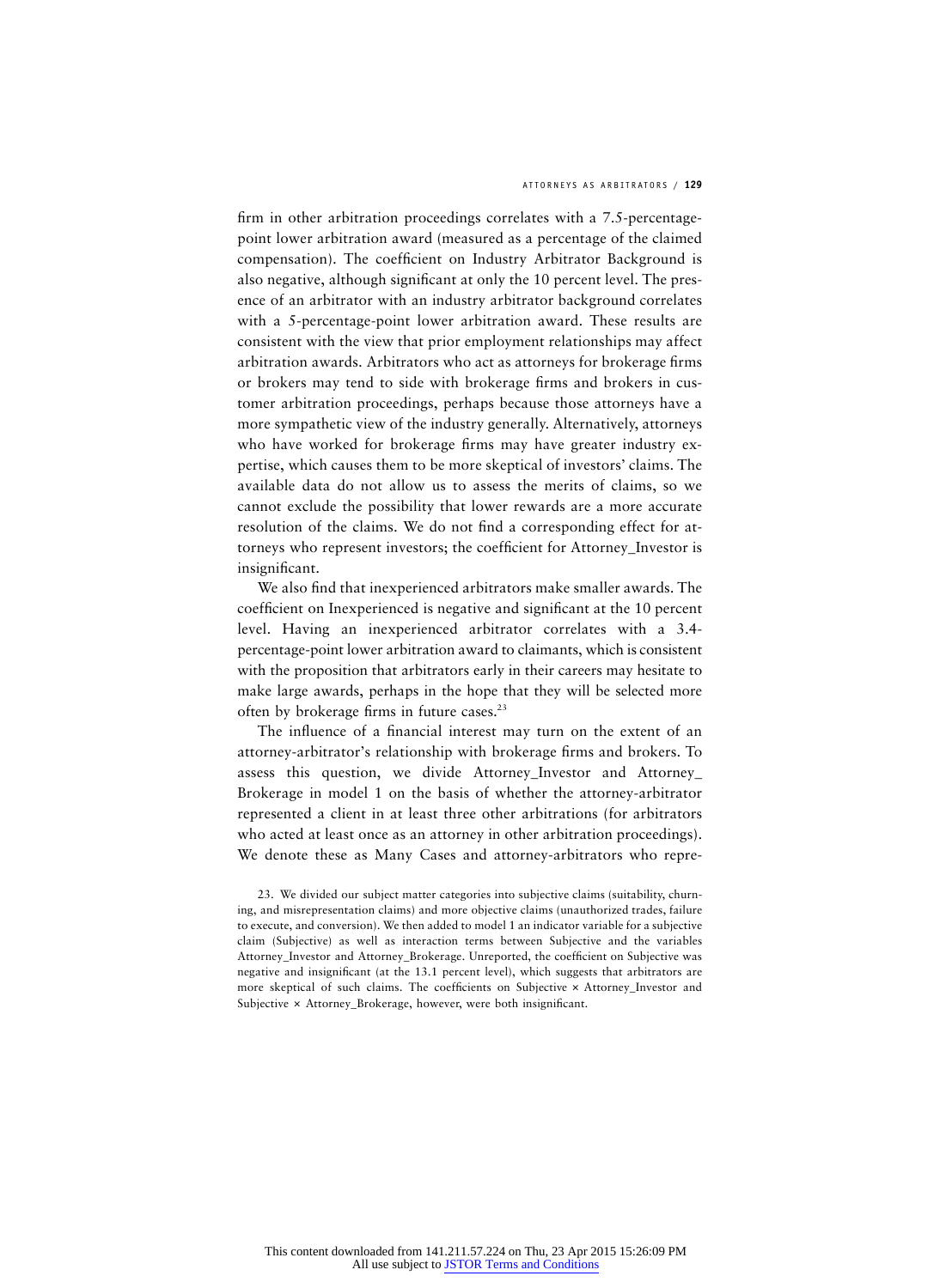firm in other arbitration proceedings correlates with a 7.5-percentage-point lower arbitration award (measured as a percentage of the claimed compensation). The coefficient on Industry Arbitrator Background is also negative, although significant at only the 10 percent level. The presence of an arbitrator with an industry arbitrator background correlates with a 5-percentage-point lower arbitration award. These results are consistent with the view that prior employment relationships may affect arbitration awards. Arbitrators who act as attorneys for brokerage firms or brokers may tend to side with brokerage firms and brokers in customer arbitration proceedings, perhaps because those attorneys have a more sympathetic view of the industry generally. Alternatively, attorneys who have worked for brokerage firms may have greater industry expertise, which causes them to be more skeptical of investors' claims. The available data do not allow us to assess the merits of claims, so we cannot exclude the possibility that lower rewards are a more accurate resolution of the claims. We do not find a corresponding effect for attorneys who represent investors; the coefficient for Attorney_Investor is insignificant.

We also find that inexperienced arbitrators make smaller awards. The coefficient on Inexperienced is negative and significant at the 10 percent level. Having an inexperienced arbitrator correlates with a 3.4-percentage-point lower arbitration award to claimants, which is consistent with the proposition that arbitrators early in their careers may hesitate to make large awards, perhaps in the hope that they will be selected more often by brokerage firms in future cases.[23]

The influence of a financial interest may turn on the extent of an attorney-arbitrator's relationship with brokerage firms and brokers. To assess this question, we divide Attorney_Investor and Attorney_Brokerage in model 1 on the basis of whether the attorney-arbitrator represented a client in at least three other arbitrations (for arbitrators who acted at least once as an attorney in other arbitration proceedings). We denote these as Many Cases and attorney-arbitrators who repre-

23. We divided our subject matter categories into subjective claims (suitability, churning, and misrepresentation claims) and more objective claims (unauthorized trades, failure to execute, and conversion). We then added to model 1 an indicator variable for a subjective claim (Subjective) as well as interaction terms between Subjective and the variables Attorney_Investor and Attorney_Brokerage. Unreported, the coefficient on Subjective was negative and insignificant (at the 13.1 percent level), which suggests that arbitrators are more skeptical of such claims. The coefficients on Subjective × Attorney_Investor and Subjective × Attorney_Brokerage, however, were both insignificant.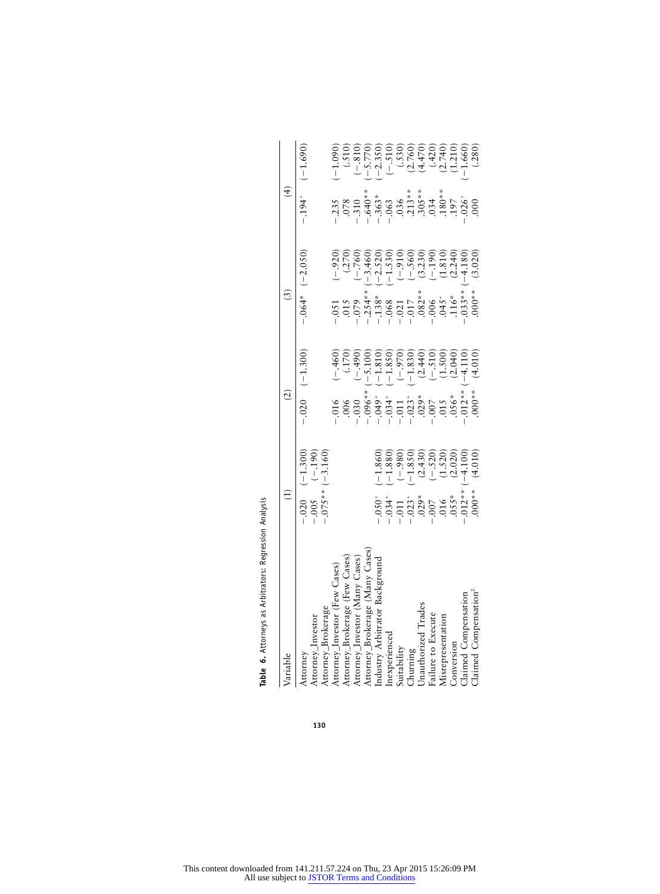**Table 6.** Attorneys as Arbitrators: Regression Analysis

| Variable | (1) | | (2) | | (3) | | (4) | |
|---|---|---|---|---|---|---|---|---|
| Attorney | −.020 | (−1.300) | −.020 | (−1.300) | −.064* | (−2.050) | −.194+ | (−1.690) |
| Attorney_Investor | −.005 | (−.190) | | | | | | |
| Attorney_Brokerage | −.075** | (−3.160) | | | | | | |
| Attorney_Investor (Few Cases) | | | −.016 | (−.460) | −.051 | (−.920) | −.235 | (−1.090) |
| Attorney_Brokerage (Few Cases) | | | .006 | (.170) | .015 | (.270) | .078 | (.510) |
| Attorney_Investor (Many Cases) | | | −.030 | (−.490) | −.079 | (−.760) | −.310 | (−.810) |
| Attorney_Brokerage (Many Cases) | | | −.096** | (−5.100) | −.254** | (−3.460) | −.640** | (−5.770) |
| Industry Arbitrator Background | −.050+ | (−1.860) | −.049+ | (−1.810) | −.138* | (−2.520) | −.363* | (−2.350) |
| Inexperienced | −.034+ | (−1.880) | −.034+ | (−1.850) | −.068 | (−1.530) | −.063 | (−.510) |
| Suitability | −.011 | (−.980) | −.011 | (−.970) | −.021 | (−.910) | .036 | (.530) |
| Churning | −.023+ | (−1.850) | −.023+ | (−1.830) | −.017 | (−.560) | .213** | (2.760) |
| Unauthorized Trades | .029* | (2.430) | .029* | (2.440) | .082** | (3.230) | .305** | (4.470) |
| Failure to Execute | −.007 | (−.520) | −.007 | (−.510) | −.006 | (−.190) | .034 | (.420) |
| Misrepresentation | .016 | (1.520) | .015 | (1.500) | .045+ | (1.810) | .180** | (2.740) |
| Conversion | .055* | (2.020) | .056* | (2.040) | .116* | (2.240) | .197 | (1.210) |
| Claimed Compensation | −.012** | (−4.100) | −.012** | (−4.110) | −.033** | (−4.180) | −.026+ | (−1.660) |
| Claimed Compensation$^2$ | .000** | (4.010) | .000** | (4.010) | .000** | (3.020) | .000 | (.280) |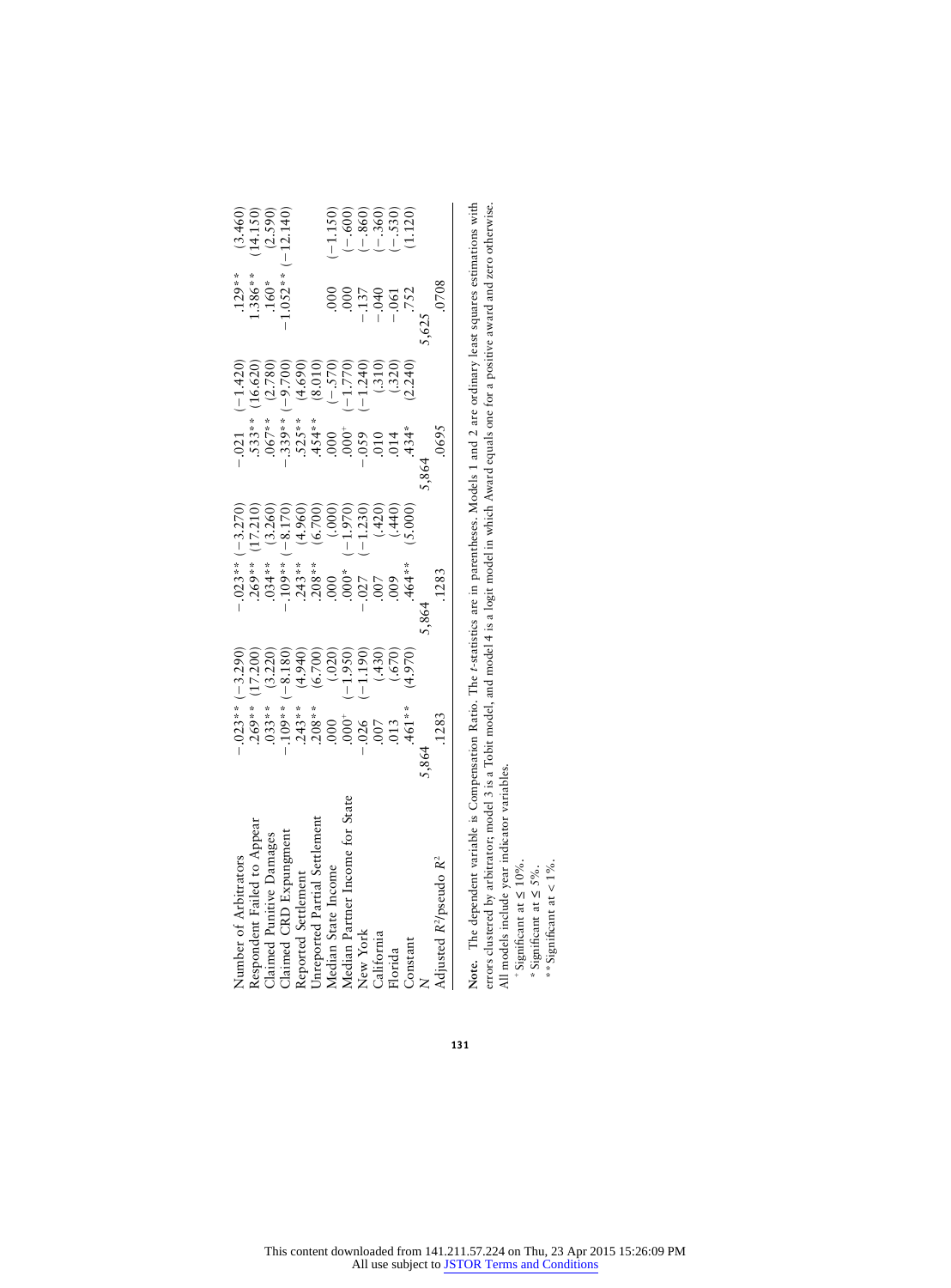| | Model 1 | | Model 2 | | Model 3 | | Model 4 | |
|---|---|---|---|---|---|---|---|---|
| Number of Arbitrators | −.023** | (−3.290) | −.023** | (−3.270) | −.021 | (−1.420) | .129** | (3.460) |
| Respondent Failed to Appear | .269** | (17.200) | .269** | (17.210) | .533** | (16.620) | 1.386** | (14.150) |
| Claimed Punitive Damages | .033** | (3.220) | .034** | (3.260) | .067** | (2.780) | .160* | (2.590) |
| Claimed CRD Expungment | −.109** | (−8.180) | −.109** | (−8.170) | −.339** | (−9.700) | −1.052** | (−12.140) |
| Reported Settlement | .243** | (4.940) | .243** | (4.960) | .525** | (4.690) | | |
| Unreported Partial Settlement | .208** | (6.700) | .208** | (6.700) | .454** | (8.010) | | |
| Median State Income | .000 | (.020) | .000 | (.000) | .000 | (−.570) | .000 | (−1.150) |
| Median Partner Income for State | .000[+] | (−1.950) | .000* | (−1.970) | .000[+] | (−1.770) | .000 | (−.600) |
| New York | −.026 | (−1.190) | −.027 | (−1.230) | −.059 | (−1.240) | −.137 | (−.860) |
| California | .007 | (.430) | .007 | (.420) | .010 | (.310) | −.040 | (−.360) |
| Florida | .013 | (.670) | .009 | (.440) | .014 | (.320) | −.061 | (−.530) |
| Constant | .461** | (4.970) | .464** | (5.000) | .434* | (2.240) | .752 | (1.120) |
| $N$ | 5,864 | | 5,864 | | 5,864 | | 5,625 | |
| Adjusted $R^2$/pseudo $R^2$ | .1283 | | .1283 | | .0695 | | .0708 | |

**Note.** The dependent variable is Compensation Ratio. The *t*-statistics are in parentheses. Models 1 and 2 are ordinary least squares estimations with errors clustered by arbitrator; model 3 is a Tobit model, and model 4 is a logit model in which Award equals one for a positive award and zero otherwise. All models include year indicator variables.

[+] Significant at ≤ 10%.

\* Significant at ≤ 5%.

\*\* Significant at < 1%.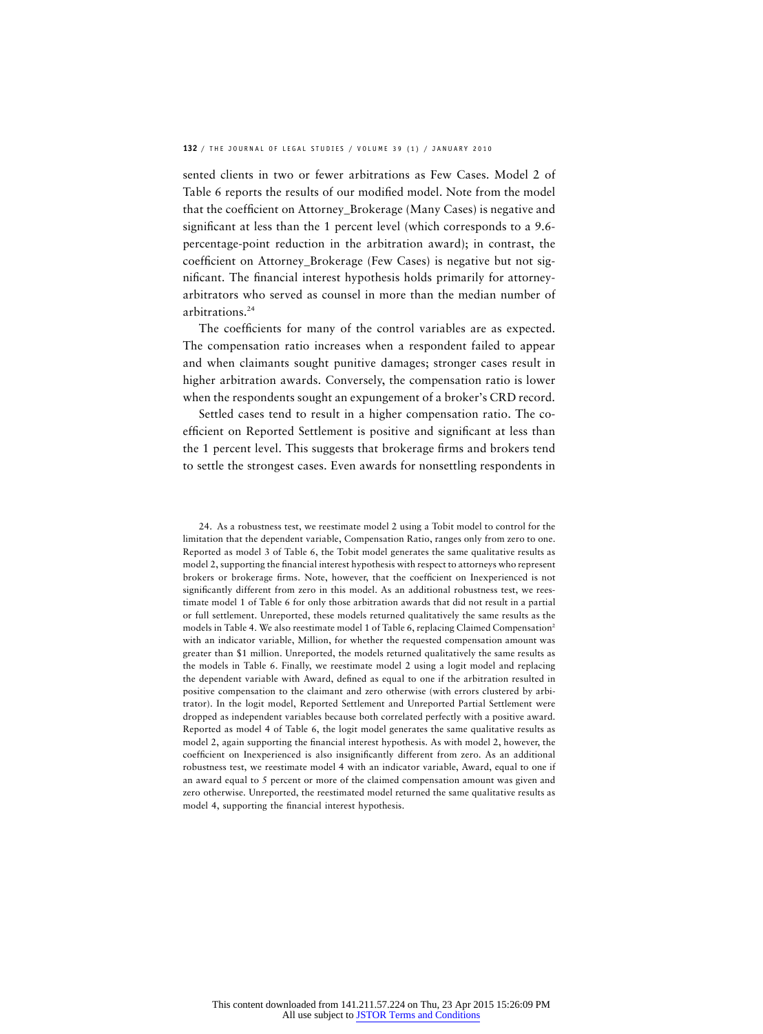sented clients in two or fewer arbitrations as Few Cases. Model 2 of Table 6 reports the results of our modified model. Note from the model that the coefficient on Attorney_Brokerage (Many Cases) is negative and significant at less than the 1 percent level (which corresponds to a 9.6-percentage-point reduction in the arbitration award); in contrast, the coefficient on Attorney_Brokerage (Few Cases) is negative but not significant. The financial interest hypothesis holds primarily for attorney-arbitrators who served as counsel in more than the median number of arbitrations.[24]

The coefficients for many of the control variables are as expected. The compensation ratio increases when a respondent failed to appear and when claimants sought punitive damages; stronger cases result in higher arbitration awards. Conversely, the compensation ratio is lower when the respondents sought an expungement of a broker's CRD record.

Settled cases tend to result in a higher compensation ratio. The coefficient on Reported Settlement is positive and significant at less than the 1 percent level. This suggests that brokerage firms and brokers tend to settle the strongest cases. Even awards for nonsettling respondents in

24. As a robustness test, we reestimate model 2 using a Tobit model to control for the limitation that the dependent variable, Compensation Ratio, ranges only from zero to one. Reported as model 3 of Table 6, the Tobit model generates the same qualitative results as model 2, supporting the financial interest hypothesis with respect to attorneys who represent brokers or brokerage firms. Note, however, that the coefficient on Inexperienced is not significantly different from zero in this model. As an additional robustness test, we reestimate model 1 of Table 6 for only those arbitration awards that did not result in a partial or full settlement. Unreported, these models returned qualitatively the same results as the models in Table 4. We also reestimate model 1 of Table 6, replacing Claimed Compensation$^2$ with an indicator variable, Million, for whether the requested compensation amount was greater than $1 million. Unreported, the models returned qualitatively the same results as the models in Table 6. Finally, we reestimate model 2 using a logit model and replacing the dependent variable with Award, defined as equal to one if the arbitration resulted in positive compensation to the claimant and zero otherwise (with errors clustered by arbitrator). In the logit model, Reported Settlement and Unreported Partial Settlement were dropped as independent variables because both correlated perfectly with a positive award. Reported as model 4 of Table 6, the logit model generates the same qualitative results as model 2, again supporting the financial interest hypothesis. As with model 2, however, the coefficient on Inexperienced is also insignificantly different from zero. As an additional robustness test, we reestimate model 4 with an indicator variable, Award, equal to one if an award equal to 5 percent or more of the claimed compensation amount was given and zero otherwise. Unreported, the reestimated model returned the same qualitative results as model 4, supporting the financial interest hypothesis.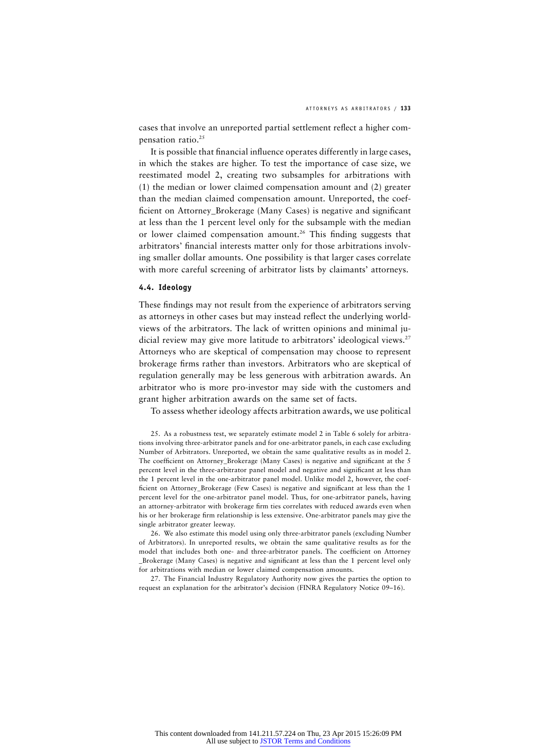cases that involve an unreported partial settlement reflect a higher compensation ratio.[25]

It is possible that financial influence operates differently in large cases, in which the stakes are higher. To test the importance of case size, we reestimated model 2, creating two subsamples for arbitrations with (1) the median or lower claimed compensation amount and (2) greater than the median claimed compensation amount. Unreported, the coefficient on Attorney_Brokerage (Many Cases) is negative and significant at less than the 1 percent level only for the subsample with the median or lower claimed compensation amount.[26] This finding suggests that arbitrators' financial interests matter only for those arbitrations involving smaller dollar amounts. One possibility is that larger cases correlate with more careful screening of arbitrator lists by claimants' attorneys.

### 4.4. Ideology

These findings may not result from the experience of arbitrators serving as attorneys in other cases but may instead reflect the underlying worldviews of the arbitrators. The lack of written opinions and minimal judicial review may give more latitude to arbitrators' ideological views.[27] Attorneys who are skeptical of compensation may choose to represent brokerage firms rather than investors. Arbitrators who are skeptical of regulation generally may be less generous with arbitration awards. An arbitrator who is more pro-investor may side with the customers and grant higher arbitration awards on the same set of facts.

To assess whether ideology affects arbitration awards, we use political

25. As a robustness test, we separately estimate model 2 in Table 6 solely for arbitrations involving three-arbitrator panels and for one-arbitrator panels, in each case excluding Number of Arbitrators. Unreported, we obtain the same qualitative results as in model 2. The coefficient on Attorney_Brokerage (Many Cases) is negative and significant at the 5 percent level in the three-arbitrator panel model and negative and significant at less than the 1 percent level in the one-arbitrator panel model. Unlike model 2, however, the coefficient on Attorney_Brokerage (Few Cases) is negative and significant at less than the 1 percent level for the one-arbitrator panel model. Thus, for one-arbitrator panels, having an attorney-arbitrator with brokerage firm ties correlates with reduced awards even when his or her brokerage firm relationship is less extensive. One-arbitrator panels may give the single arbitrator greater leeway.

26. We also estimate this model using only three-arbitrator panels (excluding Number of Arbitrators). In unreported results, we obtain the same qualitative results as for the model that includes both one- and three-arbitrator panels. The coefficient on Attorney_Brokerage (Many Cases) is negative and significant at less than the 1 percent level only for arbitrations with median or lower claimed compensation amounts.

27. The Financial Industry Regulatory Authority now gives the parties the option to request an explanation for the arbitrator's decision (FINRA Regulatory Notice 09–16).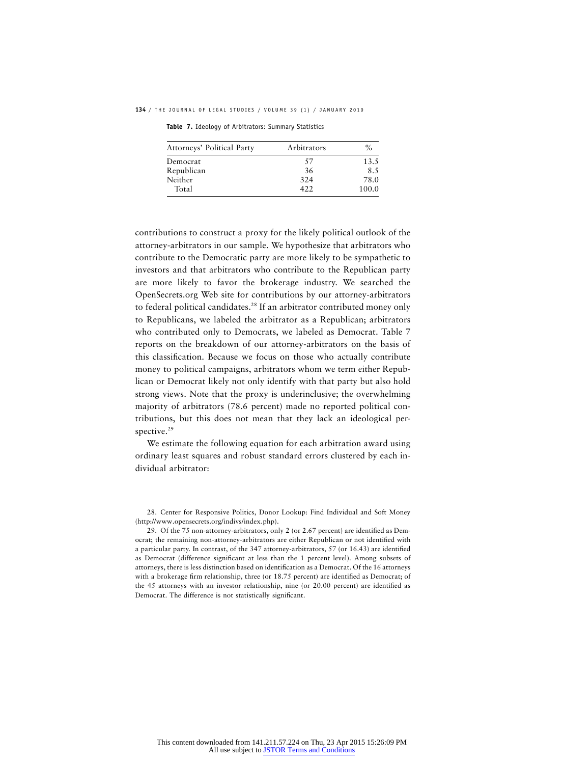**Table 7.** Ideology of Arbitrators: Summary Statistics

| Attorneys' Political Party | Arbitrators | % |
|---|---|---|
| Democrat | 57 | 13.5 |
| Republican | 36 | 8.5 |
| Neither | 324 | 78.0 |
| Total | 422 | 100.0 |

contributions to construct a proxy for the likely political outlook of the attorney-arbitrators in our sample. We hypothesize that arbitrators who contribute to the Democratic party are more likely to be sympathetic to investors and that arbitrators who contribute to the Republican party are more likely to favor the brokerage industry. We searched the OpenSecrets.org Web site for contributions by our attorney-arbitrators to federal political candidates.[28] If an arbitrator contributed money only to Republicans, we labeled the arbitrator as a Republican; arbitrators who contributed only to Democrats, we labeled as Democrat. Table 7 reports on the breakdown of our attorney-arbitrators on the basis of this classification. Because we focus on those who actually contribute money to political campaigns, arbitrators whom we term either Republican or Democrat likely not only identify with that party but also hold strong views. Note that the proxy is underinclusive; the overwhelming majority of arbitrators (78.6 percent) made no reported political contributions, but this does not mean that they lack an ideological perspective.[29]

We estimate the following equation for each arbitration award using ordinary least squares and robust standard errors clustered by each individual arbitrator:

28. Center for Responsive Politics, Donor Lookup: Find Individual and Soft Money (http://www.opensecrets.org/indivs/index.php).

29. Of the 75 non-attorney-arbitrators, only 2 (or 2.67 percent) are identified as Democrat; the remaining non-attorney-arbitrators are either Republican or not identified with a particular party. In contrast, of the 347 attorney-arbitrators, 57 (or 16.43) are identified as Democrat (difference significant at less than the 1 percent level). Among subsets of attorneys, there is less distinction based on identification as a Democrat. Of the 16 attorneys with a brokerage firm relationship, three (or 18.75 percent) are identified as Democrat; of the 45 attorneys with an investor relationship, nine (or 20.00 percent) are identified as Democrat. The difference is not statistically significant.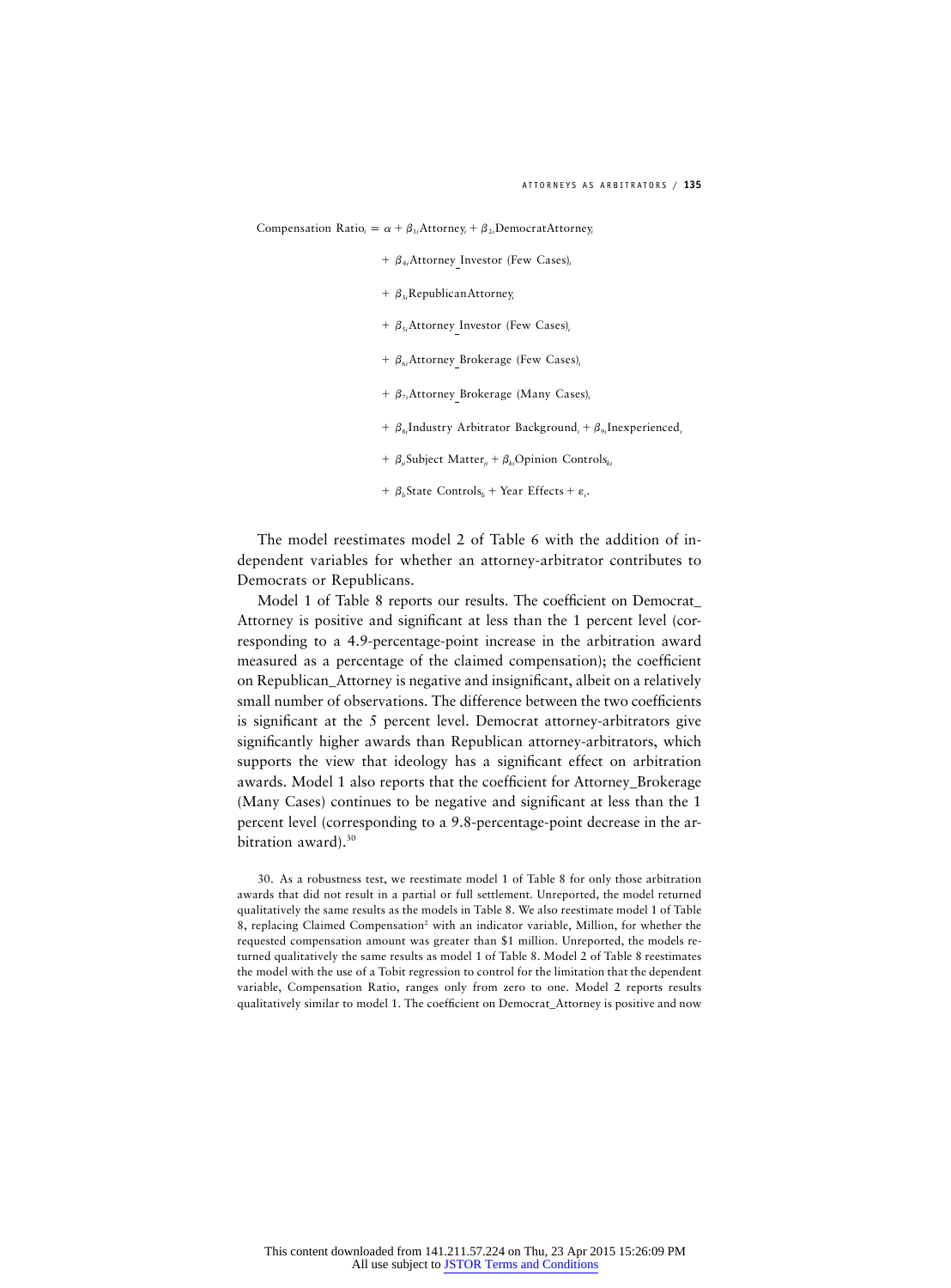$$
\begin{aligned}
\text{Compensation Ratio}_i = \alpha &+ \beta_{1i}\text{Attorney}_i + \beta_{2i}\text{DemocratAttorney}_i \\
&+ \beta_{4i}\text{Attorney\_Investor (Few Cases)}_i \\
&+ \beta_{3i}\text{RepublicanAttorney}_i \\
&+ \beta_{5i}\text{Attorney\_Investor (Few Cases)}_i \\
&+ \beta_{6i}\text{Attorney\_Brokerage (Few Cases)}_i \\
&+ \beta_{7i}\text{Attorney\_Brokerage (Many Cases)}_i \\
&+ \beta_{8i}\text{Industry Arbitrator Background}_i + \beta_{9i}\text{Inexperienced}_i \\
&+ \beta_{ji}\text{Subject Matter}_{ji} + \beta_{ki}\text{Opinion Controls}_{ki} \\
&+ \beta_{li}\text{State Controls}_{li} + \text{Year Effects} + \varepsilon_i.
\end{aligned}
$$

The model reestimates model 2 of Table 6 with the addition of independent variables for whether an attorney-arbitrator contributes to Democrats or Republicans.

Model 1 of Table 8 reports our results. The coefficient on Democrat_Attorney is positive and significant at less than the 1 percent level (corresponding to a 4.9-percentage-point increase in the arbitration award measured as a percentage of the claimed compensation); the coefficient on Republican_Attorney is negative and insignificant, albeit on a relatively small number of observations. The difference between the two coefficients is significant at the 5 percent level. Democrat attorney-arbitrators give significantly higher awards than Republican attorney-arbitrators, which supports the view that ideology has a significant effect on arbitration awards. Model 1 also reports that the coefficient for Attorney_Brokerage (Many Cases) continues to be negative and significant at less than the 1 percent level (corresponding to a 9.8-percentage-point decrease in the arbitration award).[30]

30. As a robustness test, we reestimate model 1 of Table 8 for only those arbitration awards that did not result in a partial or full settlement. Unreported, the model returned qualitatively the same results as the models in Table 8. We also reestimate model 1 of Table 8, replacing Claimed Compensation$^2$ with an indicator variable, Million, for whether the requested compensation amount was greater than $1 million. Unreported, the models returned qualitatively the same results as model 1 of Table 8. Model 2 of Table 8 reestimates the model with the use of a Tobit regression to control for the limitation that the dependent variable, Compensation Ratio, ranges only from zero to one. Model 2 reports results qualitatively similar to model 1. The coefficient on Democrat_Attorney is positive and now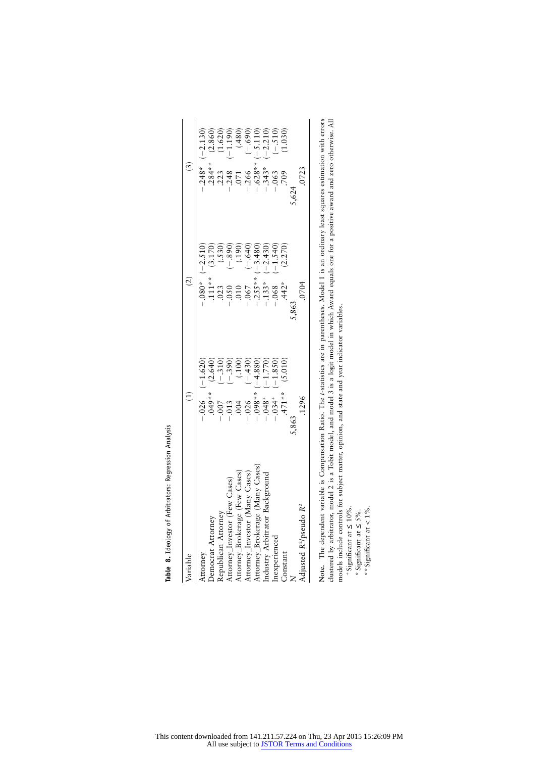**Table 8.** Ideology of Arbitrators: Regression Analysis

| Variable | (1) | | (2) | | (3) | |
|---|---|---|---|---|---|---|
| Attorney | −.026 | (−1.620) | −.080* | (−2.510) | −.248* | (−2.130) |
| Democrat Attorney | .049** | (2.640) | .111** | (3.170) | .284** | (2.860) |
| Republican Attorney | −.007 | (−.310) | .023 | (.530) | .223 | (1.620) |
| Attorney_Investor (Few Cases) | −.013 | (−.390) | −.050 | (−.890) | −.248 | (−1.190) |
| Attorney_Brokerage (Few Cases) | .004 | (.100) | .010 | (.190) | .071 | (.480) |
| Attorney_Investor (Many Cases) | −.026 | (−.430) | −.067 | (−.640) | −.266 | (−.690) |
| Attorney_Brokerage (Many Cases) | −.098** | (−4.880) | −.255** | (−3.480) | −.628** | (−5.110) |
| Industry Arbitrator Background | −.048+ | (−1.770) | −.133* | (−2.430) | −.343* | (−2.210) |
| Inexperienced | −.034+ | (−1.850) | −.068 | (−1.540) | −.063 | (−.510) |
| Constant | .471** | (5.010) | .442* | (2.270) | .709 | (1.030) |
| $N$ | 5,863 | | 5,863 | | 5,624 | |
| Adjusted $R^2$/pseudo $R^2$ | .1296 | | .0704 | | .0723 | |

**Note.** The dependent variable is Compensation Ratio. The *t*-statistics are in parentheses. Model 1 is an ordinary least squares estimation with errors clustered by arbitrator, model 2 is a Tobit model, and model 3 is a logit model in which Award equals one for a positive award and zero otherwise. All models include controls for subject matter, opinion, and state and year indicator variables.

+ Significant at ≤ 10%.

\* Significant at ≤ 5%.

\*\* Significant at < 1%.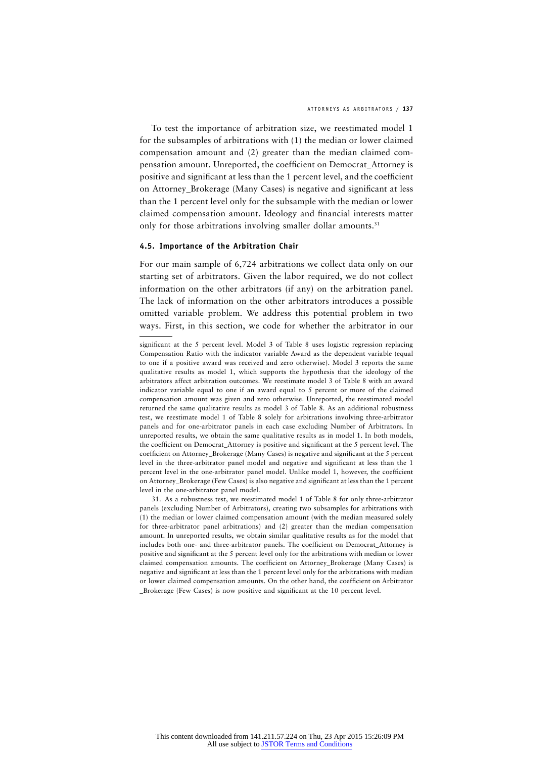To test the importance of arbitration size, we reestimated model 1 for the subsamples of arbitrations with (1) the median or lower claimed compensation amount and (2) greater than the median claimed compensation amount. Unreported, the coefficient on Democrat_Attorney is positive and significant at less than the 1 percent level, and the coefficient on Attorney_Brokerage (Many Cases) is negative and significant at less than the 1 percent level only for the subsample with the median or lower claimed compensation amount. Ideology and financial interests matter only for those arbitrations involving smaller dollar amounts.[31]

#### 4.5. Importance of the Arbitration Chair

For our main sample of 6,724 arbitrations we collect data only on our starting set of arbitrators. Given the labor required, we do not collect information on the other arbitrators (if any) on the arbitration panel. The lack of information on the other arbitrators introduces a possible omitted variable problem. We address this potential problem in two ways. First, in this section, we code for whether the arbitrator in our

---

significant at the 5 percent level. Model 3 of Table 8 uses logistic regression replacing Compensation Ratio with the indicator variable Award as the dependent variable (equal to one if a positive award was received and zero otherwise). Model 3 reports the same qualitative results as model 1, which supports the hypothesis that the ideology of the arbitrators affect arbitration outcomes. We reestimate model 3 of Table 8 with an award indicator variable equal to one if an award equal to 5 percent or more of the claimed compensation amount was given and zero otherwise. Unreported, the reestimated model returned the same qualitative results as model 3 of Table 8. As an additional robustness test, we reestimate model 1 of Table 8 solely for arbitrations involving three-arbitrator panels and for one-arbitrator panels in each case excluding Number of Arbitrators. In unreported results, we obtain the same qualitative results as in model 1. In both models, the coefficient on Democrat_Attorney is positive and significant at the 5 percent level. The coefficient on Attorney_Brokerage (Many Cases) is negative and significant at the 5 percent level in the three-arbitrator panel model and negative and significant at less than the 1 percent level in the one-arbitrator panel model. Unlike model 1, however, the coefficient on Attorney_Brokerage (Few Cases) is also negative and significant at less than the 1 percent level in the one-arbitrator panel model.

31. As a robustness test, we reestimated model 1 of Table 8 for only three-arbitrator panels (excluding Number of Arbitrators), creating two subsamples for arbitrations with (1) the median or lower claimed compensation amount (with the median measured solely for three-arbitrator panel arbitrations) and (2) greater than the median compensation amount. In unreported results, we obtain similar qualitative results as for the model that includes both one- and three-arbitrator panels. The coefficient on Democrat_Attorney is positive and significant at the 5 percent level only for the arbitrations with median or lower claimed compensation amounts. The coefficient on Attorney_Brokerage (Many Cases) is negative and significant at less than the 1 percent level only for the arbitrations with median or lower claimed compensation amounts. On the other hand, the coefficient on Arbitrator _Brokerage (Few Cases) is now positive and significant at the 10 percent level.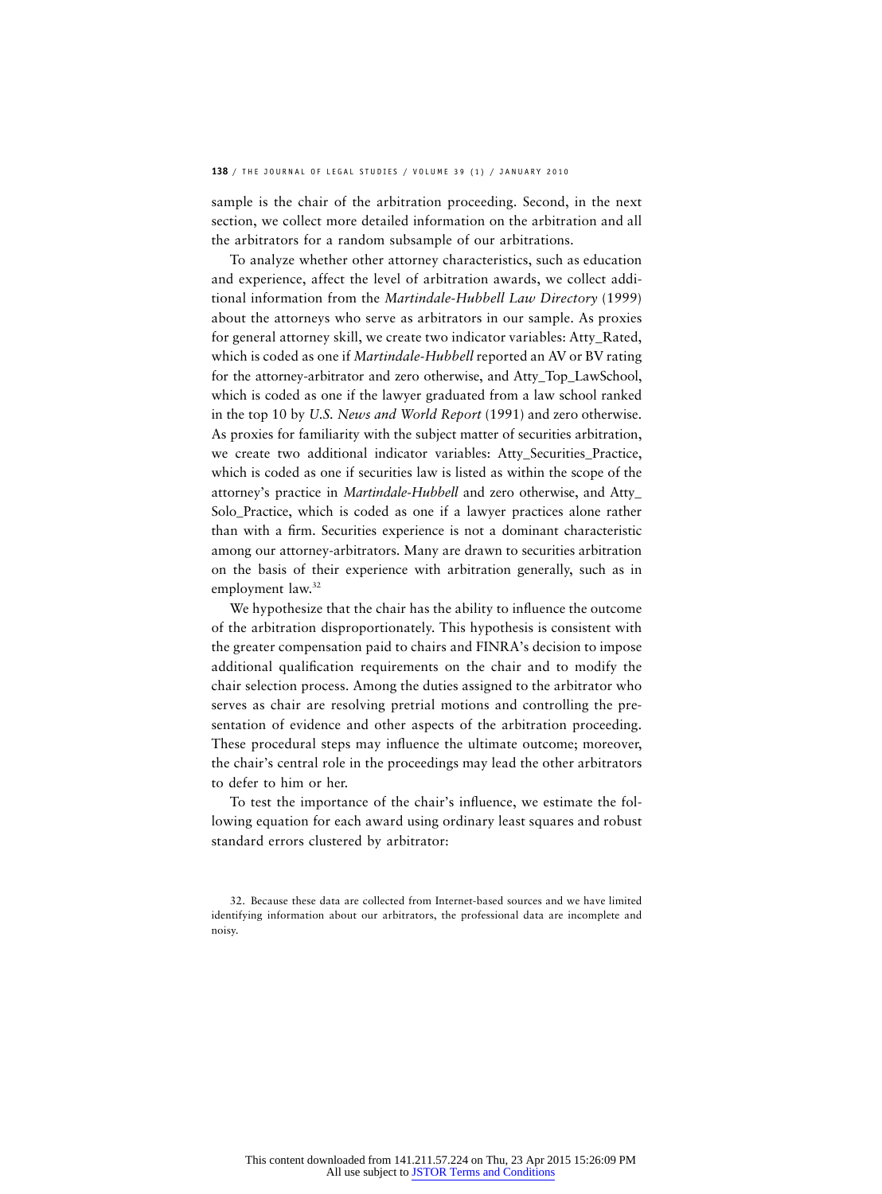sample is the chair of the arbitration proceeding. Second, in the next section, we collect more detailed information on the arbitration and all the arbitrators for a random subsample of our arbitrations.

To analyze whether other attorney characteristics, such as education and experience, affect the level of arbitration awards, we collect additional information from the *Martindale-Hubbell Law Directory* (1999) about the attorneys who serve as arbitrators in our sample. As proxies for general attorney skill, we create two indicator variables: Atty_Rated, which is coded as one if *Martindale-Hubbell* reported an AV or BV rating for the attorney-arbitrator and zero otherwise, and Atty_Top_LawSchool, which is coded as one if the lawyer graduated from a law school ranked in the top 10 by *U.S. News and World Report* (1991) and zero otherwise. As proxies for familiarity with the subject matter of securities arbitration, we create two additional indicator variables: Atty_Securities_Practice, which is coded as one if securities law is listed as within the scope of the attorney's practice in *Martindale-Hubbell* and zero otherwise, and Atty_Solo_Practice, which is coded as one if a lawyer practices alone rather than with a firm. Securities experience is not a dominant characteristic among our attorney-arbitrators. Many are drawn to securities arbitration on the basis of their experience with arbitration generally, such as in employment law.[32]

We hypothesize that the chair has the ability to influence the outcome of the arbitration disproportionately. This hypothesis is consistent with the greater compensation paid to chairs and FINRA's decision to impose additional qualification requirements on the chair and to modify the chair selection process. Among the duties assigned to the arbitrator who serves as chair are resolving pretrial motions and controlling the presentation of evidence and other aspects of the arbitration proceeding. These procedural steps may influence the ultimate outcome; moreover, the chair's central role in the proceedings may lead the other arbitrators to defer to him or her.

To test the importance of the chair's influence, we estimate the following equation for each award using ordinary least squares and robust standard errors clustered by arbitrator:

32. Because these data are collected from Internet-based sources and we have limited identifying information about our arbitrators, the professional data are incomplete and noisy.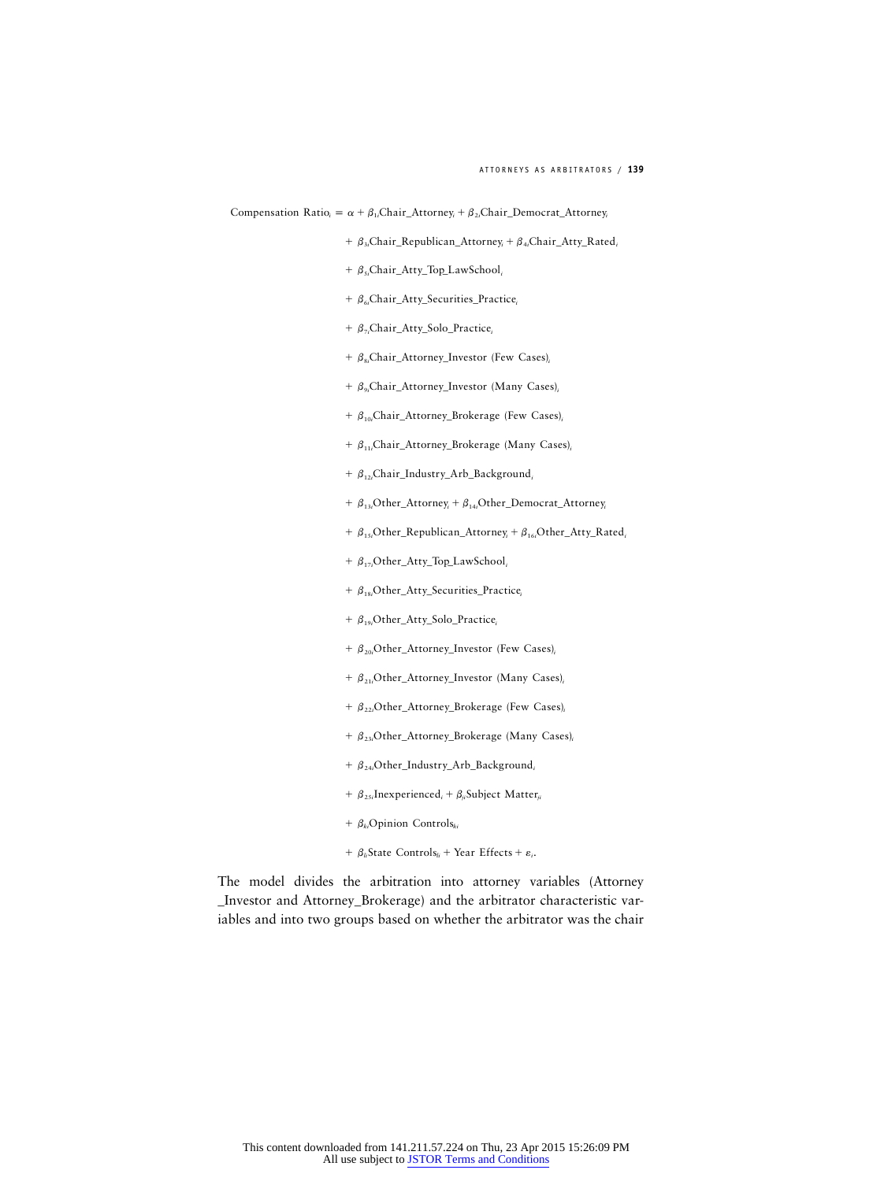$$
\begin{aligned}
\text{Compensation Ratio}_i = \alpha &+ \beta_{1i}\text{Chair\_Attorney}_i + \beta_{2i}\text{Chair\_Democrat\_Attorney}_i \\
&+ \beta_{3i}\text{Chair\_Republican\_Attorney}_i + \beta_{4i}\text{Chair\_Atty\_Rated}_i \\
&+ \beta_{5i}\text{Chair\_Atty\_Top\_LawSchool}_i \\
&+ \beta_{6i}\text{Chair\_Atty\_Securities\_Practice}_i \\
&+ \beta_{7i}\text{Chair\_Atty\_Solo\_Practice}_i \\
&+ \beta_{8i}\text{Chair\_Attorney\_Investor (Few Cases)}_i \\
&+ \beta_{9i}\text{Chair\_Attorney\_Investor (Many Cases)}_i \\
&+ \beta_{10i}\text{Chair\_Attorney\_Brokerage (Few Cases)}_i \\
&+ \beta_{11i}\text{Chair\_Attorney\_Brokerage (Many Cases)}_i \\
&+ \beta_{12i}\text{Chair\_Industry\_Arb\_Background}_i \\
&+ \beta_{13i}\text{Other\_Attorney}_i + \beta_{14i}\text{Other\_Democrat\_Attorney}_i \\
&+ \beta_{15i}\text{Other\_Republican\_Attorney}_i + \beta_{16i}\text{Other\_Atty\_Rated}_i \\
&+ \beta_{17i}\text{Other\_Atty\_Top\_LawSchool}_i \\
&+ \beta_{18i}\text{Other\_Atty\_Securities\_Practice}_i \\
&+ \beta_{19i}\text{Other\_Atty\_Solo\_Practice}_i \\
&+ \beta_{20i}\text{Other\_Attorney\_Investor (Few Cases)}_i \\
&+ \beta_{21i}\text{Other\_Attorney\_Investor (Many Cases)}_i \\
&+ \beta_{22i}\text{Other\_Attorney\_Brokerage (Few Cases)}_i \\
&+ \beta_{23i}\text{Other\_Attorney\_Brokerage (Many Cases)}_i \\
&+ \beta_{24i}\text{Other\_Industry\_Arb\_Background}_i \\
&+ \beta_{25i}\text{Inexperienced}_i + \beta_{ji}\text{Subject Matter}_{ji} \\
&+ \beta_{ki}\text{Opinion Controls}_{ki} \\
&+ \beta_{li}\text{State Controls}_{li} + \text{Year Effects} + \varepsilon_i.
\end{aligned}
$$

The model divides the arbitration into attorney variables (Attorney_Investor and Attorney_Brokerage) and the arbitrator characteristic variables and into two groups based on whether the arbitrator was the chair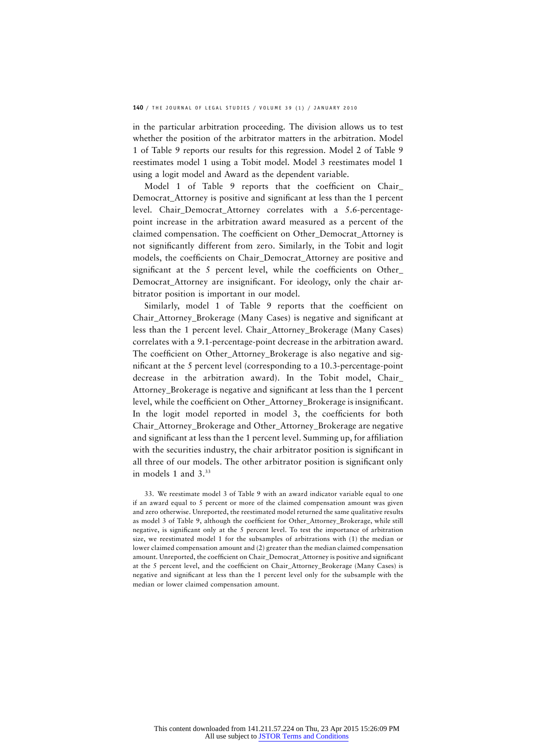in the particular arbitration proceeding. The division allows us to test whether the position of the arbitrator matters in the arbitration. Model 1 of Table 9 reports our results for this regression. Model 2 of Table 9 reestimates model 1 using a Tobit model. Model 3 reestimates model 1 using a logit model and Award as the dependent variable.

Model 1 of Table 9 reports that the coefficient on Chair_Democrat_Attorney is positive and significant at less than the 1 percent level. Chair_Democrat_Attorney correlates with a 5.6-percentage-point increase in the arbitration award measured as a percent of the claimed compensation. The coefficient on Other_Democrat_Attorney is not significantly different from zero. Similarly, in the Tobit and logit models, the coefficients on Chair_Democrat_Attorney are positive and significant at the 5 percent level, while the coefficients on Other_Democrat_Attorney are insignificant. For ideology, only the chair arbitrator position is important in our model.

Similarly, model 1 of Table 9 reports that the coefficient on Chair_Attorney_Brokerage (Many Cases) is negative and significant at less than the 1 percent level. Chair_Attorney_Brokerage (Many Cases) correlates with a 9.1-percentage-point decrease in the arbitration award. The coefficient on Other_Attorney_Brokerage is also negative and significant at the 5 percent level (corresponding to a 10.3-percentage-point decrease in the arbitration award). In the Tobit model, Chair_Attorney_Brokerage is negative and significant at less than the 1 percent level, while the coefficient on Other_Attorney_Brokerage is insignificant. In the logit model reported in model 3, the coefficients for both Chair_Attorney_Brokerage and Other_Attorney_Brokerage are negative and significant at less than the 1 percent level. Summing up, for affiliation with the securities industry, the chair arbitrator position is significant in all three of our models. The other arbitrator position is significant only in models 1 and 3.[33]

33. We reestimate model 3 of Table 9 with an award indicator variable equal to one if an award equal to 5 percent or more of the claimed compensation amount was given and zero otherwise. Unreported, the reestimated model returned the same qualitative results as model 3 of Table 9, although the coefficient for Other_Attorney_Brokerage, while still negative, is significant only at the 5 percent level. To test the importance of arbitration size, we reestimated model 1 for the subsamples of arbitrations with (1) the median or lower claimed compensation amount and (2) greater than the median claimed compensation amount. Unreported, the coefficient on Chair_Democrat_Attorney is positive and significant at the 5 percent level, and the coefficient on Chair_Attorney_Brokerage (Many Cases) is negative and significant at less than the 1 percent level only for the subsample with the median or lower claimed compensation amount.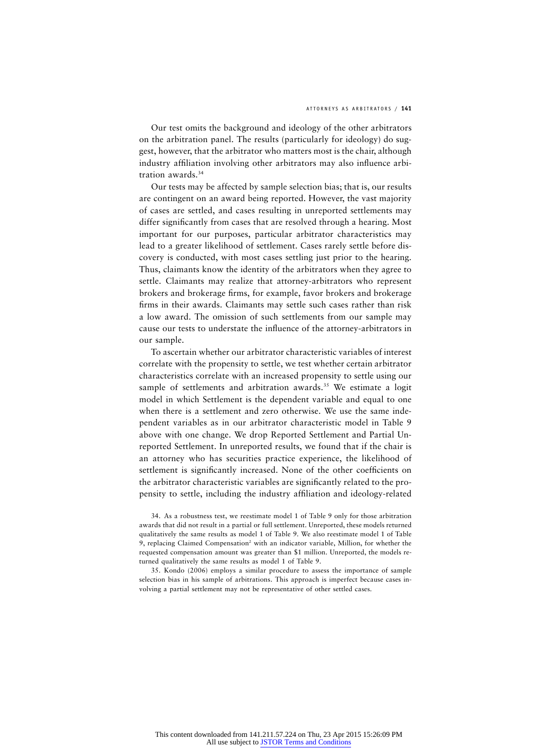Our test omits the background and ideology of the other arbitrators on the arbitration panel. The results (particularly for ideology) do suggest, however, that the arbitrator who matters most is the chair, although industry affiliation involving other arbitrators may also influence arbitration awards.[34]

Our tests may be affected by sample selection bias; that is, our results are contingent on an award being reported. However, the vast majority of cases are settled, and cases resulting in unreported settlements may differ significantly from cases that are resolved through a hearing. Most important for our purposes, particular arbitrator characteristics may lead to a greater likelihood of settlement. Cases rarely settle before discovery is conducted, with most cases settling just prior to the hearing. Thus, claimants know the identity of the arbitrators when they agree to settle. Claimants may realize that attorney-arbitrators who represent brokers and brokerage firms, for example, favor brokers and brokerage firms in their awards. Claimants may settle such cases rather than risk a low award. The omission of such settlements from our sample may cause our tests to understate the influence of the attorney-arbitrators in our sample.

To ascertain whether our arbitrator characteristic variables of interest correlate with the propensity to settle, we test whether certain arbitrator characteristics correlate with an increased propensity to settle using our sample of settlements and arbitration awards.[35] We estimate a logit model in which Settlement is the dependent variable and equal to one when there is a settlement and zero otherwise. We use the same independent variables as in our arbitrator characteristic model in Table 9 above with one change. We drop Reported Settlement and Partial Unreported Settlement. In unreported results, we found that if the chair is an attorney who has securities practice experience, the likelihood of settlement is significantly increased. None of the other coefficients on the arbitrator characteristic variables are significantly related to the propensity to settle, including the industry affiliation and ideology-related

34. As a robustness test, we reestimate model 1 of Table 9 only for those arbitration awards that did not result in a partial or full settlement. Unreported, these models returned qualitatively the same results as model 1 of Table 9. We also reestimate model 1 of Table 9, replacing Claimed Compensation$^2$ with an indicator variable, Million, for whether the requested compensation amount was greater than \$1 million. Unreported, the models returned qualitatively the same results as model 1 of Table 9.

35. Kondo (2006) employs a similar procedure to assess the importance of sample selection bias in his sample of arbitrations. This approach is imperfect because cases involving a partial settlement may not be representative of other settled cases.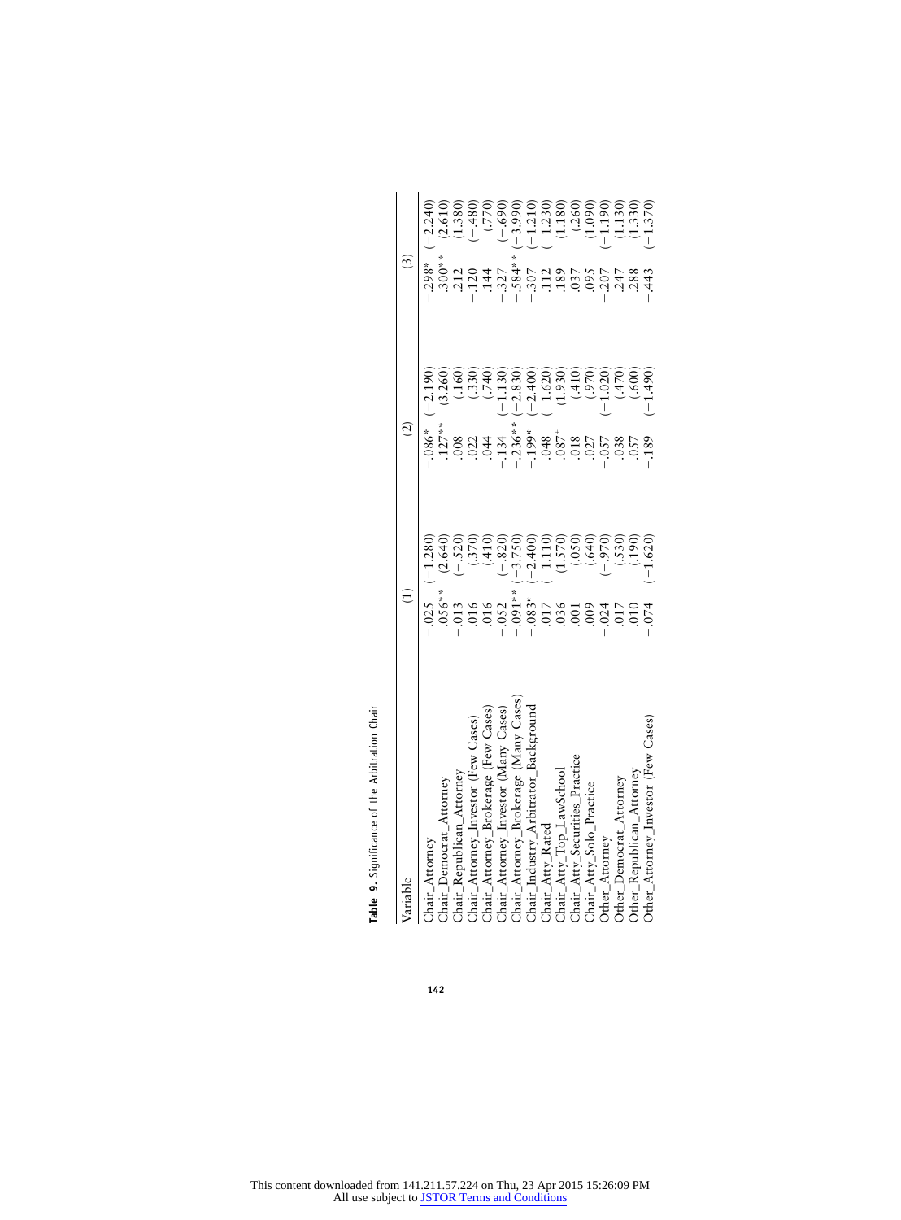**Table 9.** Significance of the Arbitration Chair

| Variable | (1) | | (2) | | (3) | |
|---|---|---|---|---|---|---|
| Chair_Attorney | −.025 | (−1.280) | −.086* | (−2.190) | −.298* | (−2.240) |
| Chair_Democrat_Attorney | .056** | (2.640) | .127** | (3.260) | .300** | (2.610) |
| Chair_Republican_Attorney | −.013 | (−.520) | .008 | (.160) | .212 | (1.380) |
| Chair_Attorney_Investor (Few Cases) | .016 | (.370) | .022 | (.330) | −.120 | (−.480) |
| Chair_Attorney_Brokerage (Few Cases) | .016 | (.410) | .044 | (.740) | .144 | (.770) |
| Chair_Attorney_Investor (Many Cases) | −.052 | (−.820) | −.134 | (−1.130) | −.327 | (−.690) |
| Chair_Attorney_Brokerage (Many Cases) | −.091** | (−3.750) | −.236** | (−2.830) | −.584** | (−3.990) |
| Chair_Industry_Arbitrator_Background | −.083* | (−2.400) | −.199* | (−2.400) | −.307 | (−1.210) |
| Chair_Atty_Rated | −.017 | (−1.110) | −.048 | (−1.620) | −.112 | (−1.230) |
| Chair_Atty_Top_LawSchool | .036 | (1.570) | .087+ | (1.930) | .189 | (1.180) |
| Chair_Atty_Securities_Practice | .001 | (.050) | .018 | (.410) | .037 | (.260) |
| Chair_Atty_Solo_Practice | .009 | (.640) | .027 | (.970) | .095 | (1.090) |
| Other_Attorney | −.024 | (−.970) | −.057 | (−1.020) | −.207 | (−1.190) |
| Other_Democrat_Attorney | .017 | (.530) | .038 | (.470) | .247 | (1.130) |
| Other_Republican_Attorney | .010 | (.190) | .057 | (.600) | .288 | (1.330) |
| Other_Attorney_Investor (Few Cases) | −.074 | (−1.620) | −.189 | (−1.490) | −.443 | (−1.370) |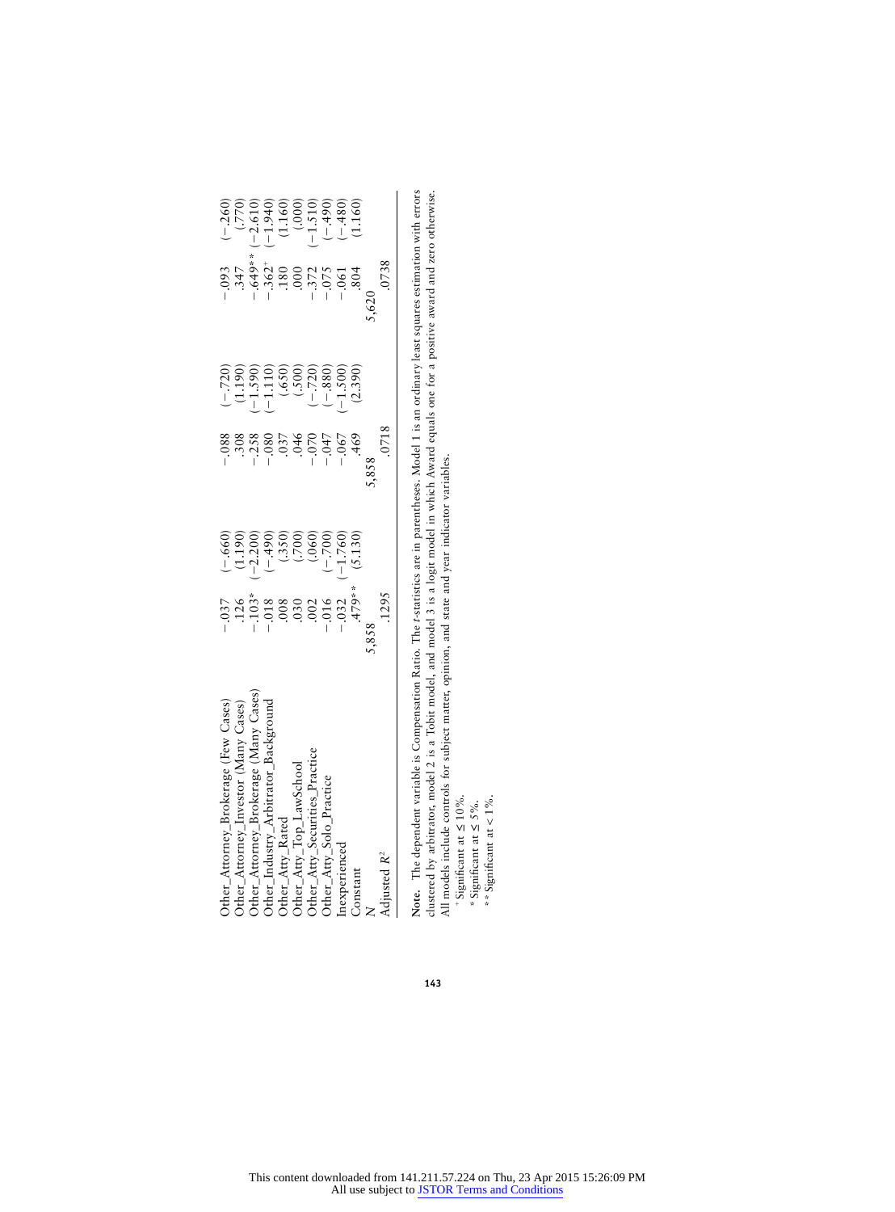| | | | | | | |
|---|---|---|---|---|---|---|
| Other_Attorney_Brokerage (Few Cases) | −.037 | (−.660) | −.088 | (−.720) | −.093 | (−.260) |
| Other_Attorney_Investor (Many Cases) | .126 | (1.190) | .308 | (1.190) | .347 | (.770) |
| Other_Attorney_Brokerage (Many Cases) | −.103* | (−2.200) | −.258 | (−1.590) | −.649** | (−2.610) |
| Other_Industry_Arbitrator_Background | −.018 | (−.490) | −.080 | (−1.110) | −.362⁺ | (−1.940) |
| Other_Atty_Rated | .008 | (.350) | .037 | (.650) | .180 | (1.160) |
| Other_Atty_Top_LawSchool | .030 | (.700) | .046 | (.500) | .000 | (.000) |
| Other_Atty_Securities_Practice | .002 | (.060) | −.070 | (−.720) | −.372 | (−1.510) |
| Other_Atty_Solo_Practice | −.016 | (−.700) | −.047 | (−.880) | −.075 | (−.490) |
| Inexperienced | −.032 | (−1.760) | −.067 | (−1.500) | −.061 | (−.480) |
| Constant | .479** | (5.130) | .469 | (2.390) | .804 | (1.160) |
| $N$ | 5,858 | | 5,858 | | 5,620 | |
| Adjusted $R^2$ | .1295 | | .0718 | | .0738 | |

**Note.** The dependent variable is Compensation Ratio. The *t*-statistics are in parentheses. Model 1 is an ordinary least squares estimation with errors clustered by arbitrator, model 2 is a Tobit model, and model 3 is a logit model in which Award equals one for a positive award and zero otherwise. All models include controls for subject matter, opinion, and state and year indicator variables.

⁺ Significant at ≤ 10%.

\* Significant at ≤ 5%.

\*\* Significant at < 1%.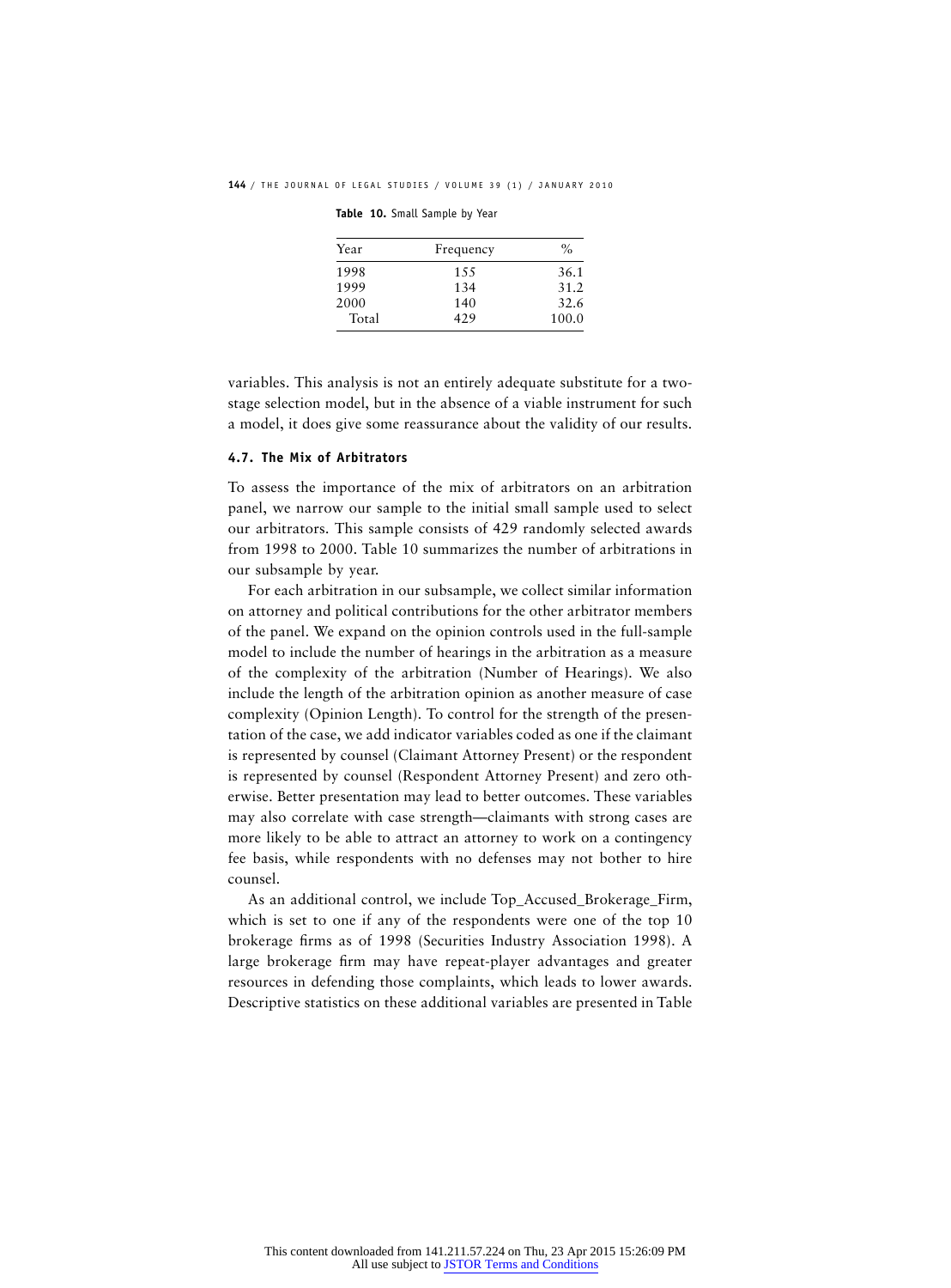**Table 10.** Small Sample by Year

| Year | Frequency | % |
|---|---|---|
| 1998 | 155 | 36.1 |
| 1999 | 134 | 31.2 |
| 2000 | 140 | 32.6 |
| Total | 429 | 100.0 |

variables. This analysis is not an entirely adequate substitute for a two-stage selection model, but in the absence of a viable instrument for such a model, it does give some reassurance about the validity of our results.

### 4.7. The Mix of Arbitrators

To assess the importance of the mix of arbitrators on an arbitration panel, we narrow our sample to the initial small sample used to select our arbitrators. This sample consists of 429 randomly selected awards from 1998 to 2000. Table 10 summarizes the number of arbitrations in our subsample by year.

For each arbitration in our subsample, we collect similar information on attorney and political contributions for the other arbitrator members of the panel. We expand on the opinion controls used in the full-sample model to include the number of hearings in the arbitration as a measure of the complexity of the arbitration (Number of Hearings). We also include the length of the arbitration opinion as another measure of case complexity (Opinion Length). To control for the strength of the presentation of the case, we add indicator variables coded as one if the claimant is represented by counsel (Claimant Attorney Present) or the respondent is represented by counsel (Respondent Attorney Present) and zero otherwise. Better presentation may lead to better outcomes. These variables may also correlate with case strength—claimants with strong cases are more likely to be able to attract an attorney to work on a contingency fee basis, while respondents with no defenses may not bother to hire counsel.

As an additional control, we include Top_Accused_Brokerage_Firm, which is set to one if any of the respondents were one of the top 10 brokerage firms as of 1998 (Securities Industry Association 1998). A large brokerage firm may have repeat-player advantages and greater resources in defending those complaints, which leads to lower awards. Descriptive statistics on these additional variables are presented in Table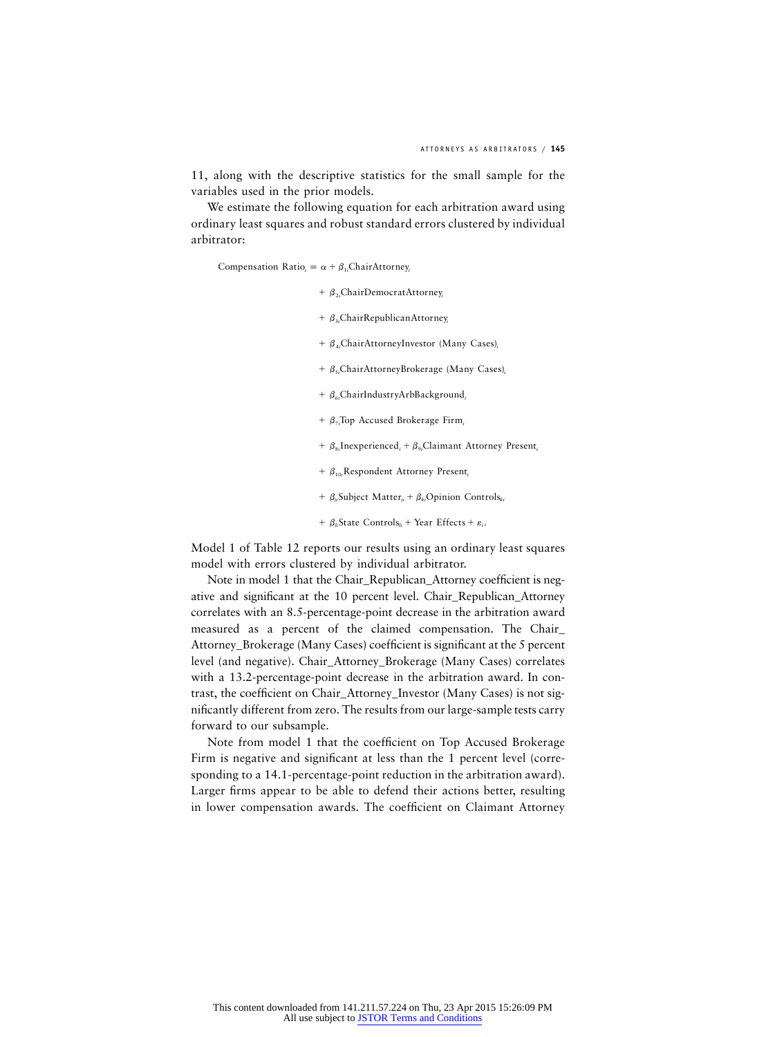11, along with the descriptive statistics for the small sample for the variables used in the prior models.

We estimate the following equation for each arbitration award using ordinary least squares and robust standard errors clustered by individual arbitrator:

$$
\begin{aligned}
\text{Compensation Ratio}_i = \alpha &+ \beta_{1i}\text{ChairAttorney}_i \\
&+ \beta_{2i}\text{ChairDemocratAttorney}_i \\
&+ \beta_{3i}\text{ChairRepublicanAttorney}_i \\
&+ \beta_{4i}\text{ChairAttorneyInvestor (Many Cases)}_i \\
&+ \beta_{5i}\text{ChairAttorneyBrokerage (Many Cases)}_i \\
&+ \beta_{6i}\text{ChairIndustryArbBackground}_i \\
&+ \beta_{7i}\text{Top Accused Brokerage Firm}_i \\
&+ \beta_{8i}\text{Inexperienced}_i + \beta_{9i}\text{Claimant Attorney Present}_i \\
&+ \beta_{10i}\text{Respondent Attorney Present}_i \\
&+ \beta_{ji}\text{Subject Matter}_{ji} + \beta_{ki}\text{Opinion Controls}_{ki} \\
&+ \beta_{li}\text{State Controls}_{li} + \text{Year Effects} + \varepsilon_i.
\end{aligned}
$$

Model 1 of Table 12 reports our results using an ordinary least squares model with errors clustered by individual arbitrator.

Note in model 1 that the Chair_Republican_Attorney coefficient is negative and significant at the 10 percent level. Chair_Republican_Attorney correlates with an 8.5-percentage-point decrease in the arbitration award measured as a percent of the claimed compensation. The Chair_Attorney_Brokerage (Many Cases) coefficient is significant at the 5 percent level (and negative). Chair_Attorney_Brokerage (Many Cases) correlates with a 13.2-percentage-point decrease in the arbitration award. In contrast, the coefficient on Chair_Attorney_Investor (Many Cases) is not significantly different from zero. The results from our large-sample tests carry forward to our subsample.

Note from model 1 that the coefficient on Top Accused Brokerage Firm is negative and significant at less than the 1 percent level (corresponding to a 14.1-percentage-point reduction in the arbitration award). Larger firms appear to be able to defend their actions better, resulting in lower compensation awards. The coefficient on Claimant Attorney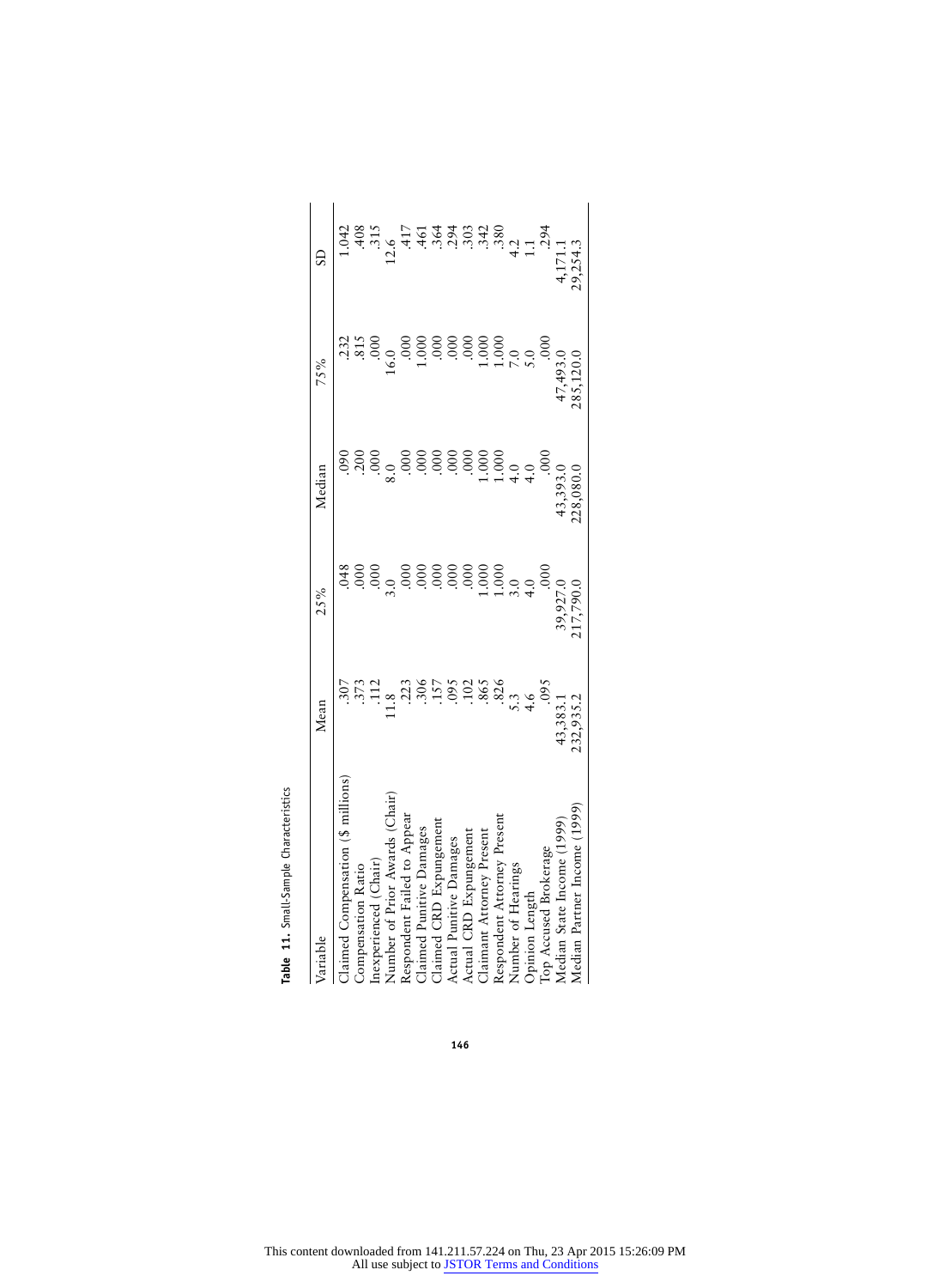**Table 11.** Small-Sample Characteristics

| Variable | Mean | 25% | Median | 75% | SD |
|---|---|---|---|---|---|
| Claimed Compensation ($ millions) | .307 | .048 | .090 | .232 | 1.042 |
| Compensation Ratio | .373 | .000 | .200 | .815 | .408 |
| Inexperienced (Chair) | .112 | .000 | .000 | .000 | .315 |
| Number of Prior Awards (Chair) | 11.8 | 3.0 | 8.0 | 16.0 | 12.6 |
| Respondent Failed to Appear | .223 | .000 | .000 | .000 | .417 |
| Claimed Punitive Damages | .306 | .000 | .000 | 1.000 | .461 |
| Claimed CRD Expungement | .157 | .000 | .000 | .000 | .364 |
| Actual Punitive Damages | .095 | .000 | .000 | .000 | .294 |
| Actual CRD Expungement | .102 | .000 | .000 | .000 | .303 |
| Claimant Attorney Present | .865 | 1.000 | 1.000 | 1.000 | .342 |
| Respondent Attorney Present | .826 | 1.000 | 1.000 | 1.000 | .380 |
| Number of Hearings | 5.3 | 3.0 | 4.0 | 7.0 | 4.2 |
| Opinion Length | 4.6 | 4.0 | 4.0 | 5.0 | 1.1 |
| Top Accused Brokerage | .095 | .000 | .000 | .000 | .294 |
| Median State Income (1999) | 43,383.1 | 39,927.0 | 43,393.0 | 47,493.0 | 4,171.1 |
| Median Partner Income (1999) | 232,935.2 | 217,790.0 | 228,080.0 | 285,120.0 | 29,254.3 |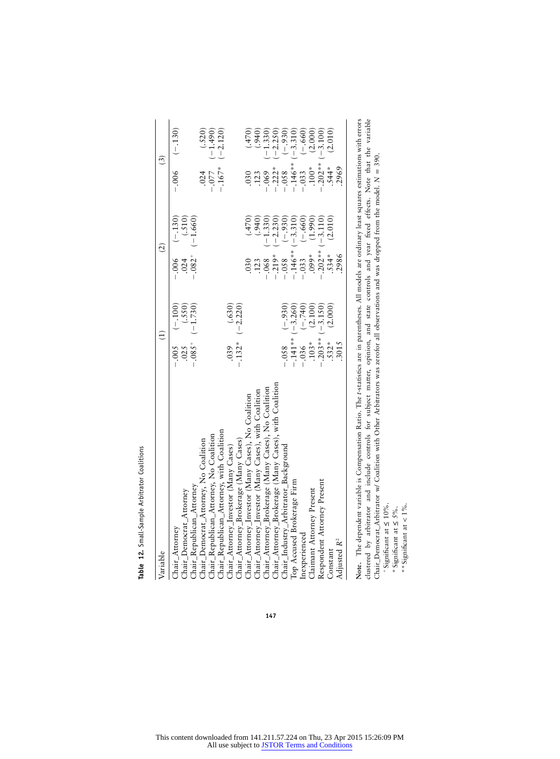**Table 12.** Small-Sample Arbitrator Coalitions

| Variable | (1) | | (2) | | (3) | |
|---|---|---|---|---|---|---|
| Chair_Attorney | −.005 | (−.100) | −.006 | (−.130) | −.006 | (−.130) |
| Chair_Democrat_Attorney | .025 | (.550) | .024 | (.510) | | |
| Chair_Republican_Attorney | −.085⁺ | (−1.730) | −.082⁺ | (−1.660) | | |
| Chair_Democrat_Attorney, No Coalition | | | | | .024 | (.520) |
| Chair_Republican_Attorney, No Coalition | | | | | −.077 | (−1.490) |
| Chair_Republican_Attorney, with Coalition | | | | | −.167* | (−2.120) |
| Chair_Attorney_Investor (Many Cases) | .039 | (.630) | | | | |
| Chair_Attorney_Brokerage (Many Cases) | −.132* | (−2.220) | | | | |
| Chair_Attorney_Investor (Many Cases), No Coalition | | | .030 | (.470) | .030 | (.470) |
| Chair_Attorney_Investor (Many Cases), with Coalition | | | .123 | (.940) | .123 | (.940) |
| Chair_Attorney_Brokerage (Many Cases), No Coalition | | | −.068 | (−1.330) | −.069 | (−1.330) |
| Chair_Attorney_Brokerage (Many Cases), with Coalition | | | −.219* | (−2.230) | −.222* | (−2.250) |
| Chair_Industry_Arbitrator_Background | −.058 | (−.930) | −.058 | (−.930) | −.058 | (−.930) |
| Top Accused Brokerage Firm | −.141** | (−3.260) | −.146** | (−3.310) | −.146** | (−3.310) |
| Inexperienced | −.036 | (−.740) | −.033 | (−.660) | −.033 | (−.660) |
| Claimant Attorney Present | .103* | (2.100) | .099* | (1.990) | .100* | (2.000) |
| Respondent Attorney Present | −.203** | (−3.150) | −.202** | (−3.110) | −.202** | (−3.100) |
| Constant | .532* | (2.000) | .534* | (2.010) | .544* | (2.010) |
| Adjusted $R^2$ | .3015 | | .2986 | | .2969 | |

**Note.** The dependent variable is Compensation Ratio. The *t*-statistics are in parentheses. All models are ordinary least squares estimations with errors clustered by arbitrator and include controls for subject matter, opinion, and state controls and year fixed effects. Note that the variable Chair_Democrat_Arbitrator w/ Coalition with Other Arbitrators was zerofor all observations and was dropped from the model. $N$ = 390.

⁺ Significant at ≤ 10%.

\* Significant at ≤ 5%.

\*\* Significant at < 1%.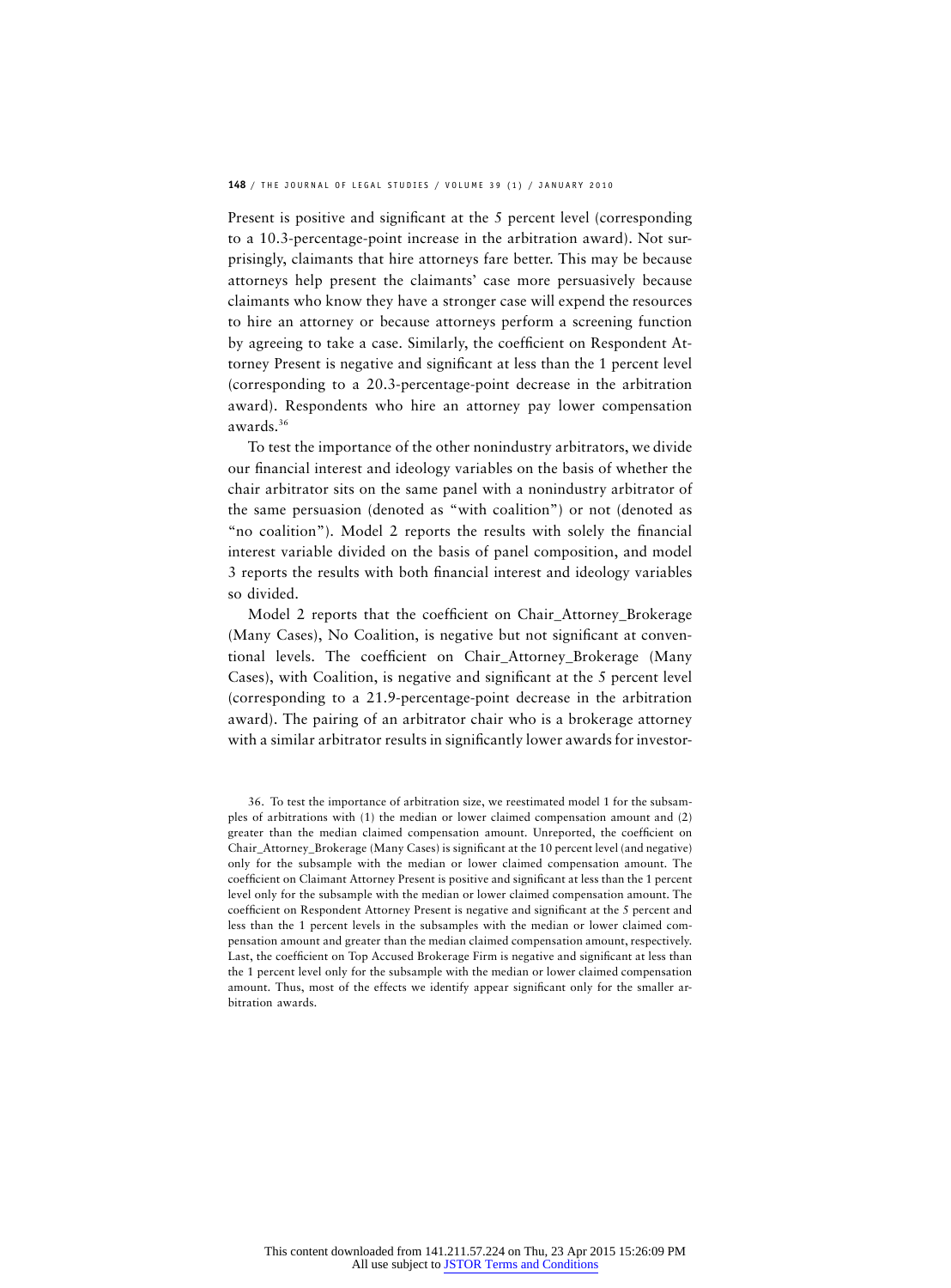Present is positive and significant at the 5 percent level (corresponding to a 10.3-percentage-point increase in the arbitration award). Not surprisingly, claimants that hire attorneys fare better. This may be because attorneys help present the claimants' case more persuasively because claimants who know they have a stronger case will expend the resources to hire an attorney or because attorneys perform a screening function by agreeing to take a case. Similarly, the coefficient on Respondent Attorney Present is negative and significant at less than the 1 percent level (corresponding to a 20.3-percentage-point decrease in the arbitration award). Respondents who hire an attorney pay lower compensation awards.[36]

To test the importance of the other nonindustry arbitrators, we divide our financial interest and ideology variables on the basis of whether the chair arbitrator sits on the same panel with a nonindustry arbitrator of the same persuasion (denoted as "with coalition") or not (denoted as "no coalition"). Model 2 reports the results with solely the financial interest variable divided on the basis of panel composition, and model 3 reports the results with both financial interest and ideology variables so divided.

Model 2 reports that the coefficient on Chair_Attorney_Brokerage (Many Cases), No Coalition, is negative but not significant at conventional levels. The coefficient on Chair_Attorney_Brokerage (Many Cases), with Coalition, is negative and significant at the 5 percent level (corresponding to a 21.9-percentage-point decrease in the arbitration award). The pairing of an arbitrator chair who is a brokerage attorney with a similar arbitrator results in significantly lower awards for investor-

36. To test the importance of arbitration size, we reestimated model 1 for the subsamples of arbitrations with (1) the median or lower claimed compensation amount and (2) greater than the median claimed compensation amount. Unreported, the coefficient on Chair_Attorney_Brokerage (Many Cases) is significant at the 10 percent level (and negative) only for the subsample with the median or lower claimed compensation amount. The coefficient on Claimant Attorney Present is positive and significant at less than the 1 percent level only for the subsample with the median or lower claimed compensation amount. The coefficient on Respondent Attorney Present is negative and significant at the 5 percent and less than the 1 percent levels in the subsamples with the median or lower claimed compensation amount and greater than the median claimed compensation amount, respectively. Last, the coefficient on Top Accused Brokerage Firm is negative and significant at less than the 1 percent level only for the subsample with the median or lower claimed compensation amount. Thus, most of the effects we identify appear significant only for the smaller arbitration awards.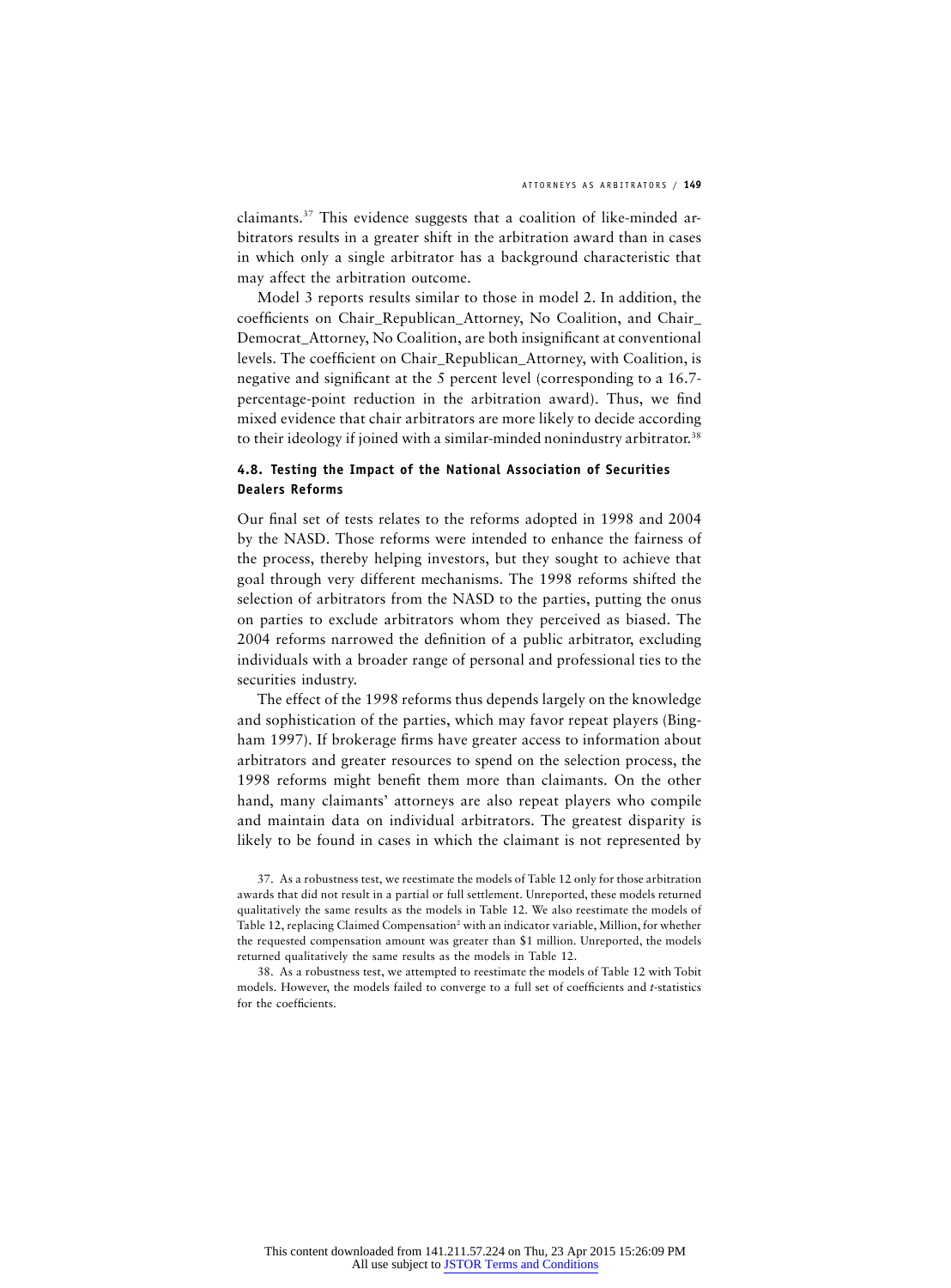claimants.[37] This evidence suggests that a coalition of like-minded arbitrators results in a greater shift in the arbitration award than in cases in which only a single arbitrator has a background characteristic that may affect the arbitration outcome.

Model 3 reports results similar to those in model 2. In addition, the coefficients on Chair_Republican_Attorney, No Coalition, and Chair_Democrat_Attorney, No Coalition, are both insignificant at conventional levels. The coefficient on Chair_Republican_Attorney, with Coalition, is negative and significant at the 5 percent level (corresponding to a 16.7-percentage-point reduction in the arbitration award). Thus, we find mixed evidence that chair arbitrators are more likely to decide according to their ideology if joined with a similar-minded nonindustry arbitrator.[38]

### 4.8. Testing the Impact of the National Association of Securities Dealers Reforms

Our final set of tests relates to the reforms adopted in 1998 and 2004 by the NASD. Those reforms were intended to enhance the fairness of the process, thereby helping investors, but they sought to achieve that goal through very different mechanisms. The 1998 reforms shifted the selection of arbitrators from the NASD to the parties, putting the onus on parties to exclude arbitrators whom they perceived as biased. The 2004 reforms narrowed the definition of a public arbitrator, excluding individuals with a broader range of personal and professional ties to the securities industry.

The effect of the 1998 reforms thus depends largely on the knowledge and sophistication of the parties, which may favor repeat players (Bingham 1997). If brokerage firms have greater access to information about arbitrators and greater resources to spend on the selection process, the 1998 reforms might benefit them more than claimants. On the other hand, many claimants' attorneys are also repeat players who compile and maintain data on individual arbitrators. The greatest disparity is likely to be found in cases in which the claimant is not represented by

37. As a robustness test, we reestimate the models of Table 12 only for those arbitration awards that did not result in a partial or full settlement. Unreported, these models returned qualitatively the same results as the models in Table 12. We also reestimate the models of Table 12, replacing Claimed Compensation$^2$ with an indicator variable, Million, for whether the requested compensation amount was greater than \$1 million. Unreported, the models returned qualitatively the same results as the models in Table 12.

38. As a robustness test, we attempted to reestimate the models of Table 12 with Tobit models. However, the models failed to converge to a full set of coefficients and *t*-statistics for the coefficients.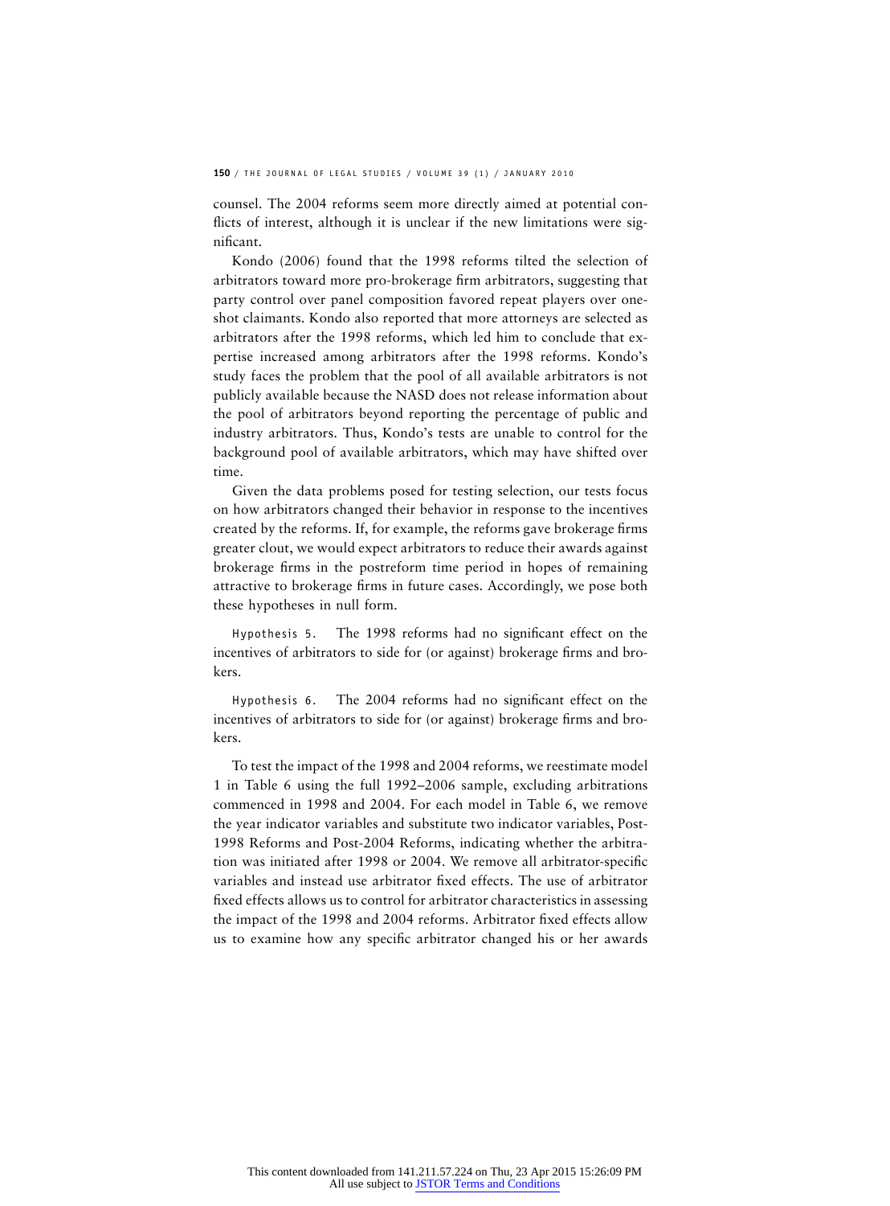counsel. The 2004 reforms seem more directly aimed at potential conflicts of interest, although it is unclear if the new limitations were significant.

Kondo (2006) found that the 1998 reforms tilted the selection of arbitrators toward more pro-brokerage firm arbitrators, suggesting that party control over panel composition favored repeat players over one-shot claimants. Kondo also reported that more attorneys are selected as arbitrators after the 1998 reforms, which led him to conclude that expertise increased among arbitrators after the 1998 reforms. Kondo's study faces the problem that the pool of all available arbitrators is not publicly available because the NASD does not release information about the pool of arbitrators beyond reporting the percentage of public and industry arbitrators. Thus, Kondo's tests are unable to control for the background pool of available arbitrators, which may have shifted over time.

Given the data problems posed for testing selection, our tests focus on how arbitrators changed their behavior in response to the incentives created by the reforms. If, for example, the reforms gave brokerage firms greater clout, we would expect arbitrators to reduce their awards against brokerage firms in the postreform time period in hopes of remaining attractive to brokerage firms in future cases. Accordingly, we pose both these hypotheses in null form.

Hypothesis 5. The 1998 reforms had no significant effect on the incentives of arbitrators to side for (or against) brokerage firms and brokers.

Hypothesis 6. The 2004 reforms had no significant effect on the incentives of arbitrators to side for (or against) brokerage firms and brokers.

To test the impact of the 1998 and 2004 reforms, we reestimate model 1 in Table 6 using the full 1992–2006 sample, excluding arbitrations commenced in 1998 and 2004. For each model in Table 6, we remove the year indicator variables and substitute two indicator variables, Post-1998 Reforms and Post-2004 Reforms, indicating whether the arbitration was initiated after 1998 or 2004. We remove all arbitrator-specific variables and instead use arbitrator fixed effects. The use of arbitrator fixed effects allows us to control for arbitrator characteristics in assessing the impact of the 1998 and 2004 reforms. Arbitrator fixed effects allow us to examine how any specific arbitrator changed his or her awards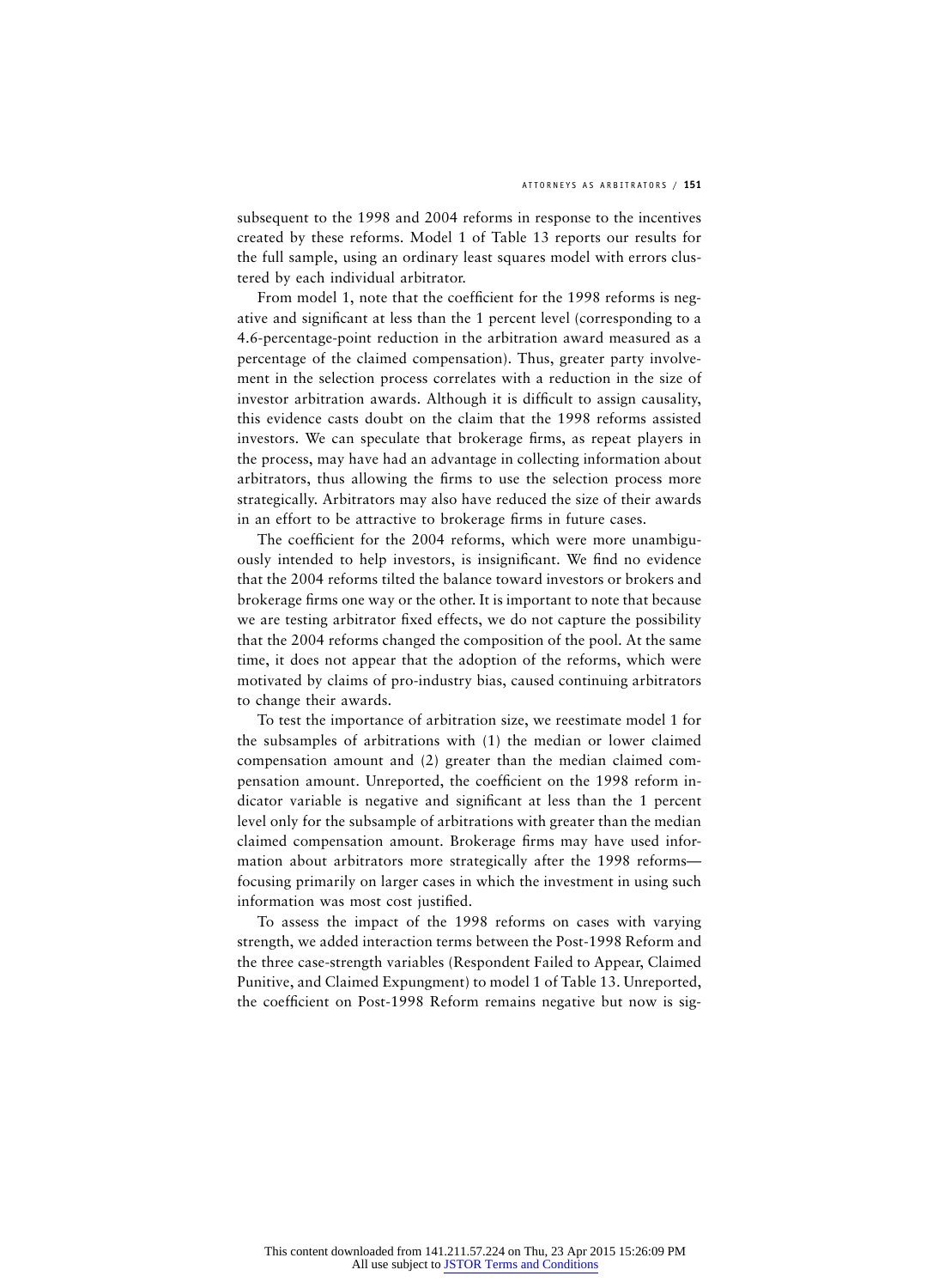subsequent to the 1998 and 2004 reforms in response to the incentives created by these reforms. Model 1 of Table 13 reports our results for the full sample, using an ordinary least squares model with errors clustered by each individual arbitrator.

From model 1, note that the coefficient for the 1998 reforms is negative and significant at less than the 1 percent level (corresponding to a 4.6-percentage-point reduction in the arbitration award measured as a percentage of the claimed compensation). Thus, greater party involvement in the selection process correlates with a reduction in the size of investor arbitration awards. Although it is difficult to assign causality, this evidence casts doubt on the claim that the 1998 reforms assisted investors. We can speculate that brokerage firms, as repeat players in the process, may have had an advantage in collecting information about arbitrators, thus allowing the firms to use the selection process more strategically. Arbitrators may also have reduced the size of their awards in an effort to be attractive to brokerage firms in future cases.

The coefficient for the 2004 reforms, which were more unambiguously intended to help investors, is insignificant. We find no evidence that the 2004 reforms tilted the balance toward investors or brokers and brokerage firms one way or the other. It is important to note that because we are testing arbitrator fixed effects, we do not capture the possibility that the 2004 reforms changed the composition of the pool. At the same time, it does not appear that the adoption of the reforms, which were motivated by claims of pro-industry bias, caused continuing arbitrators to change their awards.

To test the importance of arbitration size, we reestimate model 1 for the subsamples of arbitrations with (1) the median or lower claimed compensation amount and (2) greater than the median claimed compensation amount. Unreported, the coefficient on the 1998 reform indicator variable is negative and significant at less than the 1 percent level only for the subsample of arbitrations with greater than the median claimed compensation amount. Brokerage firms may have used information about arbitrators more strategically after the 1998 reforms—focusing primarily on larger cases in which the investment in using such information was most cost justified.

To assess the impact of the 1998 reforms on cases with varying strength, we added interaction terms between the Post-1998 Reform and the three case-strength variables (Respondent Failed to Appear, Claimed Punitive, and Claimed Expungment) to model 1 of Table 13. Unreported, the coefficient on Post-1998 Reform remains negative but now is sig-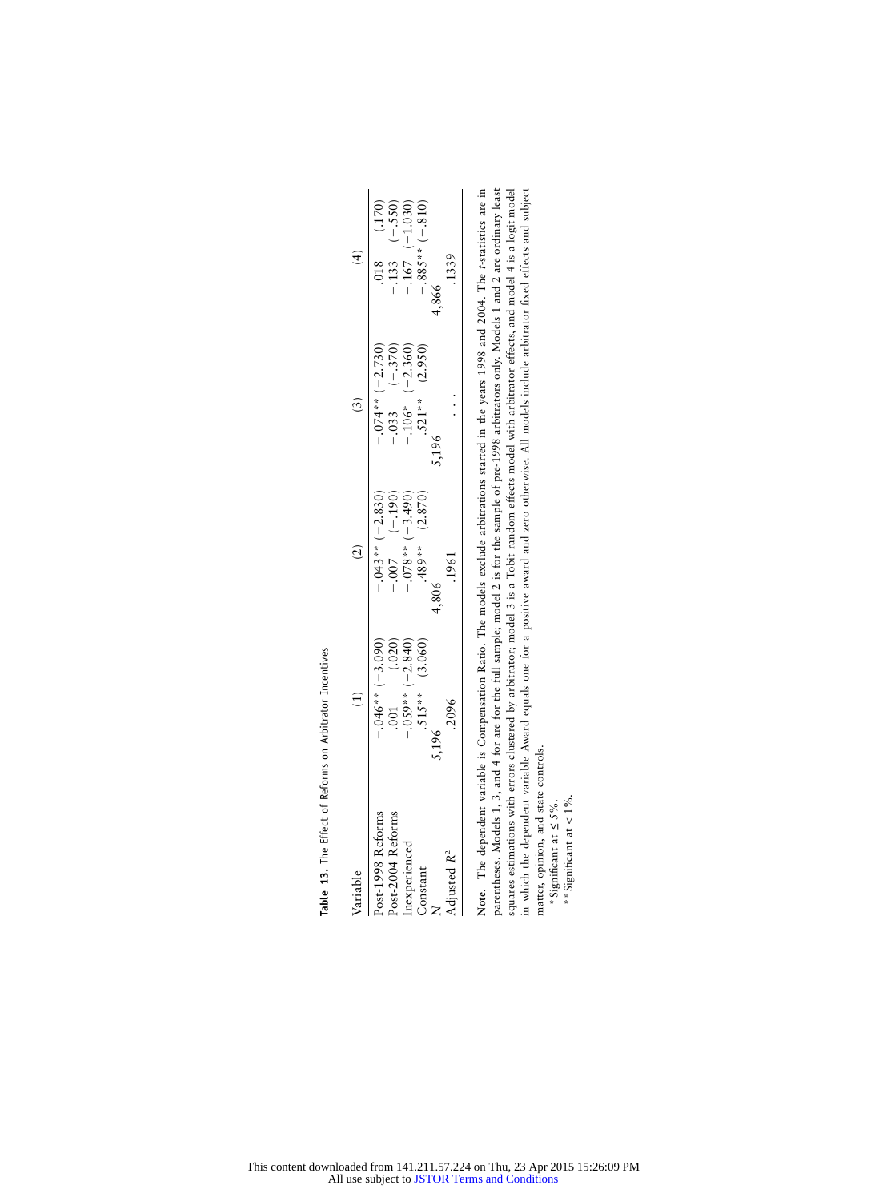**Table 13.** The Effect of Reforms on Arbitrator Incentives

| Variable | (1) | | (2) | | (3) | | (4) | |
|---|---|---|---|---|---|---|---|---|
| Post-1998 Reforms | −.046** | (−3.090) | −.043** | (−2.830) | −.074** | (−2.730) | .018 | (.170) |
| Post-2004 Reforms | .001 | (.020) | −.007 | (−.190) | −.033 | (−.370) | −.133 | (−.550) |
| Inexperienced | −.059** | (−2.840) | −.078** | (−3.490) | −.106* | (−2.360) | −.167 | (−1.030) |
| Constant | .515** | (3.060) | .489** | (2.870) | .521** | (2.950) | −.885** | (−.810) |
| $N$ | 5,196 | | 4,806 | | 5,196 | | 4,866 | |
| Adjusted $R^2$ | .2096 | | .1961 | | . . . | | .1339 | |

**Note.** The dependent variable is Compensation Ratio. The models exclude arbitrations started in the years 1998 and 2004. The $t$-statistics are in parentheses. Models 1, 3, and 4 for are for the full sample; model 2 is for the sample of pre-1998 arbitrators only. Models 1 and 2 are ordinary least squares estimations with errors clustered by arbitrator; model 3 is a Tobit random effects model with arbitrator effects, and model 4 is a logit model in which the dependent variable Award equals one for a positive award and zero otherwise. All models include arbitrator fixed effects and subject matter, opinion, and state controls.

\* Significant at ≤ 5%.

\*\* Significant at < 1%.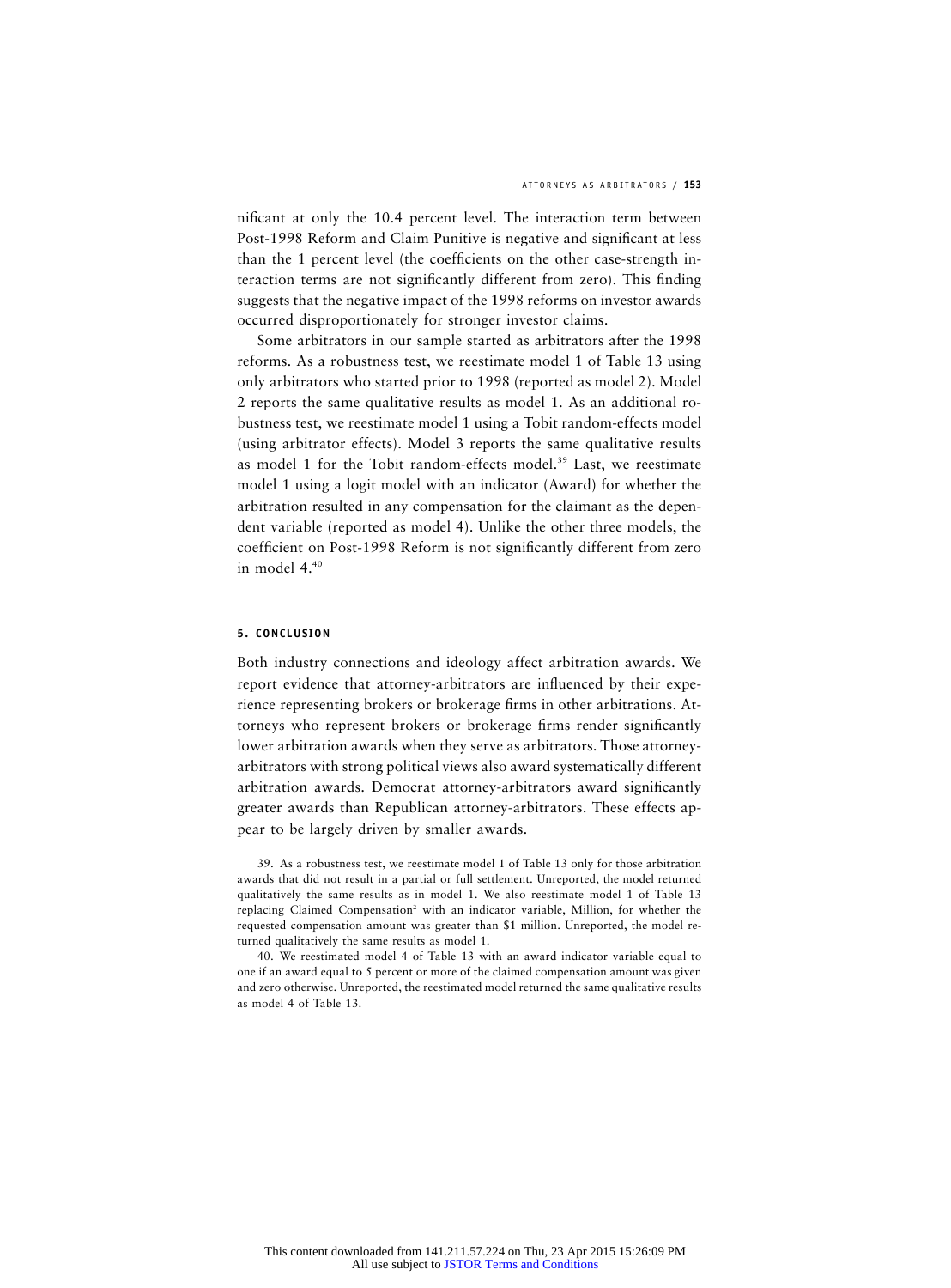nificant at only the 10.4 percent level. The interaction term between Post-1998 Reform and Claim Punitive is negative and significant at less than the 1 percent level (the coefficients on the other case-strength interaction terms are not significantly different from zero). This finding suggests that the negative impact of the 1998 reforms on investor awards occurred disproportionately for stronger investor claims.

Some arbitrators in our sample started as arbitrators after the 1998 reforms. As a robustness test, we reestimate model 1 of Table 13 using only arbitrators who started prior to 1998 (reported as model 2). Model 2 reports the same qualitative results as model 1. As an additional robustness test, we reestimate model 1 using a Tobit random-effects model (using arbitrator effects). Model 3 reports the same qualitative results as model 1 for the Tobit random-effects model.[39] Last, we reestimate model 1 using a logit model with an indicator (Award) for whether the arbitration resulted in any compensation for the claimant as the dependent variable (reported as model 4). Unlike the other three models, the coefficient on Post-1998 Reform is not significantly different from zero in model 4.[40]

## 5. CONCLUSION

Both industry connections and ideology affect arbitration awards. We report evidence that attorney-arbitrators are influenced by their experience representing brokers or brokerage firms in other arbitrations. Attorneys who represent brokers or brokerage firms render significantly lower arbitration awards when they serve as arbitrators. Those attorney-arbitrators with strong political views also award systematically different arbitration awards. Democrat attorney-arbitrators award significantly greater awards than Republican attorney-arbitrators. These effects appear to be largely driven by smaller awards.

39. As a robustness test, we reestimate model 1 of Table 13 only for those arbitration awards that did not result in a partial or full settlement. Unreported, the model returned qualitatively the same results as in model 1. We also reestimate model 1 of Table 13 replacing Claimed Compensation$^2$ with an indicator variable, Million, for whether the requested compensation amount was greater than $1 million. Unreported, the model returned qualitatively the same results as model 1.

40. We reestimated model 4 of Table 13 with an award indicator variable equal to one if an award equal to 5 percent or more of the claimed compensation amount was given and zero otherwise. Unreported, the reestimated model returned the same qualitative results as model 4 of Table 13.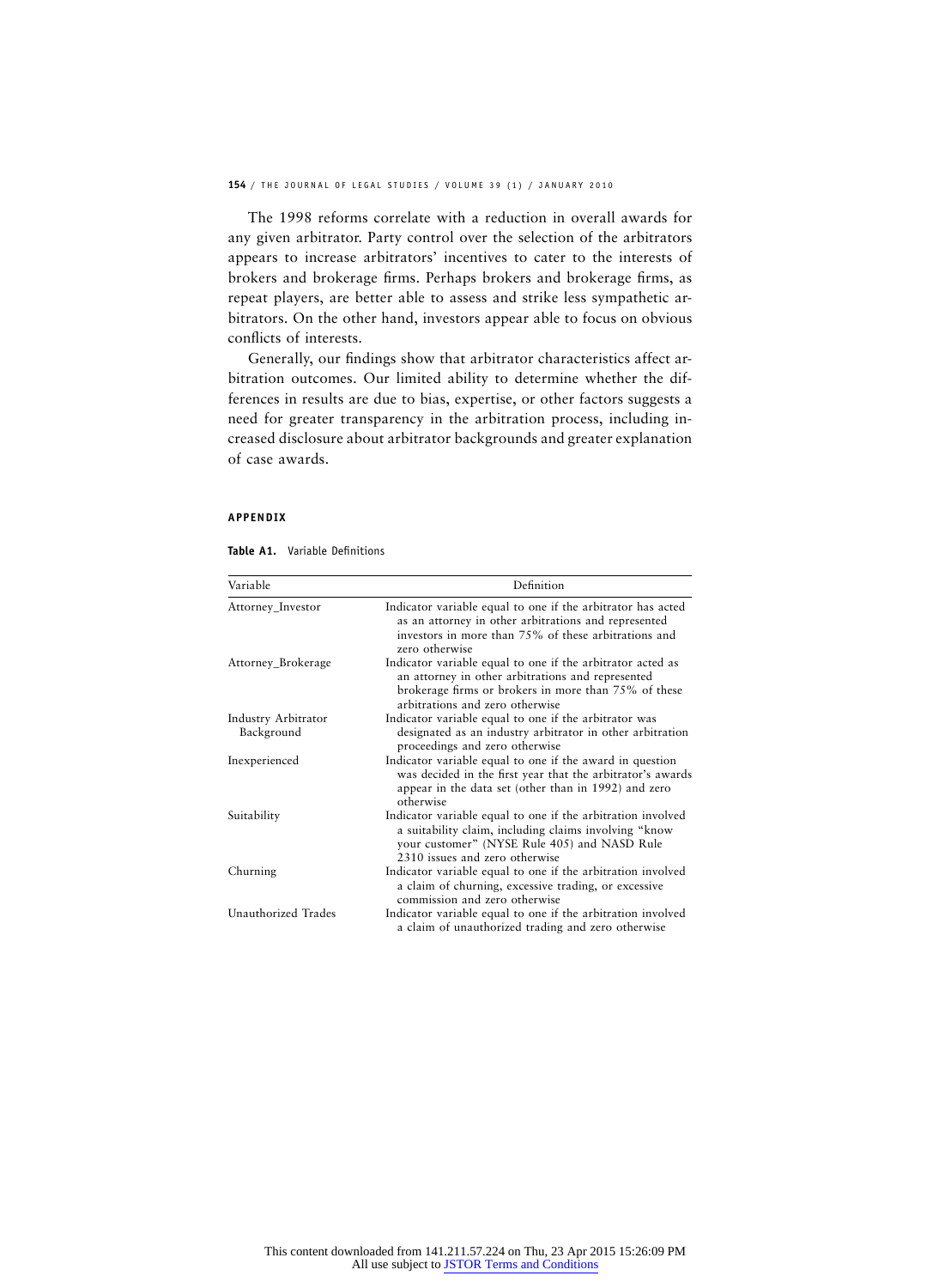The 1998 reforms correlate with a reduction in overall awards for any given arbitrator. Party control over the selection of the arbitrators appears to increase arbitrators' incentives to cater to the interests of brokers and brokerage firms. Perhaps brokers and brokerage firms, as repeat players, are better able to assess and strike less sympathetic arbitrators. On the other hand, investors appear able to focus on obvious conflicts of interests.

Generally, our findings show that arbitrator characteristics affect arbitration outcomes. Our limited ability to determine whether the differences in results are due to bias, expertise, or other factors suggests a need for greater transparency in the arbitration process, including increased disclosure about arbitrator backgrounds and greater explanation of case awards.

## APPENDIX

**Table A1.** Variable Definitions

| Variable | Definition |
|---|---|
| Attorney_Investor | Indicator variable equal to one if the arbitrator has acted as an attorney in other arbitrations and represented investors in more than 75% of these arbitrations and zero otherwise |
| Attorney_Brokerage | Indicator variable equal to one if the arbitrator acted as an attorney in other arbitrations and represented brokerage firms or brokers in more than 75% of these arbitrations and zero otherwise |
| Industry Arbitrator Background | Indicator variable equal to one if the arbitrator was designated as an industry arbitrator in other arbitration proceedings and zero otherwise |
| Inexperienced | Indicator variable equal to one if the award in question was decided in the first year that the arbitrator's awards appear in the data set (other than in 1992) and zero otherwise |
| Suitability | Indicator variable equal to one if the arbitration involved a suitability claim, including claims involving "know your customer" (NYSE Rule 405) and NASD Rule 2310 issues and zero otherwise |
| Churning | Indicator variable equal to one if the arbitration involved a claim of churning, excessive trading, or excessive commission and zero otherwise |
| Unauthorized Trades | Indicator variable equal to one if the arbitration involved a claim of unauthorized trading and zero otherwise |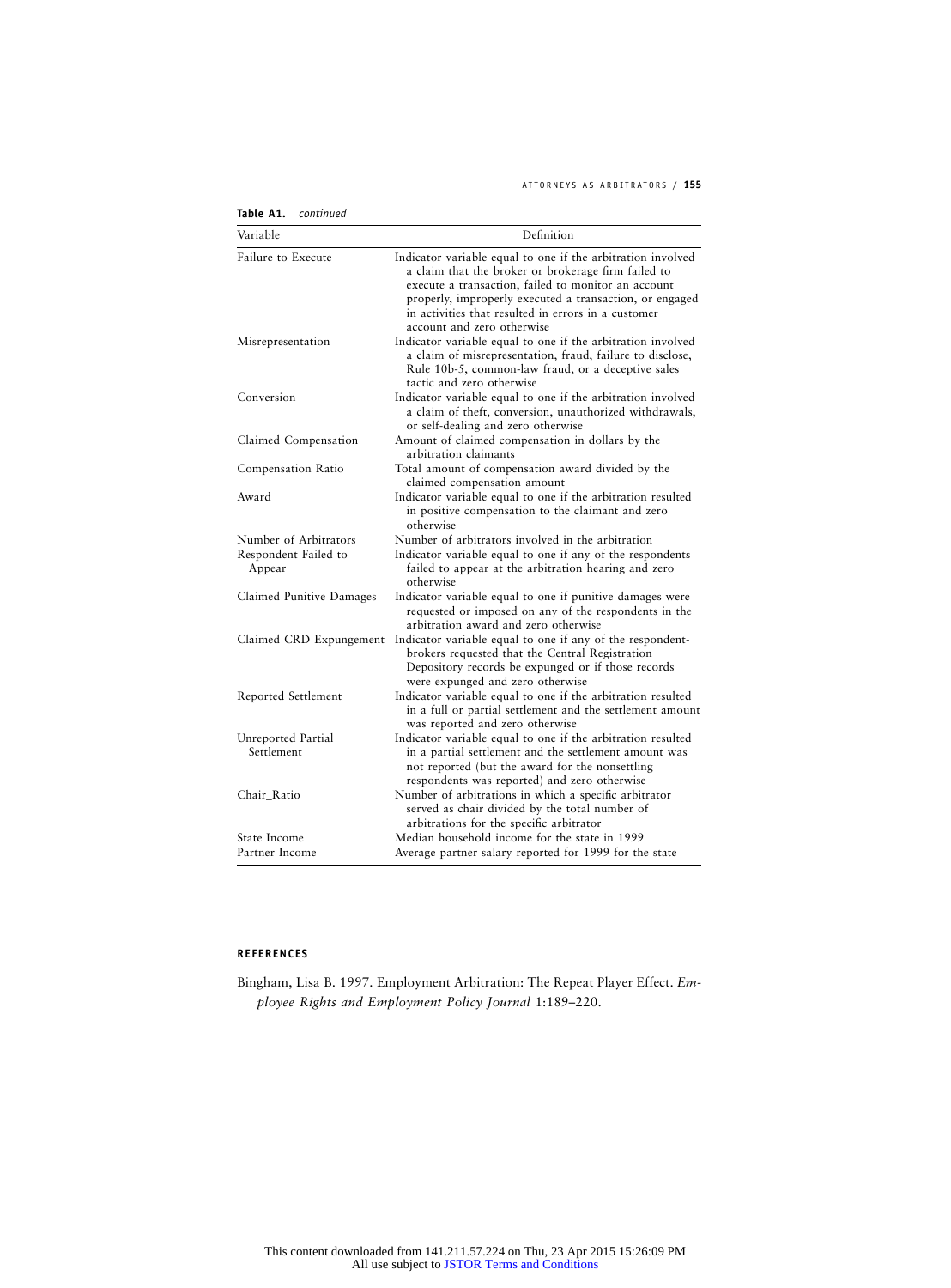**Table A1.** *continued*

| Variable | Definition |
|---|---|
| Failure to Execute | Indicator variable equal to one if the arbitration involved a claim that the broker or brokerage firm failed to execute a transaction, failed to monitor an account properly, improperly executed a transaction, or engaged in activities that resulted in errors in a customer account and zero otherwise |
| Misrepresentation | Indicator variable equal to one if the arbitration involved a claim of misrepresentation, fraud, failure to disclose, Rule 10b-5, common-law fraud, or a deceptive sales tactic and zero otherwise |
| Conversion | Indicator variable equal to one if the arbitration involved a claim of theft, conversion, unauthorized withdrawals, or self-dealing and zero otherwise |
| Claimed Compensation | Amount of claimed compensation in dollars by the arbitration claimants |
| Compensation Ratio | Total amount of compensation award divided by the claimed compensation amount |
| Award | Indicator variable equal to one if the arbitration resulted in positive compensation to the claimant and zero otherwise |
| Number of Arbitrators | Number of arbitrators involved in the arbitration |
| Respondent Failed to Appear | Indicator variable equal to one if any of the respondents failed to appear at the arbitration hearing and zero otherwise |
| Claimed Punitive Damages | Indicator variable equal to one if punitive damages were requested or imposed on any of the respondents in the arbitration award and zero otherwise |
| Claimed CRD Expungement | Indicator variable equal to one if any of the respondent-brokers requested that the Central Registration Depository records be expunged or if those records were expunged and zero otherwise |
| Reported Settlement | Indicator variable equal to one if the arbitration resulted in a full or partial settlement and the settlement amount was reported and zero otherwise |
| Unreported Partial Settlement | Indicator variable equal to one if the arbitration resulted in a partial settlement and the settlement amount was not reported (but the award for the nonsettling respondents was reported) and zero otherwise |
| Chair_Ratio | Number of arbitrations in which a specific arbitrator served as chair divided by the total number of arbitrations for the specific arbitrator |
| State Income | Median household income for the state in 1999 |
| Partner Income | Average partner salary reported for 1999 for the state |

## REFERENCES

Bingham, Lisa B. 1997. Employment Arbitration: The Repeat Player Effect. *Employee Rights and Employment Policy Journal* 1:189–220.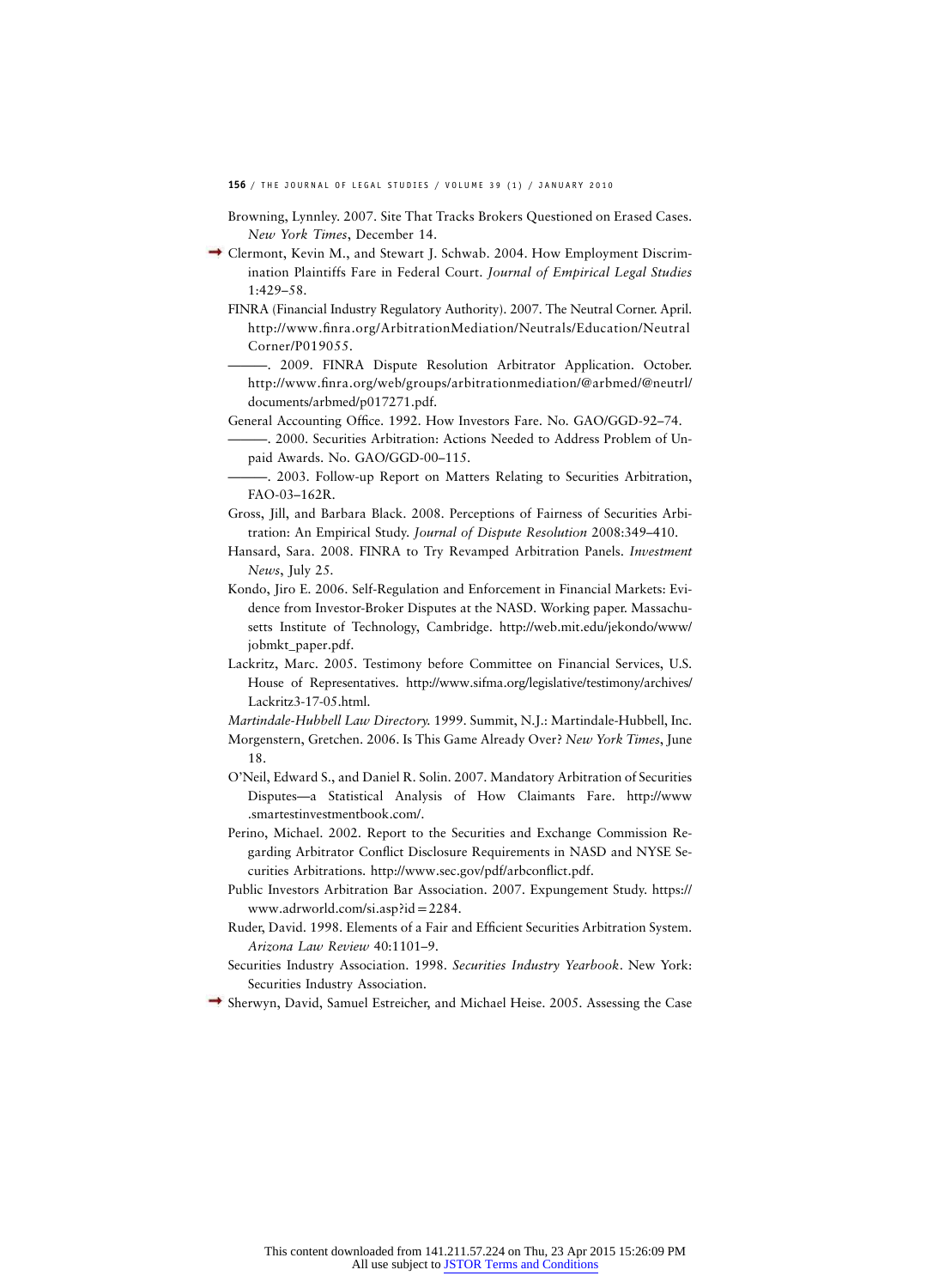Browning, Lynnley. 2007. Site That Tracks Brokers Questioned on Erased Cases. *New York Times*, December 14.

Clermont, Kevin M., and Stewart J. Schwab. 2004. How Employment Discrimination Plaintiffs Fare in Federal Court. *Journal of Empirical Legal Studies* 1:429–58.

FINRA (Financial Industry Regulatory Authority). 2007. The Neutral Corner. April. http://www.finra.org/ArbitrationMediation/Neutrals/Education/NeutralCorner/P019055.

———. 2009. FINRA Dispute Resolution Arbitrator Application. October. http://www.finra.org/web/groups/arbitrationmediation/@arbmed/@neutrl/documents/arbmed/p017271.pdf.

General Accounting Office. 1992. How Investors Fare. No. GAO/GGD-92–74.

———. 2000. Securities Arbitration: Actions Needed to Address Problem of Unpaid Awards. No. GAO/GGD-00–115.

———. 2003. Follow-up Report on Matters Relating to Securities Arbitration, FAO-03–162R.

Gross, Jill, and Barbara Black. 2008. Perceptions of Fairness of Securities Arbitration: An Empirical Study. *Journal of Dispute Resolution* 2008:349–410.

Hansard, Sara. 2008. FINRA to Try Revamped Arbitration Panels. *Investment News*, July 25.

Kondo, Jiro E. 2006. Self-Regulation and Enforcement in Financial Markets: Evidence from Investor-Broker Disputes at the NASD. Working paper. Massachusetts Institute of Technology, Cambridge. http://web.mit.edu/jekondo/www/jobmkt_paper.pdf.

Lackritz, Marc. 2005. Testimony before Committee on Financial Services, U.S. House of Representatives. http://www.sifma.org/legislative/testimony/archives/Lackritz3-17-05.html.

*Martindale-Hubbell Law Directory.* 1999. Summit, N.J.: Martindale-Hubbell, Inc.

Morgenstern, Gretchen. 2006. Is This Game Already Over? *New York Times*, June 18.

O'Neil, Edward S., and Daniel R. Solin. 2007. Mandatory Arbitration of Securities Disputes—a Statistical Analysis of How Claimants Fare. http://www.smartestinvestmentbook.com/.

Perino, Michael. 2002. Report to the Securities and Exchange Commission Regarding Arbitrator Conflict Disclosure Requirements in NASD and NYSE Securities Arbitrations. http://www.sec.gov/pdf/arbconflict.pdf.

Public Investors Arbitration Bar Association. 2007. Expungement Study. https://www.adrworld.com/si.asp?id=2284.

Ruder, David. 1998. Elements of a Fair and Efficient Securities Arbitration System. *Arizona Law Review* 40:1101–9.

Securities Industry Association. 1998. *Securities Industry Yearbook*. New York: Securities Industry Association.

Sherwyn, David, Samuel Estreicher, and Michael Heise. 2005. Assessing the Case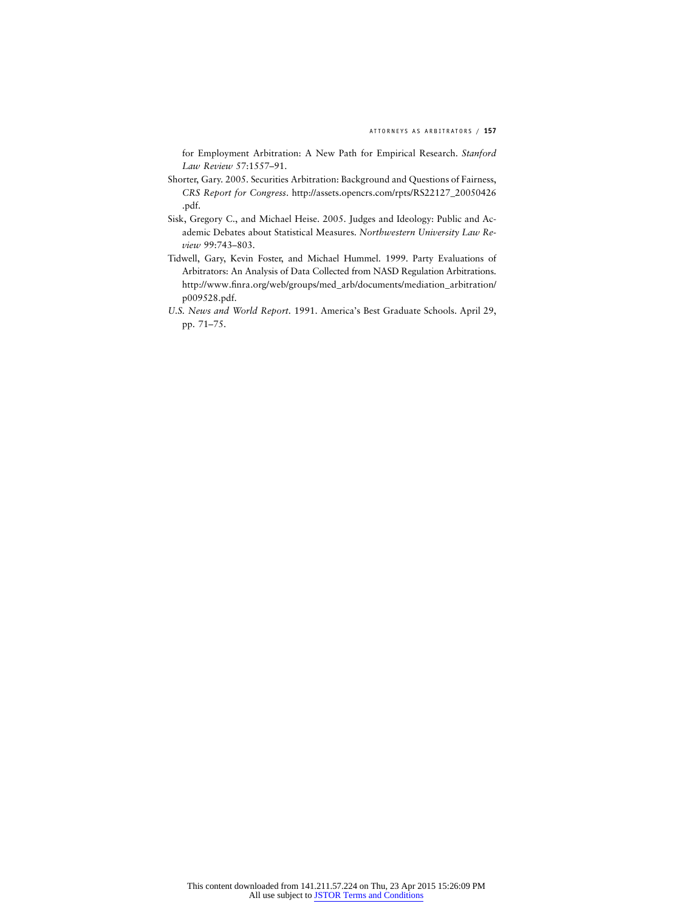for Employment Arbitration: A New Path for Empirical Research. *Stanford Law Review* 57:1557–91.

Shorter, Gary. 2005. Securities Arbitration: Background and Questions of Fairness, *CRS Report for Congress*. http://assets.opencrs.com/rpts/RS22127_20050426.pdf.

Sisk, Gregory C., and Michael Heise. 2005. Judges and Ideology: Public and Academic Debates about Statistical Measures. *Northwestern University Law Review* 99:743–803.

Tidwell, Gary, Kevin Foster, and Michael Hummel. 1999. Party Evaluations of Arbitrators: An Analysis of Data Collected from NASD Regulation Arbitrations. http://www.finra.org/web/groups/med_arb/documents/mediation_arbitration/p009528.pdf.

*U.S. News and World Report*. 1991. America's Best Graduate Schools. April 29, pp. 71–75.